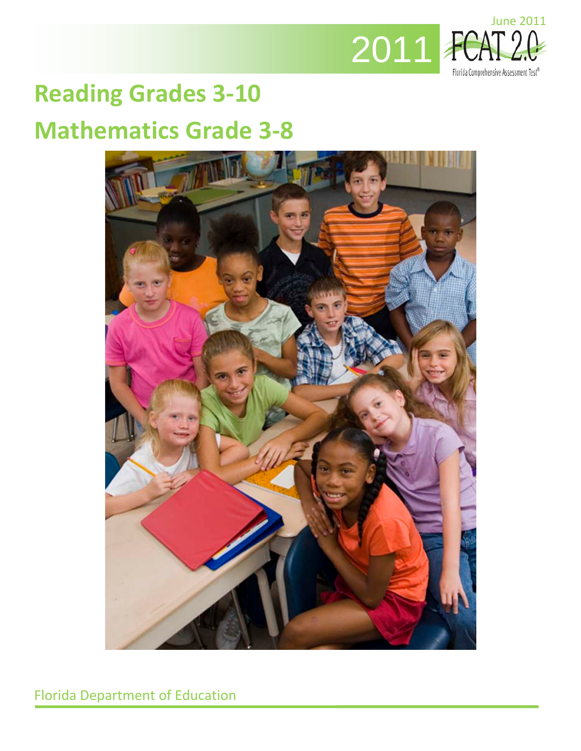June 2011

2011 FCAT 2.0

Florida Comprehensive Assessment Test®

# Reading Grades 3-10

# Mathematics Grade 3-8

Florida Department of Education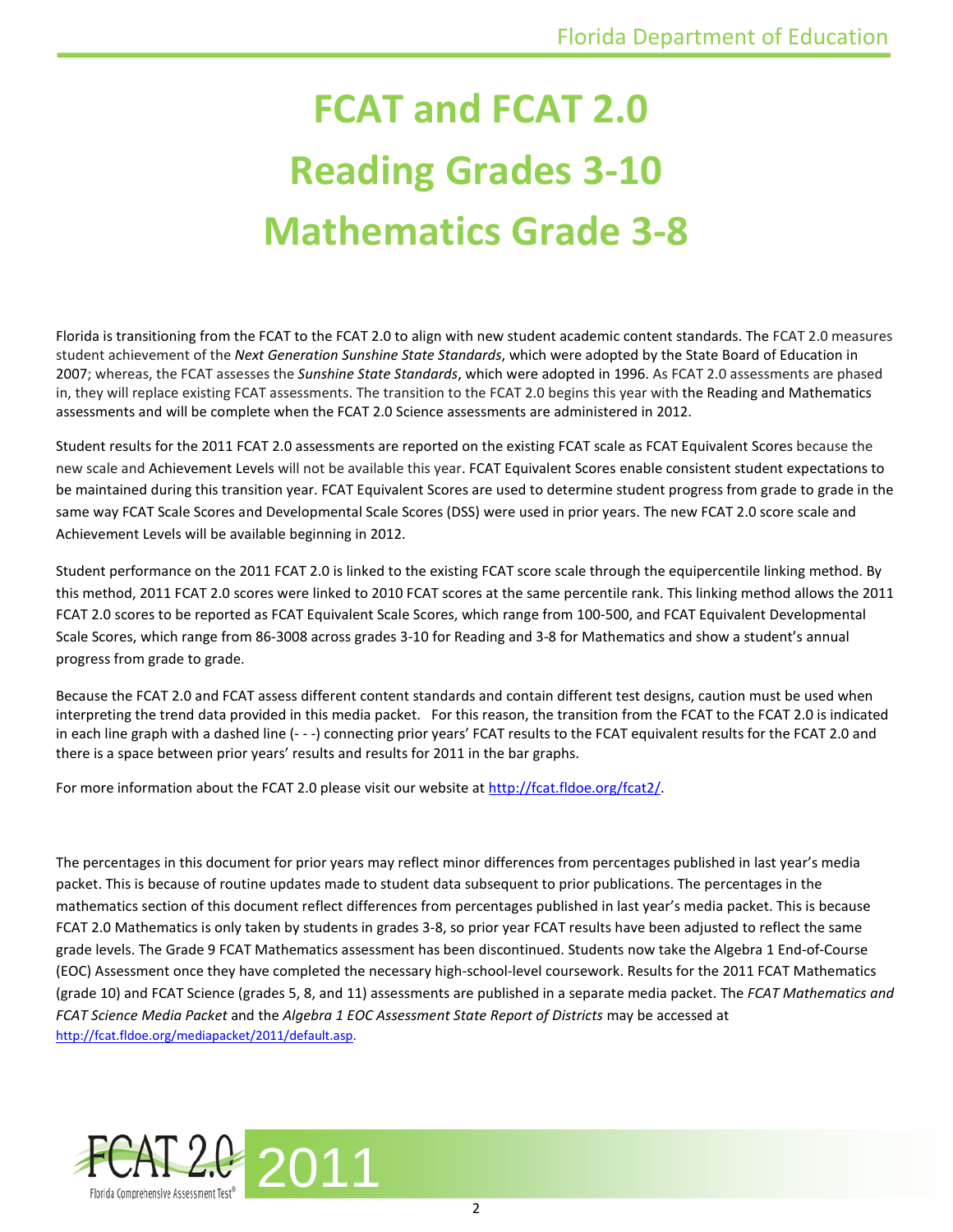# FCAT and FCAT 2.0
# Reading Grades 3-10
# Mathematics Grade 3-8

Florida is transitioning from the FCAT to the FCAT 2.0 to align with new student academic content standards. The FCAT 2.0 measures student achievement of the *Next Generation Sunshine State Standards*, which were adopted by the State Board of Education in 2007; whereas, the FCAT assesses the *Sunshine State Standards*, which were adopted in 1996. As FCAT 2.0 assessments are phased in, they will replace existing FCAT assessments. The transition to the FCAT 2.0 begins this year with the Reading and Mathematics assessments and will be complete when the FCAT 2.0 Science assessments are administered in 2012.

Student results for the 2011 FCAT 2.0 assessments are reported on the existing FCAT scale as FCAT Equivalent Scores because the new scale and Achievement Levels will not be available this year. FCAT Equivalent Scores enable consistent student expectations to be maintained during this transition year. FCAT Equivalent Scores are used to determine student progress from grade to grade in the same way FCAT Scale Scores and Developmental Scale Scores (DSS) were used in prior years. The new FCAT 2.0 score scale and Achievement Levels will be available beginning in 2012.

Student performance on the 2011 FCAT 2.0 is linked to the existing FCAT score scale through the equipercentile linking method. By this method, 2011 FCAT 2.0 scores were linked to 2010 FCAT scores at the same percentile rank. This linking method allows the 2011 FCAT 2.0 scores to be reported as FCAT Equivalent Scale Scores, which range from 100-500, and FCAT Equivalent Developmental Scale Scores, which range from 86-3008 across grades 3-10 for Reading and 3-8 for Mathematics and show a student's annual progress from grade to grade.

Because the FCAT 2.0 and FCAT assess different content standards and contain different test designs, caution must be used when interpreting the trend data provided in this media packet. For this reason, the transition from the FCAT to the FCAT 2.0 is indicated in each line graph with a dashed line (- - -) connecting prior years' FCAT results to the FCAT equivalent results for the FCAT 2.0 and there is a space between prior years' results and results for 2011 in the bar graphs.

For more information about the FCAT 2.0 please visit our website at http://fcat.fldoe.org/fcat2/.

The percentages in this document for prior years may reflect minor differences from percentages published in last year's media packet. This is because of routine updates made to student data subsequent to prior publications. The percentages in the mathematics section of this document reflect differences from percentages published in last year's media packet. This is because FCAT 2.0 Mathematics is only taken by students in grades 3-8, so prior year FCAT results have been adjusted to reflect the same grade levels. The Grade 9 FCAT Mathematics assessment has been discontinued. Students now take the Algebra 1 End-of-Course (EOC) Assessment once they have completed the necessary high-school-level coursework. Results for the 2011 FCAT Mathematics (grade 10) and FCAT Science (grades 5, 8, and 11) assessments are published in a separate media packet. The *FCAT Mathematics and FCAT Science Media Packet* and the *Algebra 1 EOC Assessment State Report of Districts* may be accessed at http://fcat.fldoe.org/mediapacket/2011/default.asp.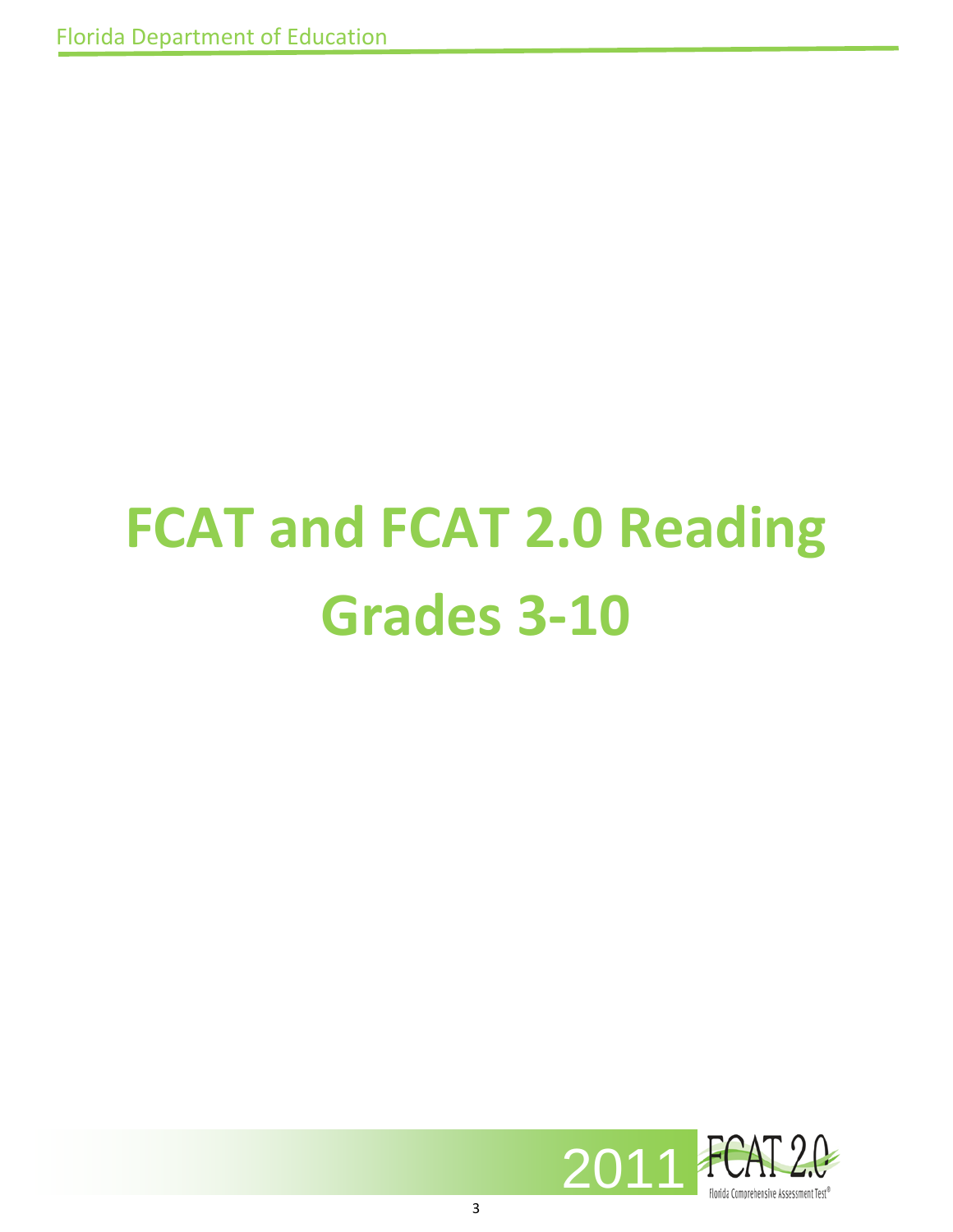# FCAT and FCAT 2.0 Reading Grades 3-10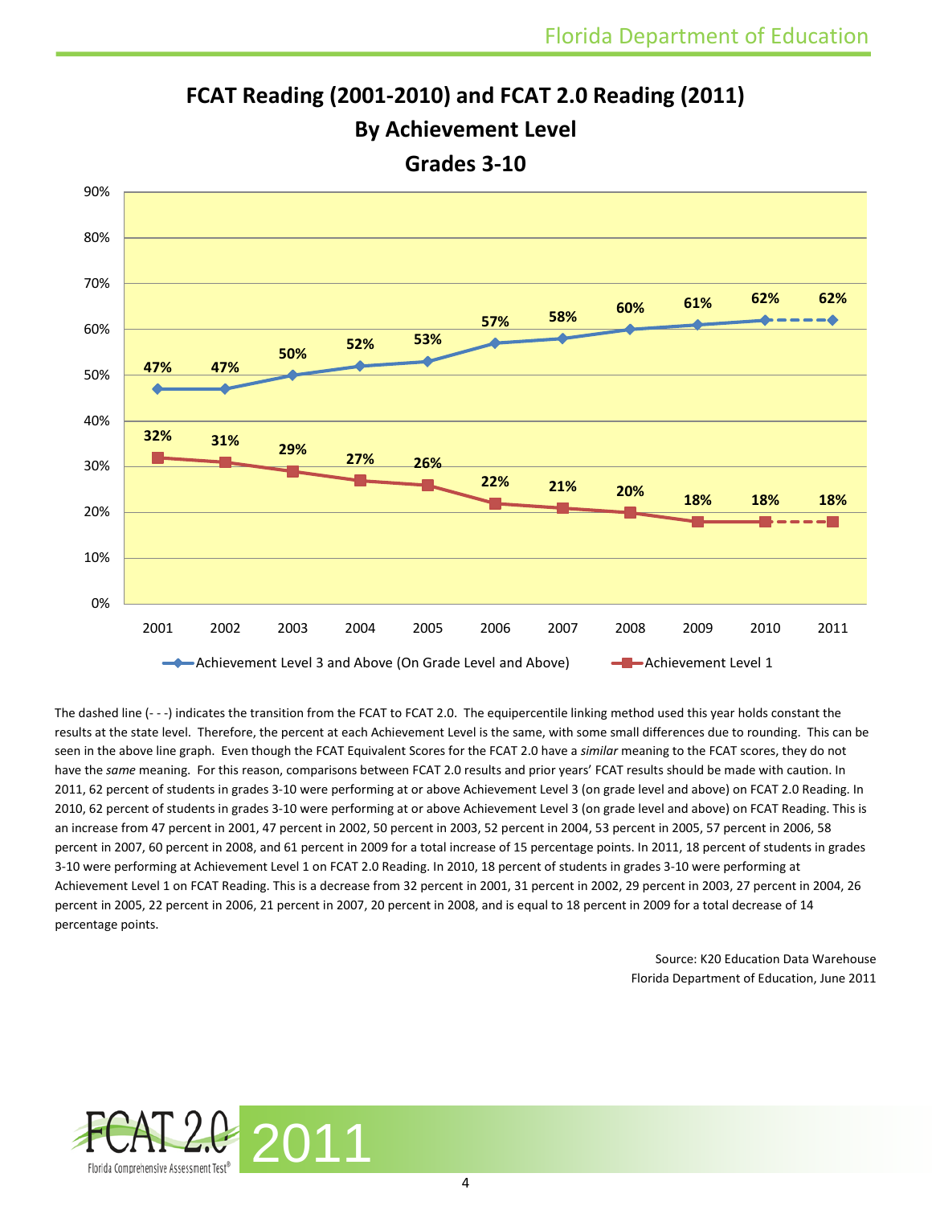## FCAT Reading (2001-2010) and FCAT 2.0 Reading (2011)
## By Achievement Level
## Grades 3-10

| Year | Achievement Level 3 and Above (On Grade Level and Above) | Achievement Level 1 |
|---|---|---|
| 2001 | 47% | 32% |
| 2002 | 47% | 31% |
| 2003 | 50% | 29% |
| 2004 | 52% | 27% |
| 2005 | 53% | 26% |
| 2006 | 57% | 22% |
| 2007 | 58% | 21% |
| 2008 | 60% | 20% |
| 2009 | 61% | 18% |
| 2010 | 62% | 18% |
| 2011 | 62% | 18% |

The dashed line (- - -) indicates the transition from the FCAT to FCAT 2.0. The equipercentile linking method used this year holds constant the results at the state level. Therefore, the percent at each Achievement Level is the same, with some small differences due to rounding. This can be seen in the above line graph. Even though the FCAT Equivalent Scores for the FCAT 2.0 have a *similar* meaning to the FCAT scores, they do not have the *same* meaning. For this reason, comparisons between FCAT 2.0 results and prior years' FCAT results should be made with caution. In 2011, 62 percent of students in grades 3-10 were performing at or above Achievement Level 3 (on grade level and above) on FCAT 2.0 Reading. In 2010, 62 percent of students in grades 3-10 were performing at or above Achievement Level 3 (on grade level and above) on FCAT Reading. This is an increase from 47 percent in 2001, 47 percent in 2002, 50 percent in 2003, 52 percent in 2004, 53 percent in 2005, 57 percent in 2006, 58 percent in 2007, 60 percent in 2008, and 61 percent in 2009 for a total increase of 15 percentage points. In 2011, 18 percent of students in grades 3-10 were performing at Achievement Level 1 on FCAT 2.0 Reading. In 2010, 18 percent of students in grades 3-10 were performing at Achievement Level 1 on FCAT Reading. This is a decrease from 32 percent in 2001, 31 percent in 2002, 29 percent in 2003, 27 percent in 2004, 26 percent in 2005, 22 percent in 2006, 21 percent in 2007, 20 percent in 2008, and is equal to 18 percent in 2009 for a total decrease of 14 percentage points.

Source: K20 Education Data Warehouse
Florida Department of Education, June 2011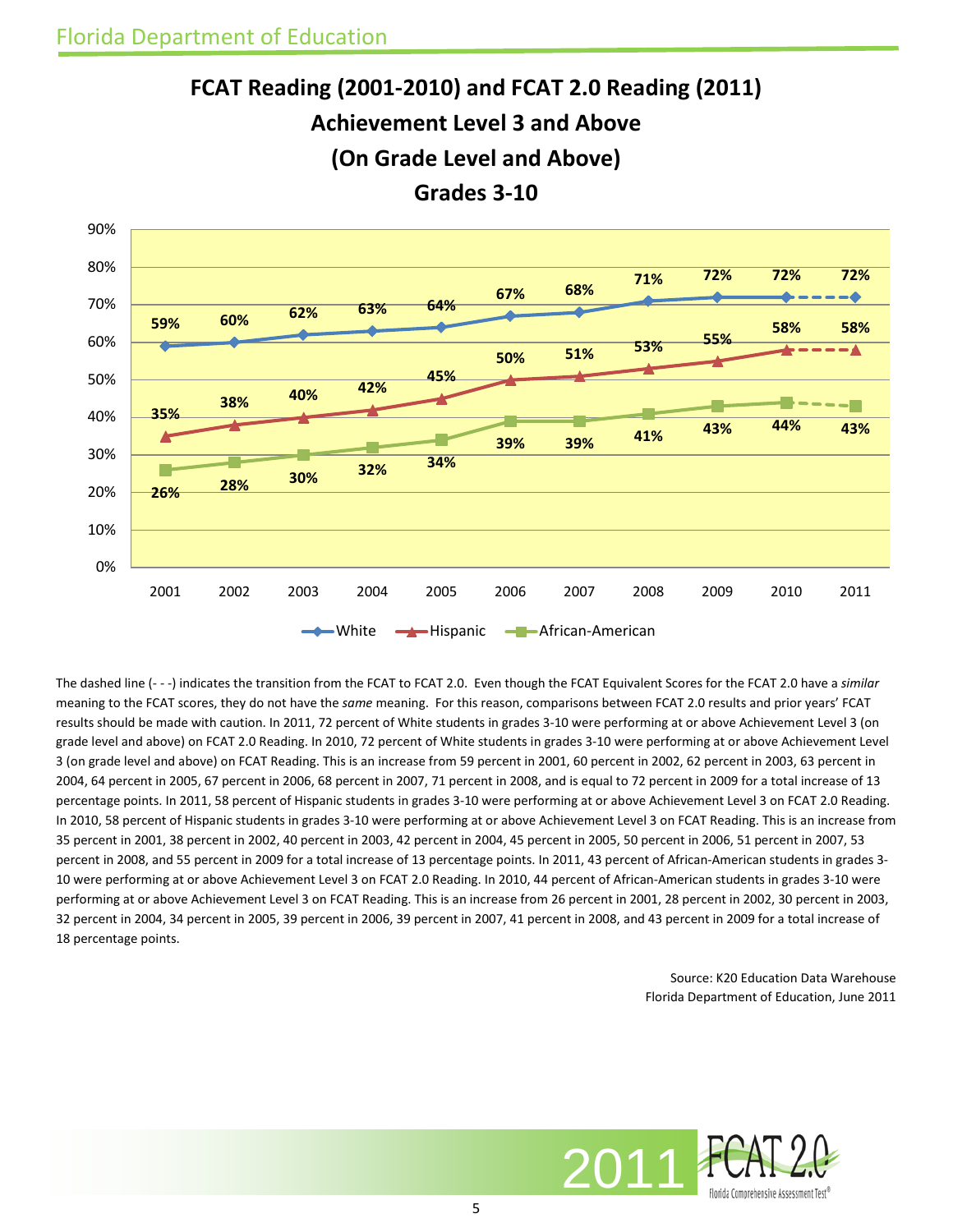# FCAT Reading (2001-2010) and FCAT 2.0 Reading (2011)
## Achievement Level 3 and Above
## (On Grade Level and Above)
## Grades 3-10

| Year | White | Hispanic | African-American |
|---|---|---|---|
| 2001 | 59% | 35% | 26% |
| 2002 | 60% | 38% | 28% |
| 2003 | 62% | 40% | 30% |
| 2004 | 63% | 42% | 32% |
| 2005 | 64% | 45% | 34% |
| 2006 | 67% | 50% | 39% |
| 2007 | 68% | 51% | 39% |
| 2008 | 71% | 53% | 41% |
| 2009 | 72% | 55% | 43% |
| 2010 | 72% | 58% | 44% |
| 2011 | 72% | 58% | 43% |

The dashed line (- - -) indicates the transition from the FCAT to FCAT 2.0. Even though the FCAT Equivalent Scores for the FCAT 2.0 have a *similar* meaning to the FCAT scores, they do not have the *same* meaning. For this reason, comparisons between FCAT 2.0 results and prior years' FCAT results should be made with caution. In 2011, 72 percent of White students in grades 3-10 were performing at or above Achievement Level 3 (on grade level and above) on FCAT 2.0 Reading. In 2010, 72 percent of White students in grades 3-10 were performing at or above Achievement Level 3 (on grade level and above) on FCAT Reading. This is an increase from 59 percent in 2001, 60 percent in 2002, 62 percent in 2003, 63 percent in 2004, 64 percent in 2005, 67 percent in 2006, 68 percent in 2007, 71 percent in 2008, and is equal to 72 percent in 2009 for a total increase of 13 percentage points. In 2011, 58 percent of Hispanic students in grades 3-10 were performing at or above Achievement Level 3 on FCAT 2.0 Reading. In 2010, 58 percent of Hispanic students in grades 3-10 were performing at or above Achievement Level 3 on FCAT Reading. This is an increase from 35 percent in 2001, 38 percent in 2002, 40 percent in 2003, 42 percent in 2004, 45 percent in 2005, 50 percent in 2006, 51 percent in 2007, 53 percent in 2008, and 55 percent in 2009 for a total increase of 13 percentage points. In 2011, 43 percent of African-American students in grades 3-10 were performing at or above Achievement Level 3 on FCAT 2.0 Reading. In 2010, 44 percent of African-American students in grades 3-10 were performing at or above Achievement Level 3 on FCAT Reading. This is an increase from 26 percent in 2001, 28 percent in 2002, 30 percent in 2003, 32 percent in 2004, 34 percent in 2005, 39 percent in 2006, 39 percent in 2007, 41 percent in 2008, and 43 percent in 2009 for a total increase of 18 percentage points.

Source: K20 Education Data Warehouse
Florida Department of Education, June 2011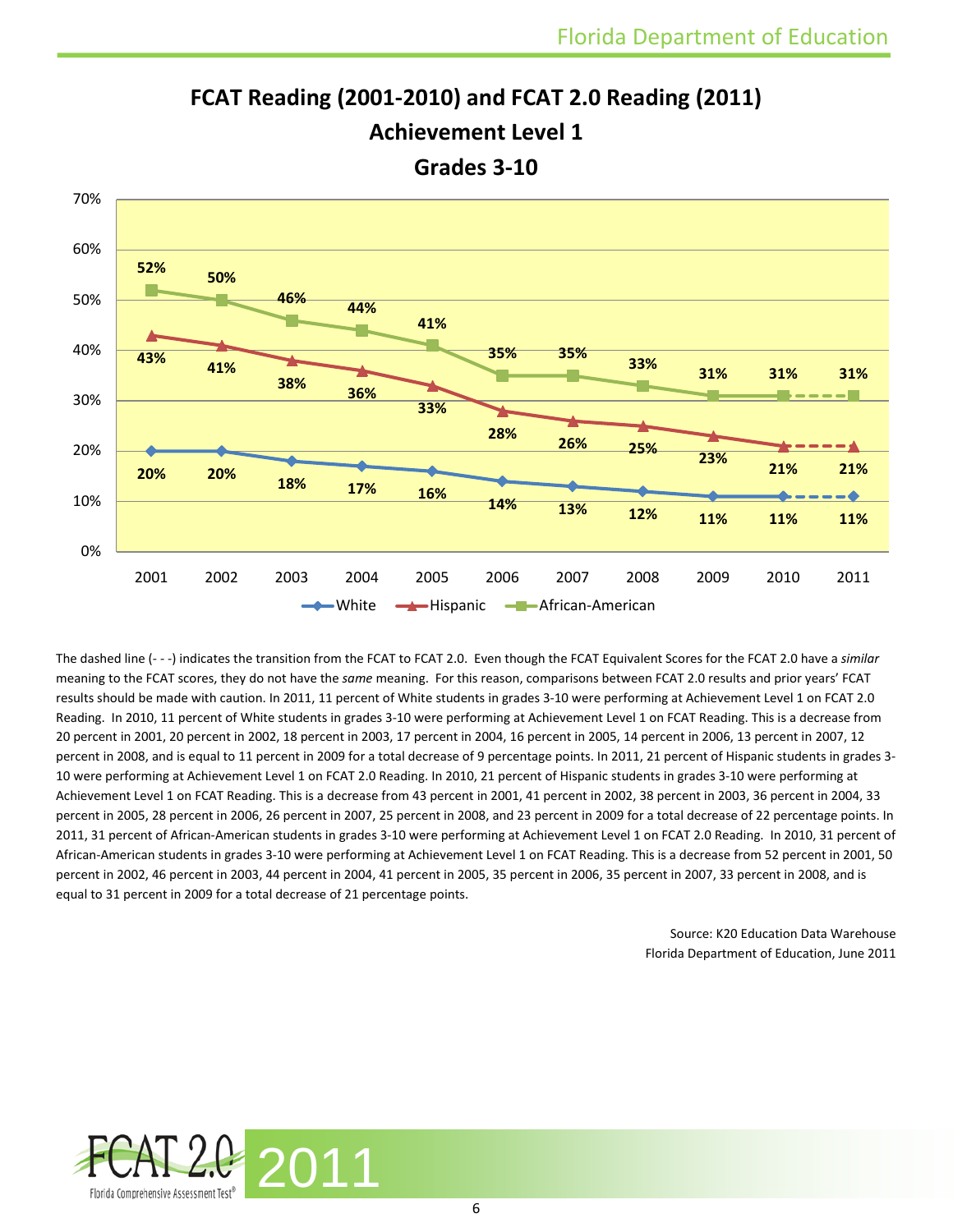# FCAT Reading (2001-2010) and FCAT 2.0 Reading (2011)
## Achievement Level 1
## Grades 3-10

| Year | White | Hispanic | African-American |
|---|---|---|---|
| 2001 | 20% | 43% | 52% |
| 2002 | 20% | 41% | 50% |
| 2003 | 18% | 38% | 46% |
| 2004 | 17% | 36% | 44% |
| 2005 | 16% | 33% | 41% |
| 2006 | 14% | 28% | 35% |
| 2007 | 13% | 26% | 35% |
| 2008 | 12% | 25% | 33% |
| 2009 | 11% | 23% | 31% |
| 2010 | 11% | 21% | 31% |
| 2011 | 11% | 21% | 31% |

The dashed line (- - -) indicates the transition from the FCAT to FCAT 2.0. Even though the FCAT Equivalent Scores for the FCAT 2.0 have a *similar* meaning to the FCAT scores, they do not have the *same* meaning. For this reason, comparisons between FCAT 2.0 results and prior years' FCAT results should be made with caution. In 2011, 11 percent of White students in grades 3-10 were performing at Achievement Level 1 on FCAT 2.0 Reading. In 2010, 11 percent of White students in grades 3-10 were performing at Achievement Level 1 on FCAT Reading. This is a decrease from 20 percent in 2001, 20 percent in 2002, 18 percent in 2003, 17 percent in 2004, 16 percent in 2005, 14 percent in 2006, 13 percent in 2007, 12 percent in 2008, and is equal to 11 percent in 2009 for a total decrease of 9 percentage points. In 2011, 21 percent of Hispanic students in grades 3-10 were performing at Achievement Level 1 on FCAT 2.0 Reading. In 2010, 21 percent of Hispanic students in grades 3-10 were performing at Achievement Level 1 on FCAT Reading. This is a decrease from 43 percent in 2001, 41 percent in 2002, 38 percent in 2003, 36 percent in 2004, 33 percent in 2005, 28 percent in 2006, 26 percent in 2007, 25 percent in 2008, and 23 percent in 2009 for a total decrease of 22 percentage points. In 2011, 31 percent of African-American students in grades 3-10 were performing at Achievement Level 1 on FCAT 2.0 Reading. In 2010, 31 percent of African-American students in grades 3-10 were performing at Achievement Level 1 on FCAT Reading. This is a decrease from 52 percent in 2001, 50 percent in 2002, 46 percent in 2003, 44 percent in 2004, 41 percent in 2005, 35 percent in 2006, 35 percent in 2007, 33 percent in 2008, and is equal to 31 percent in 2009 for a total decrease of 21 percentage points.

Source: K20 Education Data Warehouse
Florida Department of Education, June 2011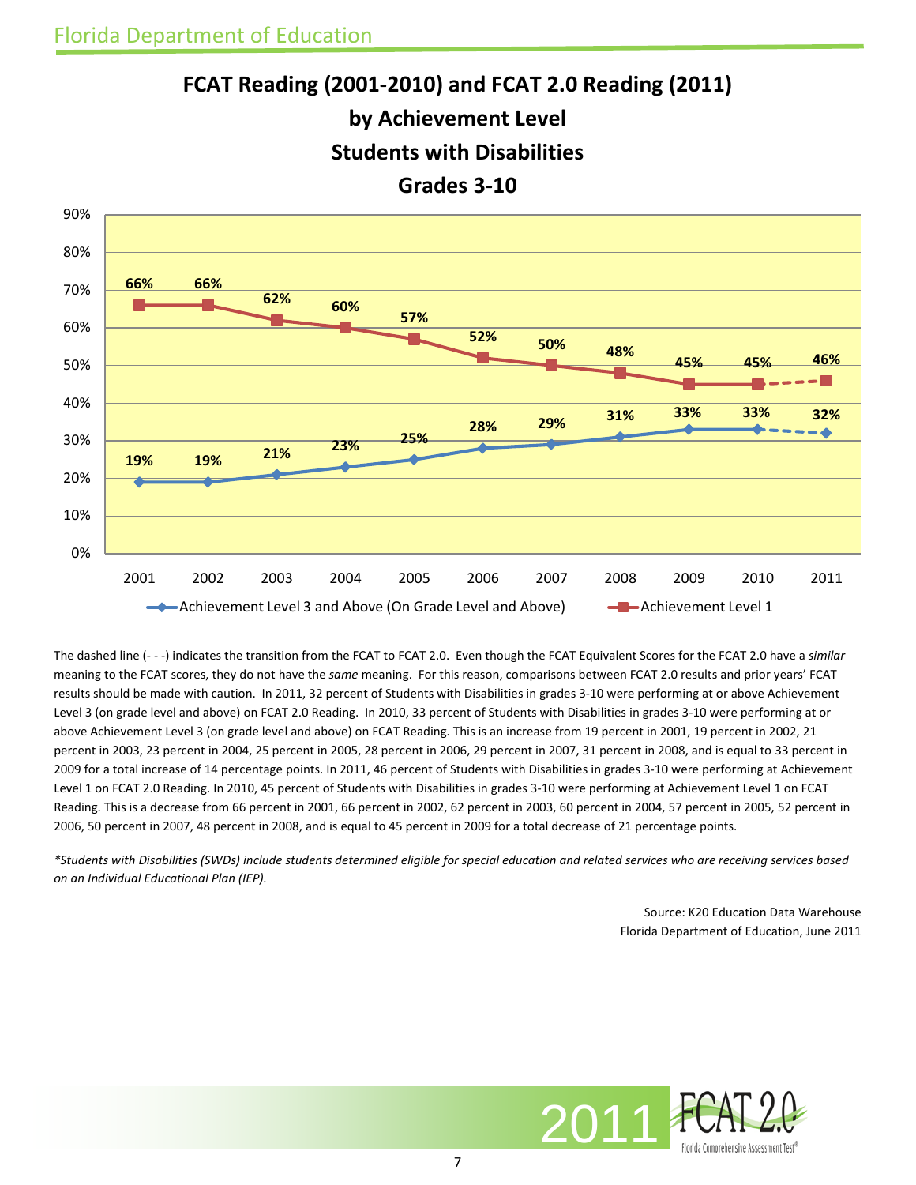# FCAT Reading (2001-2010) and FCAT 2.0 Reading (2011)
# by Achievement Level
# Students with Disabilities
# Grades 3-10

| Year | Achievement Level 3 and Above (On Grade Level and Above) | Achievement Level 1 |
|---|---|---|
| 2001 | 19% | 66% |
| 2002 | 19% | 66% |
| 2003 | 21% | 62% |
| 2004 | 23% | 60% |
| 2005 | 25% | 57% |
| 2006 | 28% | 52% |
| 2007 | 29% | 50% |
| 2008 | 31% | 48% |
| 2009 | 33% | 45% |
| 2010 | 33% | 45% |
| 2011 | 32% | 46% |

The dashed line (- - -) indicates the transition from the FCAT to FCAT 2.0. Even though the FCAT Equivalent Scores for the FCAT 2.0 have a *similar* meaning to the FCAT scores, they do not have the *same* meaning. For this reason, comparisons between FCAT 2.0 results and prior years' FCAT results should be made with caution. In 2011, 32 percent of Students with Disabilities in grades 3-10 were performing at or above Achievement Level 3 (on grade level and above) on FCAT 2.0 Reading. In 2010, 33 percent of Students with Disabilities in grades 3-10 were performing at or above Achievement Level 3 (on grade level and above) on FCAT Reading. This is an increase from 19 percent in 2001, 19 percent in 2002, 21 percent in 2003, 23 percent in 2004, 25 percent in 2005, 28 percent in 2006, 29 percent in 2007, 31 percent in 2008, and is equal to 33 percent in 2009 for a total increase of 14 percentage points. In 2011, 46 percent of Students with Disabilities in grades 3-10 were performing at Achievement Level 1 on FCAT 2.0 Reading. In 2010, 45 percent of Students with Disabilities in grades 3-10 were performing at Achievement Level 1 on FCAT Reading. This is a decrease from 66 percent in 2001, 66 percent in 2002, 62 percent in 2003, 60 percent in 2004, 57 percent in 2005, 52 percent in 2006, 50 percent in 2007, 48 percent in 2008, and is equal to 45 percent in 2009 for a total decrease of 21 percentage points.

*\*Students with Disabilities (SWDs) include students determined eligible for special education and related services who are receiving services based on an Individual Educational Plan (IEP).*

Source: K20 Education Data Warehouse
Florida Department of Education, June 2011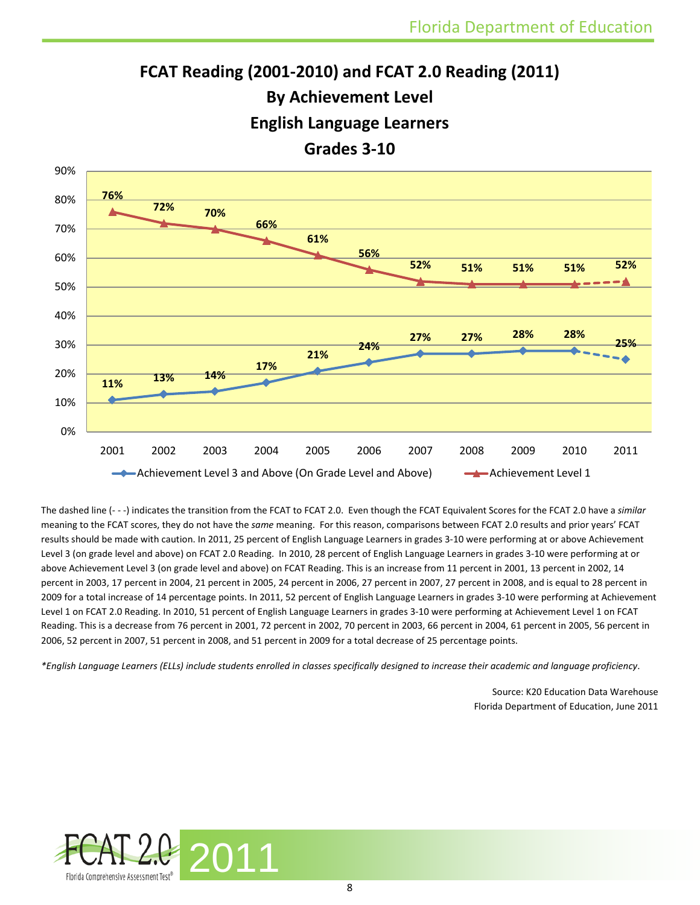# FCAT Reading (2001-2010) and FCAT 2.0 Reading (2011)

## By Achievement Level

## English Language Learners

## Grades 3-10

| Year | Achievement Level 3 and Above (On Grade Level and Above) | Achievement Level 1 |
|---|---|---|
| 2001 | 11% | 76% |
| 2002 | 13% | 72% |
| 2003 | 14% | 70% |
| 2004 | 17% | 66% |
| 2005 | 21% | 61% |
| 2006 | 24% | 56% |
| 2007 | 27% | 52% |
| 2008 | 27% | 51% |
| 2009 | 28% | 51% |
| 2010 | 28% | 51% |
| 2011 | 25% | 52% |

The dashed line (- - -) indicates the transition from the FCAT to FCAT 2.0. Even though the FCAT Equivalent Scores for the FCAT 2.0 have a *similar* meaning to the FCAT scores, they do not have the *same* meaning. For this reason, comparisons between FCAT 2.0 results and prior years' FCAT results should be made with caution. In 2011, 25 percent of English Language Learners in grades 3-10 were performing at or above Achievement Level 3 (on grade level and above) on FCAT 2.0 Reading. In 2010, 28 percent of English Language Learners in grades 3-10 were performing at or above Achievement Level 3 (on grade level and above) on FCAT Reading. This is an increase from 11 percent in 2001, 13 percent in 2002, 14 percent in 2003, 17 percent in 2004, 21 percent in 2005, 24 percent in 2006, 27 percent in 2007, 27 percent in 2008, and is equal to 28 percent in 2009 for a total increase of 14 percentage points. In 2011, 52 percent of English Language Learners in grades 3-10 were performing at Achievement Level 1 on FCAT 2.0 Reading. In 2010, 51 percent of English Language Learners in grades 3-10 were performing at Achievement Level 1 on FCAT Reading. This is a decrease from 76 percent in 2001, 72 percent in 2002, 70 percent in 2003, 66 percent in 2004, 61 percent in 2005, 56 percent in 2006, 52 percent in 2007, 51 percent in 2008, and 51 percent in 2009 for a total decrease of 25 percentage points.

*\*English Language Learners (ELLs) include students enrolled in classes specifically designed to increase their academic and language proficiency*.

Source: K20 Education Data Warehouse
Florida Department of Education, June 2011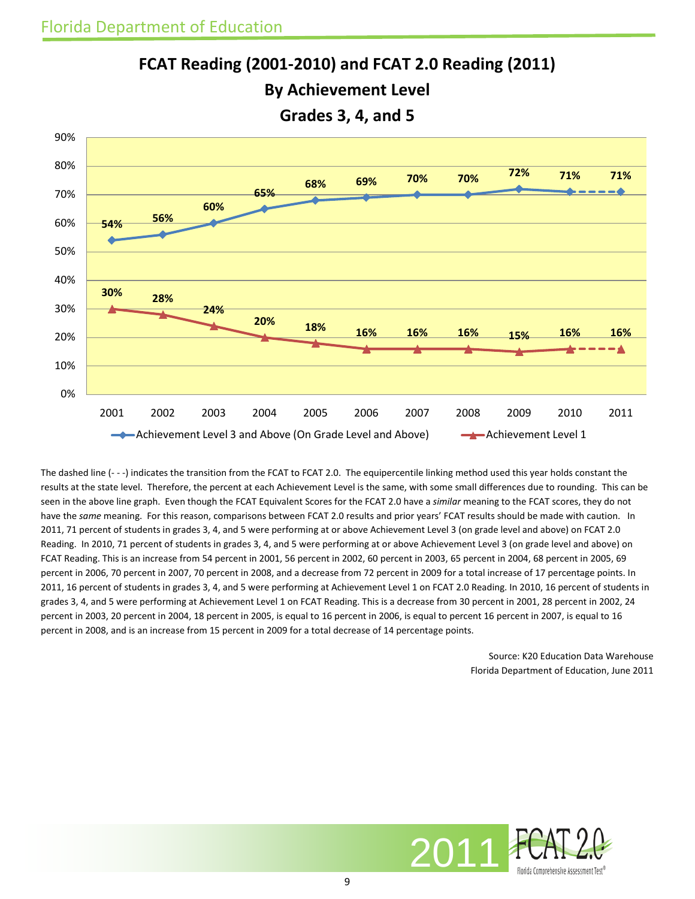# FCAT Reading (2001-2010) and FCAT 2.0 Reading (2011)
## By Achievement Level
## Grades 3, 4, and 5

| Year | Achievement Level 3 and Above (On Grade Level and Above) | Achievement Level 1 |
|---|---|---|
| 2001 | 54% | 30% |
| 2002 | 56% | 28% |
| 2003 | 60% | 24% |
| 2004 | 65% | 20% |
| 2005 | 68% | 18% |
| 2006 | 69% | 16% |
| 2007 | 70% | 16% |
| 2008 | 70% | 16% |
| 2009 | 72% | 15% |
| 2010 | 71% | 16% |
| 2011 | 71% | 16% |

The dashed line (- - -) indicates the transition from the FCAT to FCAT 2.0. The equipercentile linking method used this year holds constant the results at the state level. Therefore, the percent at each Achievement Level is the same, with some small differences due to rounding. This can be seen in the above line graph. Even though the FCAT Equivalent Scores for the FCAT 2.0 have a *similar* meaning to the FCAT scores, they do not have the *same* meaning. For this reason, comparisons between FCAT 2.0 results and prior years' FCAT results should be made with caution. In 2011, 71 percent of students in grades 3, 4, and 5 were performing at or above Achievement Level 3 (on grade level and above) on FCAT 2.0 Reading. In 2010, 71 percent of students in grades 3, 4, and 5 were performing at or above Achievement Level 3 (on grade level and above) on FCAT Reading. This is an increase from 54 percent in 2001, 56 percent in 2002, 60 percent in 2003, 65 percent in 2004, 68 percent in 2005, 69 percent in 2006, 70 percent in 2007, 70 percent in 2008, and a decrease from 72 percent in 2009 for a total increase of 17 percentage points. In 2011, 16 percent of students in grades 3, 4, and 5 were performing at Achievement Level 1 on FCAT 2.0 Reading. In 2010, 16 percent of students in grades 3, 4, and 5 were performing at Achievement Level 1 on FCAT Reading. This is a decrease from 30 percent in 2001, 28 percent in 2002, 24 percent in 2003, 20 percent in 2004, 18 percent in 2005, is equal to 16 percent in 2006, is equal to percent 16 percent in 2007, is equal to 16 percent in 2008, and is an increase from 15 percent in 2009 for a total decrease of 14 percentage points.

Source: K20 Education Data Warehouse
Florida Department of Education, June 2011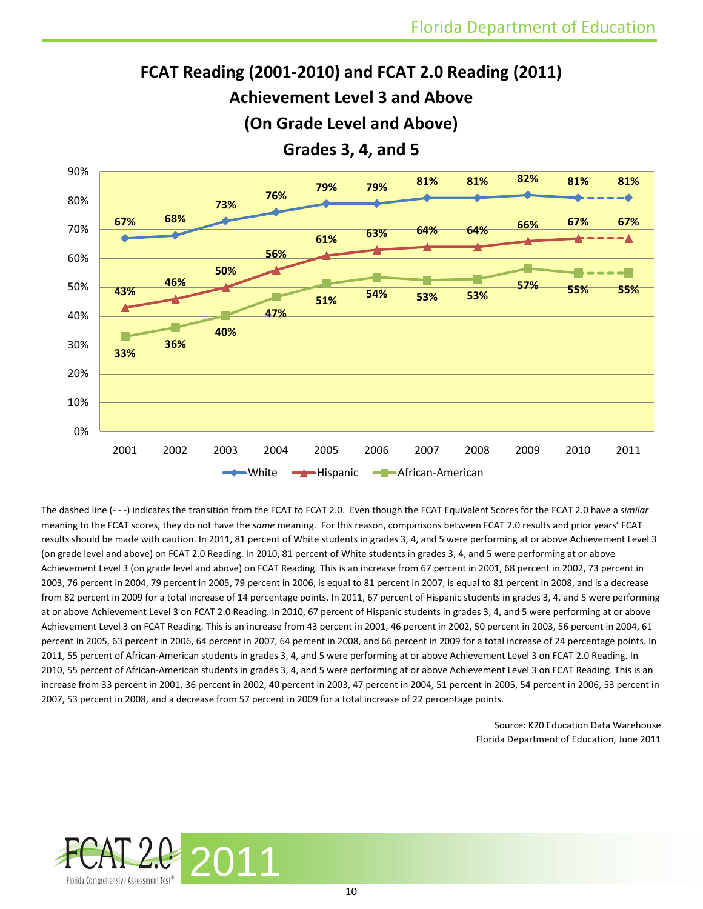## FCAT Reading (2001-2010) and FCAT 2.0 Reading (2011)
## Achievement Level 3 and Above
## (On Grade Level and Above)
## Grades 3, 4, and 5

| Year | White | Hispanic | African-American |
|---|---|---|---|
| 2001 | 67% | 43% | 33% |
| 2002 | 68% | 46% | 36% |
| 2003 | 73% | 50% | 40% |
| 2004 | 76% | 56% | 47% |
| 2005 | 79% | 61% | 51% |
| 2006 | 79% | 63% | 54% |
| 2007 | 81% | 64% | 53% |
| 2008 | 81% | 64% | 53% |
| 2009 | 82% | 66% | 57% |
| 2010 | 81% | 67% | 55% |
| 2011 | 81% | 67% | 55% |

The dashed line (- - -) indicates the transition from the FCAT to FCAT 2.0. Even though the FCAT Equivalent Scores for the FCAT 2.0 have a *similar* meaning to the FCAT scores, they do not have the *same* meaning. For this reason, comparisons between FCAT 2.0 results and prior years' FCAT results should be made with caution. In 2011, 81 percent of White students in grades 3, 4, and 5 were performing at or above Achievement Level 3 (on grade level and above) on FCAT 2.0 Reading. In 2010, 81 percent of White students in grades 3, 4, and 5 were performing at or above Achievement Level 3 (on grade level and above) on FCAT Reading. This is an increase from 67 percent in 2001, 68 percent in 2002, 73 percent in 2003, 76 percent in 2004, 79 percent in 2005, 79 percent in 2006, is equal to 81 percent in 2007, is equal to 81 percent in 2008, and is a decrease from 82 percent in 2009 for a total increase of 14 percentage points. In 2011, 67 percent of Hispanic students in grades 3, 4, and 5 were performing at or above Achievement Level 3 on FCAT 2.0 Reading. In 2010, 67 percent of Hispanic students in grades 3, 4, and 5 were performing at or above Achievement Level 3 on FCAT Reading. This is an increase from 43 percent in 2001, 46 percent in 2002, 50 percent in 2003, 56 percent in 2004, 61 percent in 2005, 63 percent in 2006, 64 percent in 2007, 64 percent in 2008, and 66 percent in 2009 for a total increase of 24 percentage points. In 2011, 55 percent of African-American students in grades 3, 4, and 5 were performing at or above Achievement Level 3 on FCAT 2.0 Reading. In 2010, 55 percent of African-American students in grades 3, 4, and 5 were performing at or above Achievement Level 3 on FCAT Reading. This is an increase from 33 percent in 2001, 36 percent in 2002, 40 percent in 2003, 47 percent in 2004, 51 percent in 2005, 54 percent in 2006, 53 percent in 2007, 53 percent in 2008, and a decrease from 57 percent in 2009 for a total increase of 22 percentage points.

Source: K20 Education Data Warehouse
Florida Department of Education, June 2011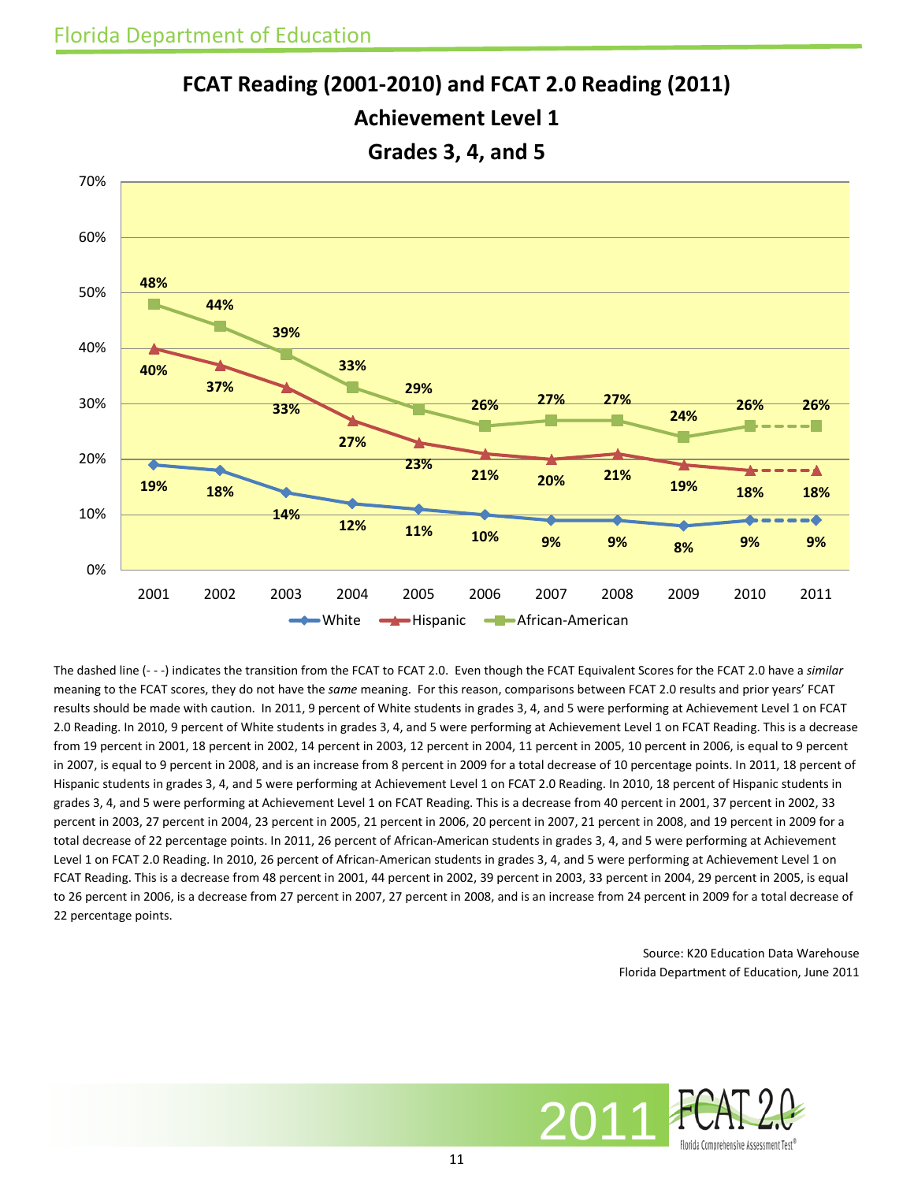Florida Department of Education

# FCAT Reading (2001-2010) and FCAT 2.0 Reading (2011)
## Achievement Level 1
## Grades 3, 4, and 5

| Year | White | Hispanic | African-American |
|---|---|---|---|
| 2001 | 19% | 40% | 48% |
| 2002 | 18% | 37% | 44% |
| 2003 | 14% | 33% | 39% |
| 2004 | 12% | 27% | 33% |
| 2005 | 11% | 23% | 29% |
| 2006 | 10% | 21% | 26% |
| 2007 | 9% | 20% | 27% |
| 2008 | 9% | 21% | 27% |
| 2009 | 8% | 19% | 24% |
| 2010 | 9% | 18% | 26% |
| 2011 | 9% | 18% | 26% |

The dashed line (- - -) indicates the transition from the FCAT to FCAT 2.0. Even though the FCAT Equivalent Scores for the FCAT 2.0 have a *similar* meaning to the FCAT scores, they do not have the *same* meaning. For this reason, comparisons between FCAT 2.0 results and prior years' FCAT results should be made with caution. In 2011, 9 percent of White students in grades 3, 4, and 5 were performing at Achievement Level 1 on FCAT 2.0 Reading. In 2010, 9 percent of White students in grades 3, 4, and 5 were performing at Achievement Level 1 on FCAT Reading. This is a decrease from 19 percent in 2001, 18 percent in 2002, 14 percent in 2003, 12 percent in 2004, 11 percent in 2005, 10 percent in 2006, is equal to 9 percent in 2007, is equal to 9 percent in 2008, and is an increase from 8 percent in 2009 for a total decrease of 10 percentage points. In 2011, 18 percent of Hispanic students in grades 3, 4, and 5 were performing at Achievement Level 1 on FCAT 2.0 Reading. In 2010, 18 percent of Hispanic students in grades 3, 4, and 5 were performing at Achievement Level 1 on FCAT Reading. This is a decrease from 40 percent in 2001, 37 percent in 2002, 33 percent in 2003, 27 percent in 2004, 23 percent in 2005, 21 percent in 2006, 20 percent in 2007, 21 percent in 2008, and 19 percent in 2009 for a total decrease of 22 percentage points. In 2011, 26 percent of African-American students in grades 3, 4, and 5 were performing at Achievement Level 1 on FCAT 2.0 Reading. In 2010, 26 percent of African-American students in grades 3, 4, and 5 were performing at Achievement Level 1 on FCAT Reading. This is a decrease from 48 percent in 2001, 44 percent in 2002, 39 percent in 2003, 33 percent in 2004, 29 percent in 2005, is equal to 26 percent in 2006, is a decrease from 27 percent in 2007, 27 percent in 2008, and is an increase from 24 percent in 2009 for a total decrease of 22 percentage points.

Source: K20 Education Data Warehouse
Florida Department of Education, June 2011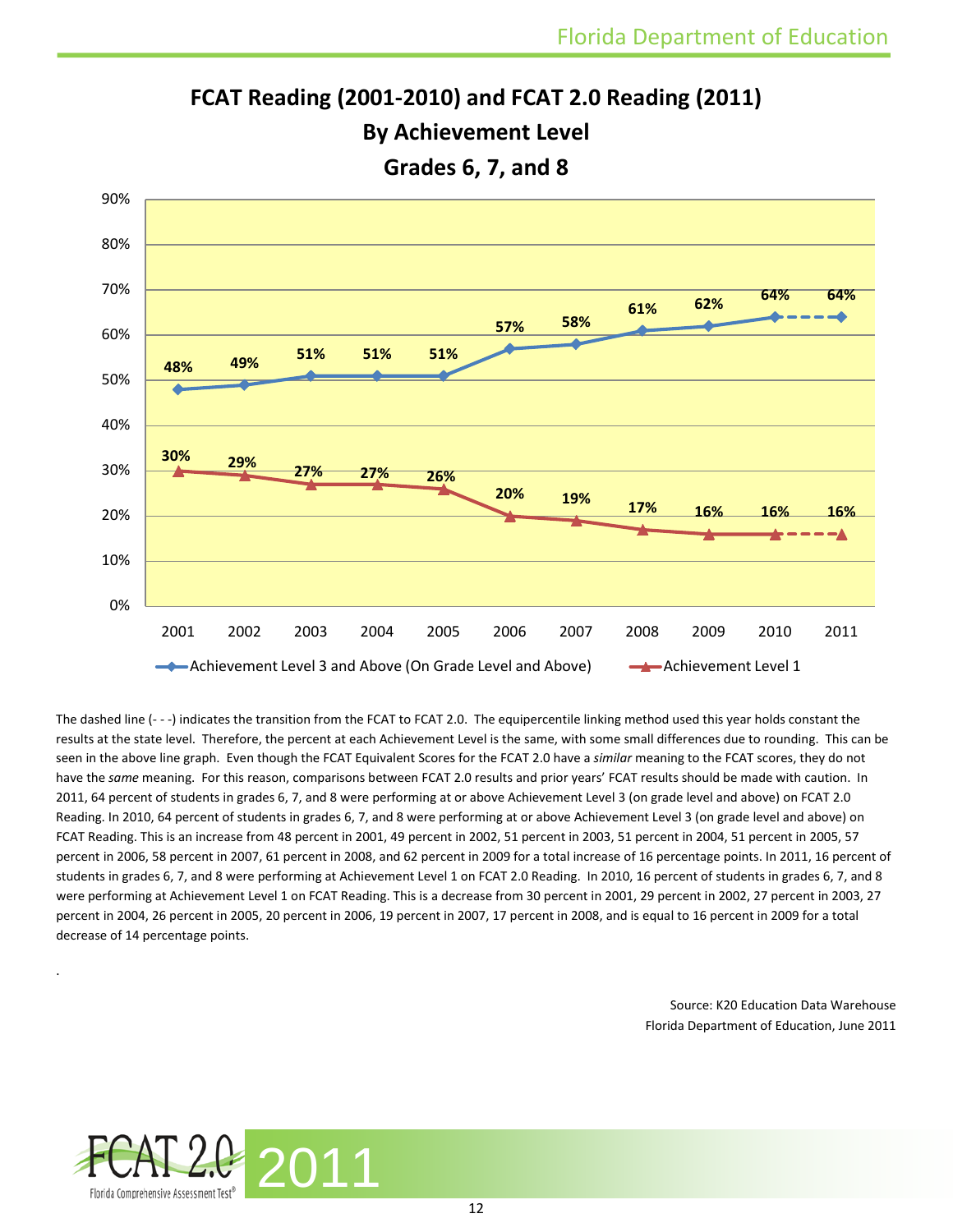## FCAT Reading (2001-2010) and FCAT 2.0 Reading (2011)
## By Achievement Level
## Grades 6, 7, and 8

| Year | Achievement Level 3 and Above (On Grade Level and Above) | Achievement Level 1 |
|---|---|---|
| 2001 | 48% | 30% |
| 2002 | 49% | 29% |
| 2003 | 51% | 27% |
| 2004 | 51% | 27% |
| 2005 | 51% | 26% |
| 2006 | 57% | 20% |
| 2007 | 58% | 19% |
| 2008 | 61% | 17% |
| 2009 | 62% | 16% |
| 2010 | 64% | 16% |
| 2011 | 64% | 16% |

The dashed line (- - -) indicates the transition from the FCAT to FCAT 2.0. The equipercentile linking method used this year holds constant the results at the state level. Therefore, the percent at each Achievement Level is the same, with some small differences due to rounding. This can be seen in the above line graph. Even though the FCAT Equivalent Scores for the FCAT 2.0 have a *similar* meaning to the FCAT scores, they do not have the *same* meaning. For this reason, comparisons between FCAT 2.0 results and prior years' FCAT results should be made with caution. In 2011, 64 percent of students in grades 6, 7, and 8 were performing at or above Achievement Level 3 (on grade level and above) on FCAT 2.0 Reading. In 2010, 64 percent of students in grades 6, 7, and 8 were performing at or above Achievement Level 3 (on grade level and above) on FCAT Reading. This is an increase from 48 percent in 2001, 49 percent in 2002, 51 percent in 2003, 51 percent in 2004, 51 percent in 2005, 57 percent in 2006, 58 percent in 2007, 61 percent in 2008, and 62 percent in 2009 for a total increase of 16 percentage points. In 2011, 16 percent of students in grades 6, 7, and 8 were performing at Achievement Level 1 on FCAT 2.0 Reading. In 2010, 16 percent of students in grades 6, 7, and 8 were performing at Achievement Level 1 on FCAT Reading. This is a decrease from 30 percent in 2001, 29 percent in 2002, 27 percent in 2003, 27 percent in 2004, 26 percent in 2005, 20 percent in 2006, 19 percent in 2007, 17 percent in 2008, and is equal to 16 percent in 2009 for a total decrease of 14 percentage points.

Source: K20 Education Data Warehouse
Florida Department of Education, June 2011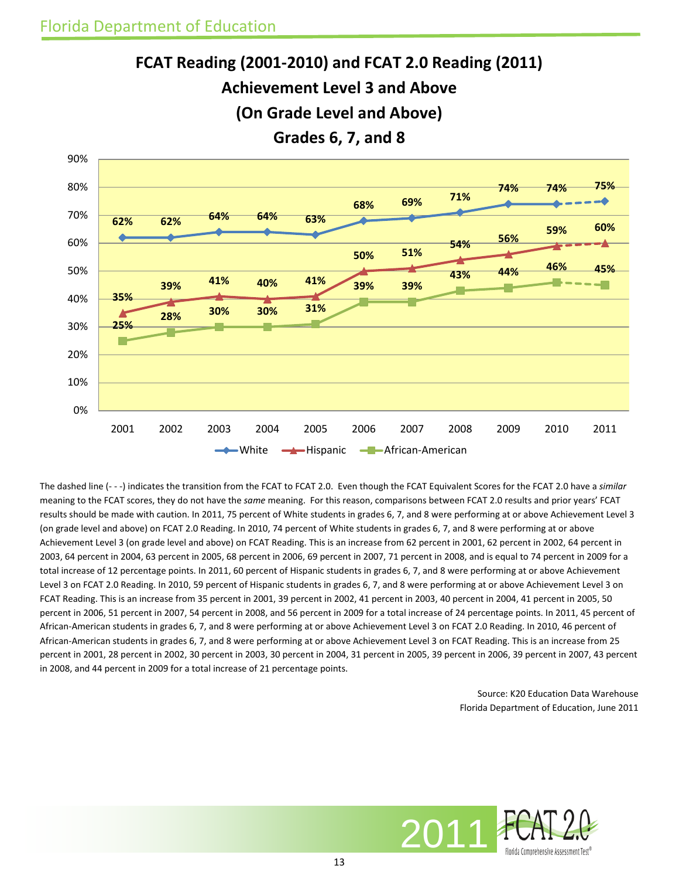Florida Department of Education

# FCAT Reading (2001-2010) and FCAT 2.0 Reading (2011)
## Achievement Level 3 and Above
## (On Grade Level and Above)
## Grades 6, 7, and 8

| Year | White | Hispanic | African-American |
|---|---|---|---|
| 2001 | 62% | 35% | 25% |
| 2002 | 62% | 39% | 28% |
| 2003 | 64% | 41% | 30% |
| 2004 | 64% | 40% | 30% |
| 2005 | 63% | 41% | 31% |
| 2006 | 68% | 50% | 39% |
| 2007 | 69% | 51% | 39% |
| 2008 | 71% | 54% | 43% |
| 2009 | 74% | 56% | 44% |
| 2010 | 74% | 59% | 46% |
| 2011 | 75% | 60% | 45% |

The dashed line (- - -) indicates the transition from the FCAT to FCAT 2.0. Even though the FCAT Equivalent Scores for the FCAT 2.0 have a *similar* meaning to the FCAT scores, they do not have the *same* meaning. For this reason, comparisons between FCAT 2.0 results and prior years' FCAT results should be made with caution. In 2011, 75 percent of White students in grades 6, 7, and 8 were performing at or above Achievement Level 3 (on grade level and above) on FCAT 2.0 Reading. In 2010, 74 percent of White students in grades 6, 7, and 8 were performing at or above Achievement Level 3 (on grade level and above) on FCAT Reading. This is an increase from 62 percent in 2001, 62 percent in 2002, 64 percent in 2003, 64 percent in 2004, 63 percent in 2005, 68 percent in 2006, 69 percent in 2007, 71 percent in 2008, and is equal to 74 percent in 2009 for a total increase of 12 percentage points. In 2011, 60 percent of Hispanic students in grades 6, 7, and 8 were performing at or above Achievement Level 3 on FCAT 2.0 Reading. In 2010, 59 percent of Hispanic students in grades 6, 7, and 8 were performing at or above Achievement Level 3 on FCAT Reading. This is an increase from 35 percent in 2001, 39 percent in 2002, 41 percent in 2003, 40 percent in 2004, 41 percent in 2005, 50 percent in 2006, 51 percent in 2007, 54 percent in 2008, and 56 percent in 2009 for a total increase of 24 percentage points. In 2011, 45 percent of African-American students in grades 6, 7, and 8 were performing at or above Achievement Level 3 on FCAT 2.0 Reading. In 2010, 46 percent of African-American students in grades 6, 7, and 8 were performing at or above Achievement Level 3 on FCAT Reading. This is an increase from 25 percent in 2001, 28 percent in 2002, 30 percent in 2003, 30 percent in 2004, 31 percent in 2005, 39 percent in 2006, 39 percent in 2007, 43 percent in 2008, and 44 percent in 2009 for a total increase of 21 percentage points.

Source: K20 Education Data Warehouse
Florida Department of Education, June 2011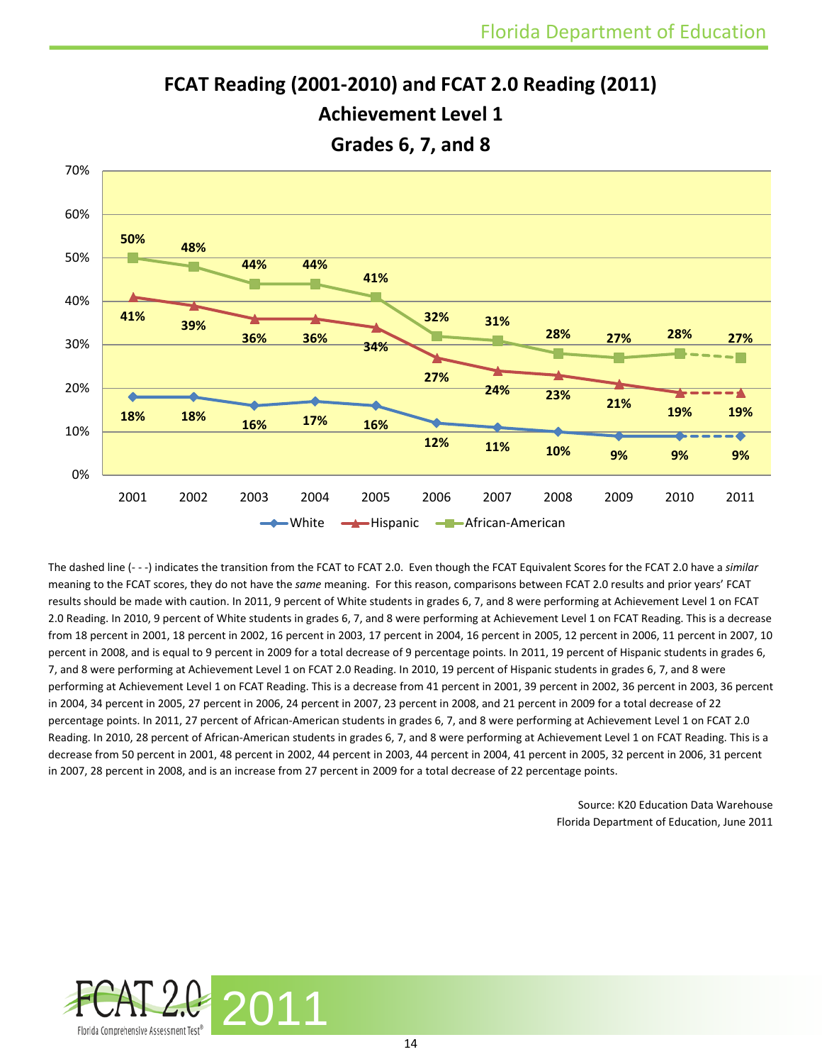## FCAT Reading (2001-2010) and FCAT 2.0 Reading (2011)
## Achievement Level 1
## Grades 6, 7, and 8

| Year | White | Hispanic | African-American |
|---|---|---|---|
| 2001 | 18% | 41% | 50% |
| 2002 | 18% | 39% | 48% |
| 2003 | 16% | 36% | 44% |
| 2004 | 17% | 36% | 44% |
| 2005 | 16% | 34% | 41% |
| 2006 | 12% | 27% | 32% |
| 2007 | 11% | 24% | 31% |
| 2008 | 10% | 23% | 28% |
| 2009 | 9% | 21% | 27% |
| 2010 | 9% | 19% | 28% |
| 2011 | 9% | 19% | 27% |

The dashed line (- - -) indicates the transition from the FCAT to FCAT 2.0. Even though the FCAT Equivalent Scores for the FCAT 2.0 have a *similar* meaning to the FCAT scores, they do not have the *same* meaning. For this reason, comparisons between FCAT 2.0 results and prior years' FCAT results should be made with caution. In 2011, 9 percent of White students in grades 6, 7, and 8 were performing at Achievement Level 1 on FCAT 2.0 Reading. In 2010, 9 percent of White students in grades 6, 7, and 8 were performing at Achievement Level 1 on FCAT Reading. This is a decrease from 18 percent in 2001, 18 percent in 2002, 16 percent in 2003, 17 percent in 2004, 16 percent in 2005, 12 percent in 2006, 11 percent in 2007, 10 percent in 2008, and is equal to 9 percent in 2009 for a total decrease of 9 percentage points. In 2011, 19 percent of Hispanic students in grades 6, 7, and 8 were performing at Achievement Level 1 on FCAT 2.0 Reading. In 2010, 19 percent of Hispanic students in grades 6, 7, and 8 were performing at Achievement Level 1 on FCAT Reading. This is a decrease from 41 percent in 2001, 39 percent in 2002, 36 percent in 2003, 36 percent in 2004, 34 percent in 2005, 27 percent in 2006, 24 percent in 2007, 23 percent in 2008, and 21 percent in 2009 for a total decrease of 22 percentage points. In 2011, 27 percent of African-American students in grades 6, 7, and 8 were performing at Achievement Level 1 on FCAT 2.0 Reading. In 2010, 28 percent of African-American students in grades 6, 7, and 8 were performing at Achievement Level 1 on FCAT Reading. This is a decrease from 50 percent in 2001, 48 percent in 2002, 44 percent in 2003, 44 percent in 2004, 41 percent in 2005, 32 percent in 2006, 31 percent in 2007, 28 percent in 2008, and is an increase from 27 percent in 2009 for a total decrease of 22 percentage points.

Source: K20 Education Data Warehouse
Florida Department of Education, June 2011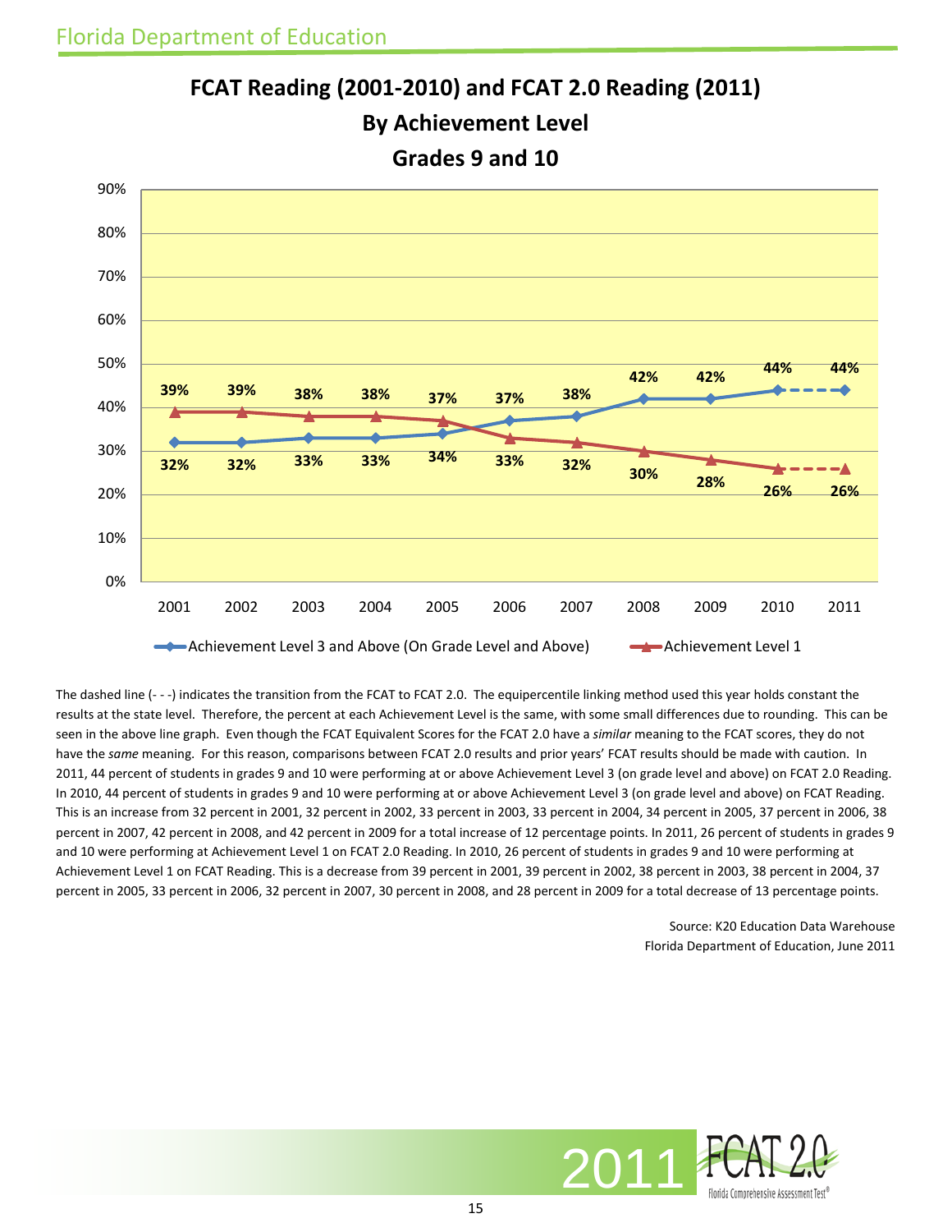Florida Department of Education

## FCAT Reading (2001-2010) and FCAT 2.0 Reading (2011)
## By Achievement Level
## Grades 9 and 10

| Year | Achievement Level 3 and Above (On Grade Level and Above) | Achievement Level 1 |
|---|---|---|
| 2001 | 32% | 39% |
| 2002 | 32% | 39% |
| 2003 | 33% | 38% |
| 2004 | 33% | 38% |
| 2005 | 34% | 37% |
| 2006 | 37% | 33% |
| 2007 | 38% | 32% |
| 2008 | 42% | 30% |
| 2009 | 42% | 28% |
| 2010 | 44% | 26% |
| 2011 | 44% | 26% |

The dashed line (- - -) indicates the transition from the FCAT to FCAT 2.0. The equipercentile linking method used this year holds constant the results at the state level. Therefore, the percent at each Achievement Level is the same, with some small differences due to rounding. This can be seen in the above line graph. Even though the FCAT Equivalent Scores for the FCAT 2.0 have a *similar* meaning to the FCAT scores, they do not have the *same* meaning. For this reason, comparisons between FCAT 2.0 results and prior years' FCAT results should be made with caution. In 2011, 44 percent of students in grades 9 and 10 were performing at or above Achievement Level 3 (on grade level and above) on FCAT 2.0 Reading. In 2010, 44 percent of students in grades 9 and 10 were performing at or above Achievement Level 3 (on grade level and above) on FCAT Reading. This is an increase from 32 percent in 2001, 32 percent in 2002, 33 percent in 2003, 33 percent in 2004, 34 percent in 2005, 37 percent in 2006, 38 percent in 2007, 42 percent in 2008, and 42 percent in 2009 for a total increase of 12 percentage points. In 2011, 26 percent of students in grades 9 and 10 were performing at Achievement Level 1 on FCAT 2.0 Reading. In 2010, 26 percent of students in grades 9 and 10 were performing at Achievement Level 1 on FCAT Reading. This is a decrease from 39 percent in 2001, 39 percent in 2002, 38 percent in 2003, 38 percent in 2004, 37 percent in 2005, 33 percent in 2006, 32 percent in 2007, 30 percent in 2008, and 28 percent in 2009 for a total decrease of 13 percentage points.

Source: K20 Education Data Warehouse
Florida Department of Education, June 2011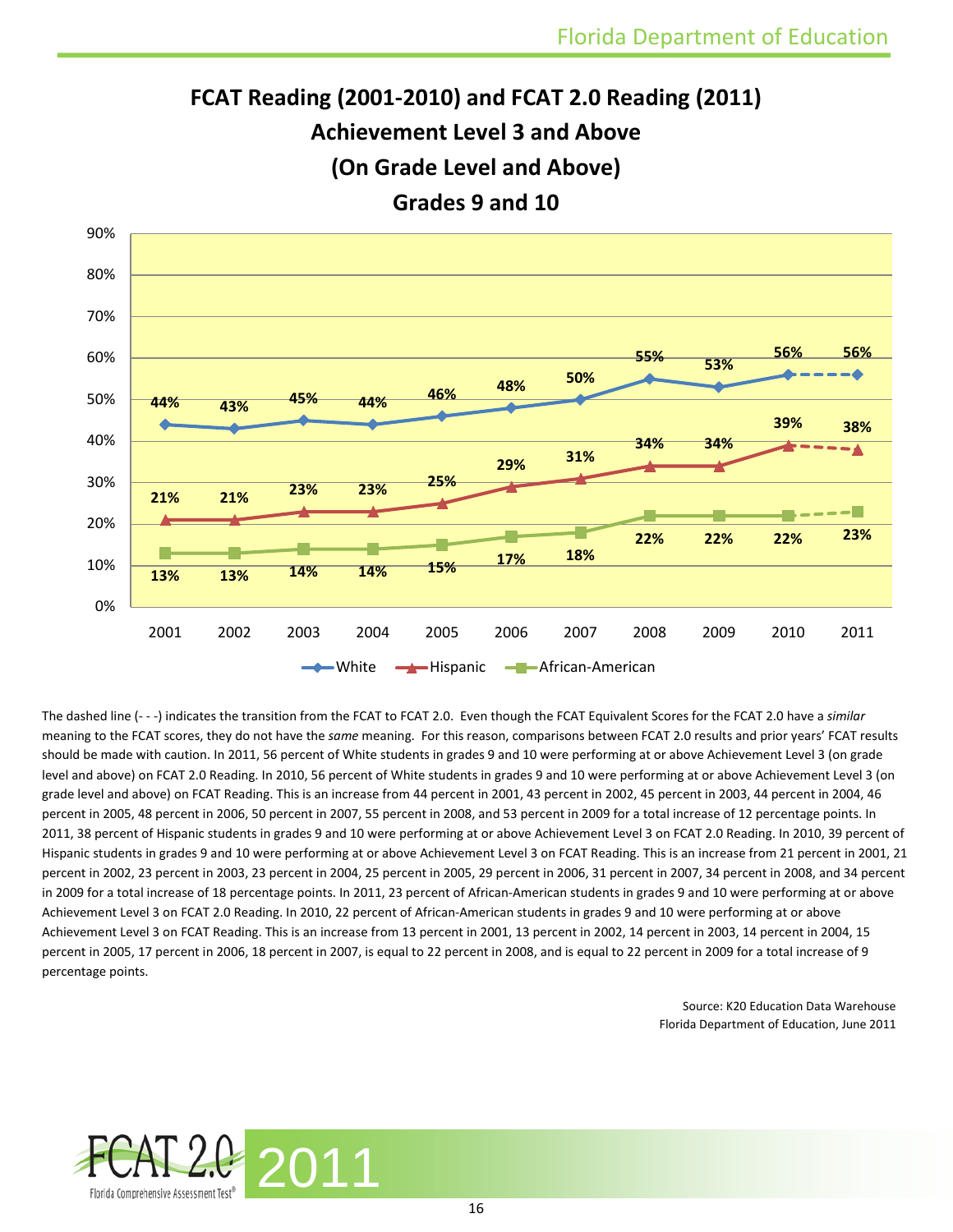# FCAT Reading (2001-2010) and FCAT 2.0 Reading (2011)
## Achievement Level 3 and Above
## (On Grade Level and Above)
## Grades 9 and 10

| | 2001 | 2002 | 2003 | 2004 | 2005 | 2006 | 2007 | 2008 | 2009 | 2010 | 2011 |
|---|---|---|---|---|---|---|---|---|---|---|---|
| White | 44% | 43% | 45% | 44% | 46% | 48% | 50% | 55% | 53% | 56% | 56% |
| Hispanic | 21% | 21% | 23% | 23% | 25% | 29% | 31% | 34% | 34% | 39% | 38% |
| African-American | 13% | 13% | 14% | 14% | 15% | 17% | 18% | 22% | 22% | 22% | 23% |

The dashed line (- - -) indicates the transition from the FCAT to FCAT 2.0. Even though the FCAT Equivalent Scores for the FCAT 2.0 have a *similar* meaning to the FCAT scores, they do not have the *same* meaning. For this reason, comparisons between FCAT 2.0 results and prior years' FCAT results should be made with caution. In 2011, 56 percent of White students in grades 9 and 10 were performing at or above Achievement Level 3 (on grade level and above) on FCAT 2.0 Reading. In 2010, 56 percent of White students in grades 9 and 10 were performing at or above Achievement Level 3 (on grade level and above) on FCAT Reading. This is an increase from 44 percent in 2001, 43 percent in 2002, 45 percent in 2003, 44 percent in 2004, 46 percent in 2005, 48 percent in 2006, 50 percent in 2007, 55 percent in 2008, and 53 percent in 2009 for a total increase of 12 percentage points. In 2011, 38 percent of Hispanic students in grades 9 and 10 were performing at or above Achievement Level 3 on FCAT 2.0 Reading. In 2010, 39 percent of Hispanic students in grades 9 and 10 were performing at or above Achievement Level 3 on FCAT Reading. This is an increase from 21 percent in 2001, 21 percent in 2002, 23 percent in 2003, 23 percent in 2004, 25 percent in 2005, 29 percent in 2006, 31 percent in 2007, 34 percent in 2008, and 34 percent in 2009 for a total increase of 18 percentage points. In 2011, 23 percent of African-American students in grades 9 and 10 were performing at or above Achievement Level 3 on FCAT 2.0 Reading. In 2010, 22 percent of African-American students in grades 9 and 10 were performing at or above Achievement Level 3 on FCAT Reading. This is an increase from 13 percent in 2001, 13 percent in 2002, 14 percent in 2003, 14 percent in 2004, 15 percent in 2005, 17 percent in 2006, 18 percent in 2007, is equal to 22 percent in 2008, and is equal to 22 percent in 2009 for a total increase of 9 percentage points.

Source: K20 Education Data Warehouse
Florida Department of Education, June 2011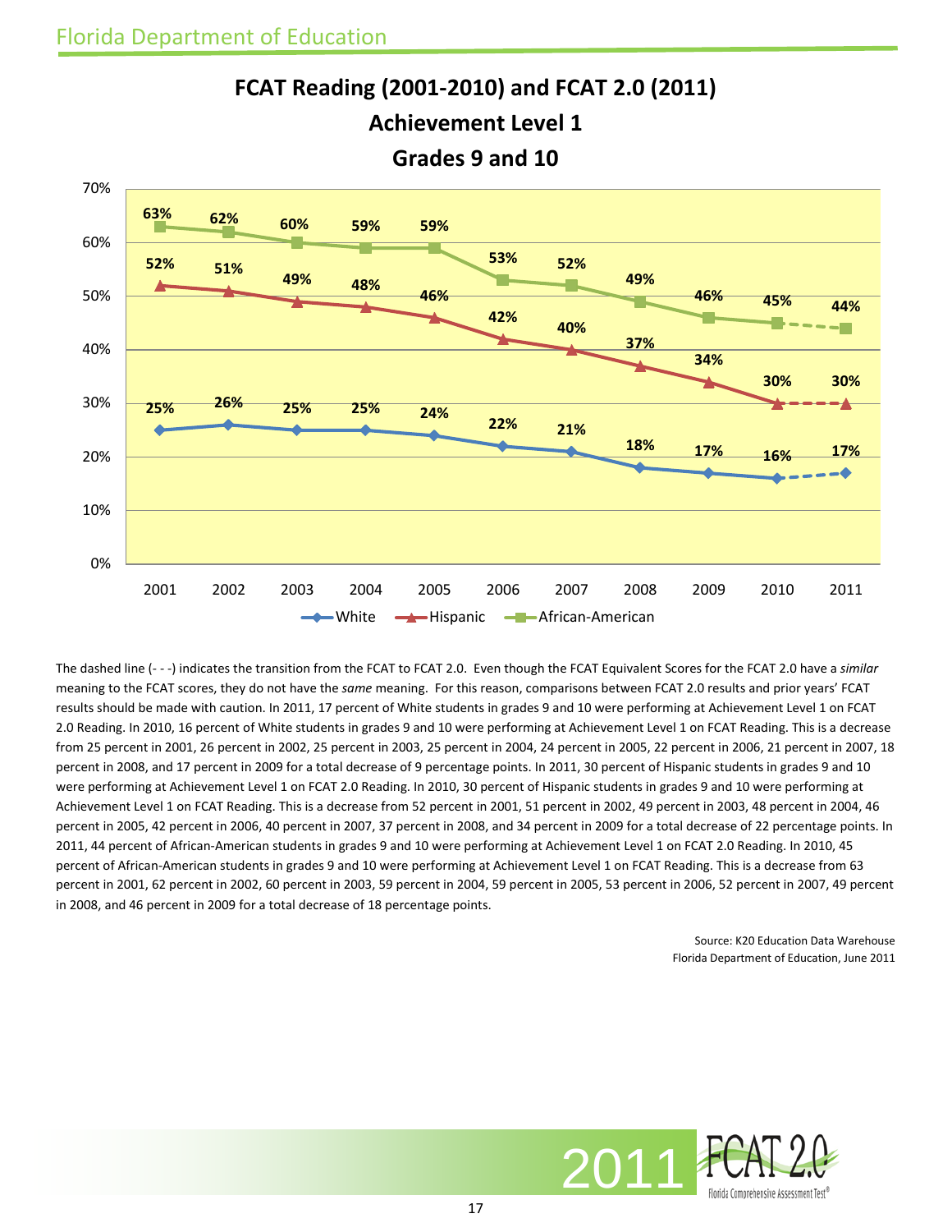# FCAT Reading (2001-2010) and FCAT 2.0 (2011)
## Achievement Level 1
## Grades 9 and 10

| Year | White | Hispanic | African-American |
|---|---|---|---|
| 2001 | 25% | 52% | 63% |
| 2002 | 26% | 51% | 62% |
| 2003 | 25% | 49% | 60% |
| 2004 | 25% | 48% | 59% |
| 2005 | 24% | 46% | 59% |
| 2006 | 22% | 42% | 53% |
| 2007 | 21% | 40% | 52% |
| 2008 | 18% | 37% | 49% |
| 2009 | 17% | 34% | 46% |
| 2010 | 16% | 30% | 45% |
| 2011 | 17% | 30% | 44% |

The dashed line (- - -) indicates the transition from the FCAT to FCAT 2.0. Even though the FCAT Equivalent Scores for the FCAT 2.0 have a *similar* meaning to the FCAT scores, they do not have the *same* meaning. For this reason, comparisons between FCAT 2.0 results and prior years' FCAT results should be made with caution. In 2011, 17 percent of White students in grades 9 and 10 were performing at Achievement Level 1 on FCAT 2.0 Reading. In 2010, 16 percent of White students in grades 9 and 10 were performing at Achievement Level 1 on FCAT Reading. This is a decrease from 25 percent in 2001, 26 percent in 2002, 25 percent in 2003, 25 percent in 2004, 24 percent in 2005, 22 percent in 2006, 21 percent in 2007, 18 percent in 2008, and 17 percent in 2009 for a total decrease of 9 percentage points. In 2011, 30 percent of Hispanic students in grades 9 and 10 were performing at Achievement Level 1 on FCAT 2.0 Reading. In 2010, 30 percent of Hispanic students in grades 9 and 10 were performing at Achievement Level 1 on FCAT Reading. This is a decrease from 52 percent in 2001, 51 percent in 2002, 49 percent in 2003, 48 percent in 2004, 46 percent in 2005, 42 percent in 2006, 40 percent in 2007, 37 percent in 2008, and 34 percent in 2009 for a total decrease of 22 percentage points. In 2011, 44 percent of African-American students in grades 9 and 10 were performing at Achievement Level 1 on FCAT 2.0 Reading. In 2010, 45 percent of African-American students in grades 9 and 10 were performing at Achievement Level 1 on FCAT Reading. This is a decrease from 63 percent in 2001, 62 percent in 2002, 60 percent in 2003, 59 percent in 2004, 59 percent in 2005, 53 percent in 2006, 52 percent in 2007, 49 percent in 2008, and 46 percent in 2009 for a total decrease of 18 percentage points.

Source: K20 Education Data Warehouse
Florida Department of Education, June 2011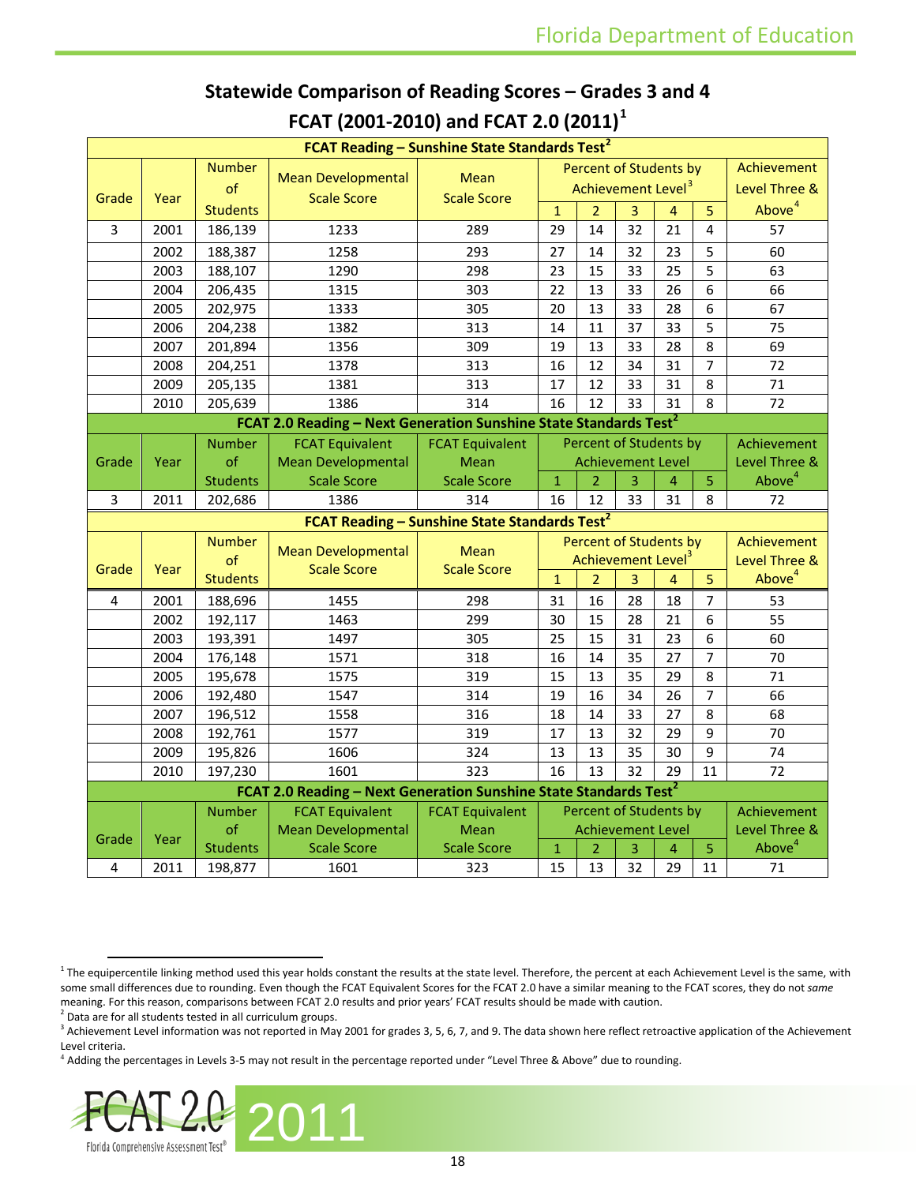## Statewide Comparison of Reading Scores – Grades 3 and 4

## FCAT (2001-2010) and FCAT 2.0 (2011)[1]

| FCAT Reading – Sunshine State Standards Test[2] | | | | | | | | | | |
|---|---|---|---|---|---|---|---|---|---|---|
| Grade | Year | Number of Students | Mean Developmental Scale Score | Mean Scale Score | Percent of Students by Achievement Level[3] | | | | | Achievement Level Three & Above[4] |
| | | | | | 1 | 2 | 3 | 4 | 5 | |
| 3 | 2001 | 186,139 | 1233 | 289 | 29 | 14 | 32 | 21 | 4 | 57 |
| | 2002 | 188,387 | 1258 | 293 | 27 | 14 | 32 | 23 | 5 | 60 |
| | 2003 | 188,107 | 1290 | 298 | 23 | 15 | 33 | 25 | 5 | 63 |
| | 2004 | 206,435 | 1315 | 303 | 22 | 13 | 33 | 26 | 6 | 66 |
| | 2005 | 202,975 | 1333 | 305 | 20 | 13 | 33 | 28 | 6 | 67 |
| | 2006 | 204,238 | 1382 | 313 | 14 | 11 | 37 | 33 | 5 | 75 |
| | 2007 | 201,894 | 1356 | 309 | 19 | 13 | 33 | 28 | 8 | 69 |
| | 2008 | 204,251 | 1378 | 313 | 16 | 12 | 34 | 31 | 7 | 72 |
| | 2009 | 205,135 | 1381 | 313 | 17 | 12 | 33 | 31 | 8 | 71 |
| | 2010 | 205,639 | 1386 | 314 | 16 | 12 | 33 | 31 | 8 | 72 |
| **FCAT 2.0 Reading – Next Generation Sunshine State Standards Test[2]** | | | | | | | | | | |
| Grade | Year | Number of Students | FCAT Equivalent Mean Developmental Scale Score | FCAT Equivalent Mean Scale Score | Percent of Students by Achievement Level | | | | | Achievement Level Three & Above[4] |
| | | | | | 1 | 2 | 3 | 4 | 5 | |
| 3 | 2011 | 202,686 | 1386 | 314 | 16 | 12 | 33 | 31 | 8 | 72 |
| **FCAT Reading – Sunshine State Standards Test[2]** | | | | | | | | | | |
| Grade | Year | Number of Students | Mean Developmental Scale Score | Mean Scale Score | Percent of Students by Achievement Level[3] | | | | | Achievement Level Three & Above[4] |
| | | | | | 1 | 2 | 3 | 4 | 5 | |
| 4 | 2001 | 188,696 | 1455 | 298 | 31 | 16 | 28 | 18 | 7 | 53 |
| | 2002 | 192,117 | 1463 | 299 | 30 | 15 | 28 | 21 | 6 | 55 |
| | 2003 | 193,391 | 1497 | 305 | 25 | 15 | 31 | 23 | 6 | 60 |
| | 2004 | 176,148 | 1571 | 318 | 16 | 14 | 35 | 27 | 7 | 70 |
| | 2005 | 195,678 | 1575 | 319 | 15 | 13 | 35 | 29 | 8 | 71 |
| | 2006 | 192,480 | 1547 | 314 | 19 | 16 | 34 | 26 | 7 | 66 |
| | 2007 | 196,512 | 1558 | 316 | 18 | 14 | 33 | 27 | 8 | 68 |
| | 2008 | 192,761 | 1577 | 319 | 17 | 13 | 32 | 29 | 9 | 70 |
| | 2009 | 195,826 | 1606 | 324 | 13 | 13 | 35 | 30 | 9 | 74 |
| | 2010 | 197,230 | 1601 | 323 | 16 | 13 | 32 | 29 | 11 | 72 |
| **FCAT 2.0 Reading – Next Generation Sunshine State Standards Test[2]** | | | | | | | | | | |
| Grade | Year | Number of Students | FCAT Equivalent Mean Developmental Scale Score | FCAT Equivalent Mean Scale Score | Percent of Students by Achievement Level | | | | | Achievement Level Three & Above[4] |
| | | | | | 1 | 2 | 3 | 4 | 5 | |
| 4 | 2011 | 198,877 | 1601 | 323 | 15 | 13 | 32 | 29 | 11 | 71 |

[1] The equipercentile linking method used this year holds constant the results at the state level. Therefore, the percent at each Achievement Level is the same, with some small differences due to rounding. Even though the FCAT Equivalent Scores for the FCAT 2.0 have a similar meaning to the FCAT scores, they do not *same* meaning. For this reason, comparisons between FCAT 2.0 results and prior years' FCAT results should be made with caution.

[2] Data are for all students tested in all curriculum groups.

[3] Achievement Level information was not reported in May 2001 for grades 3, 5, 6, 7, and 9. The data shown here reflect retroactive application of the Achievement Level criteria.

[4] Adding the percentages in Levels 3-5 may not result in the percentage reported under "Level Three & Above" due to rounding.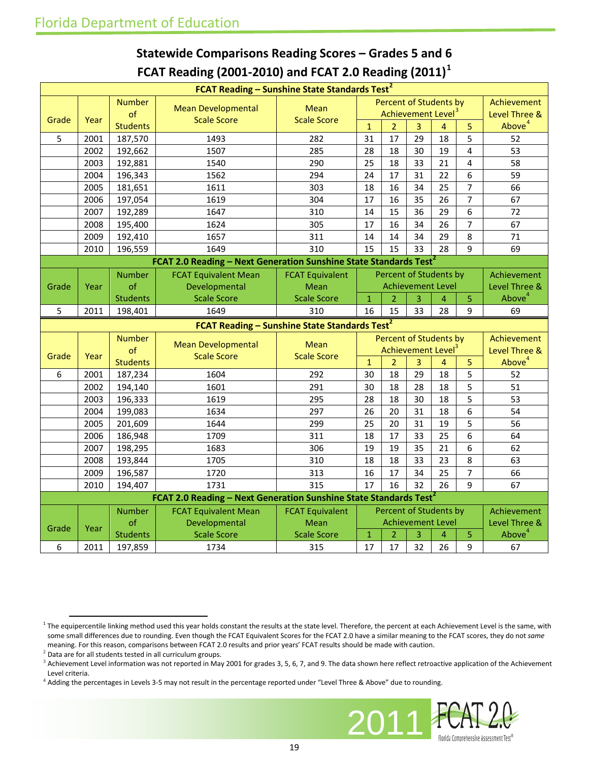Florida Department of Education

## Statewide Comparisons Reading Scores – Grades 5 and 6

## FCAT Reading (2001-2010) and FCAT 2.0 Reading (2011)[1]

| FCAT Reading – Sunshine State Standards Test[2] | | | | | | | | | | |
|---|---|---|---|---|---|---|---|---|---|---|
| Grade | Year | Number of Students | Mean Developmental Scale Score | Mean Scale Score | Percent of Students by Achievement Level[3] | | | | | Achievement Level Three & Above[4] |
| | | | | | 1 | 2 | 3 | 4 | 5 | |
| 5 | 2001 | 187,570 | 1493 | 282 | 31 | 17 | 29 | 18 | 5 | 52 |
| | 2002 | 192,662 | 1507 | 285 | 28 | 18 | 30 | 19 | 4 | 53 |
| | 2003 | 192,881 | 1540 | 290 | 25 | 18 | 33 | 21 | 4 | 58 |
| | 2004 | 196,343 | 1562 | 294 | 24 | 17 | 31 | 22 | 6 | 59 |
| | 2005 | 181,651 | 1611 | 303 | 18 | 16 | 34 | 25 | 7 | 66 |
| | 2006 | 197,054 | 1619 | 304 | 17 | 16 | 35 | 26 | 7 | 67 |
| | 2007 | 192,289 | 1647 | 310 | 14 | 15 | 36 | 29 | 6 | 72 |
| | 2008 | 195,400 | 1624 | 305 | 17 | 16 | 34 | 26 | 7 | 67 |
| | 2009 | 192,410 | 1657 | 311 | 14 | 14 | 34 | 29 | 8 | 71 |
| | 2010 | 196,559 | 1649 | 310 | 15 | 15 | 33 | 28 | 9 | 69 |
| **FCAT 2.0 Reading – Next Generation Sunshine State Standards Test[2]** | | | | | | | | | | |
| Grade | Year | Number of Students | FCAT Equivalent Mean Developmental Scale Score | FCAT Equivalent Mean Scale Score | Percent of Students by Achievement Level | | | | | Achievement Level Three & Above[4] |
| | | | | | 1 | 2 | 3 | 4 | 5 | |
| 5 | 2011 | 198,401 | 1649 | 310 | 16 | 15 | 33 | 28 | 9 | 69 |

| FCAT Reading – Sunshine State Standards Test[2] | | | | | | | | | | |
|---|---|---|---|---|---|---|---|---|---|---|
| Grade | Year | Number of Students | Mean Developmental Scale Score | Mean Scale Score | Percent of Students by Achievement Level[3] | | | | | Achievement Level Three & Above[4] |
| | | | | | 1 | 2 | 3 | 4 | 5 | |
| 6 | 2001 | 187,234 | 1604 | 292 | 30 | 18 | 29 | 18 | 5 | 52 |
| | 2002 | 194,140 | 1601 | 291 | 30 | 18 | 28 | 18 | 5 | 51 |
| | 2003 | 196,333 | 1619 | 295 | 28 | 18 | 30 | 18 | 5 | 53 |
| | 2004 | 199,083 | 1634 | 297 | 26 | 20 | 31 | 18 | 6 | 54 |
| | 2005 | 201,609 | 1644 | 299 | 25 | 20 | 31 | 19 | 5 | 56 |
| | 2006 | 186,948 | 1709 | 311 | 18 | 17 | 33 | 25 | 6 | 64 |
| | 2007 | 198,295 | 1683 | 306 | 19 | 19 | 35 | 21 | 6 | 62 |
| | 2008 | 193,844 | 1705 | 310 | 18 | 18 | 33 | 23 | 8 | 63 |
| | 2009 | 196,587 | 1720 | 313 | 16 | 17 | 34 | 25 | 7 | 66 |
| | 2010 | 194,407 | 1731 | 315 | 17 | 16 | 32 | 26 | 9 | 67 |
| **FCAT 2.0 Reading – Next Generation Sunshine State Standards Test[2]** | | | | | | | | | | |
| Grade | Year | Number of Students | FCAT Equivalent Mean Developmental Scale Score | FCAT Equivalent Mean Scale Score | Percent of Students by Achievement Level | | | | | Achievement Level Three & Above[4] |
| | | | | | 1 | 2 | 3 | 4 | 5 | |
| 6 | 2011 | 197,859 | 1734 | 315 | 17 | 17 | 32 | 26 | 9 | 67 |

[1] The equipercentile linking method used this year holds constant the results at the state level. Therefore, the percent at each Achievement Level is the same, with some small differences due to rounding. Even though the FCAT Equivalent Scores for the FCAT 2.0 have a similar meaning to the FCAT scores, they do not *same* meaning. For this reason, comparisons between FCAT 2.0 results and prior years' FCAT results should be made with caution.

[2] Data are for all students tested in all curriculum groups.

[3] Achievement Level information was not reported in May 2001 for grades 3, 5, 6, 7, and 9. The data shown here reflect retroactive application of the Achievement Level criteria.

[4] Adding the percentages in Levels 3-5 may not result in the percentage reported under "Level Three & Above" due to rounding.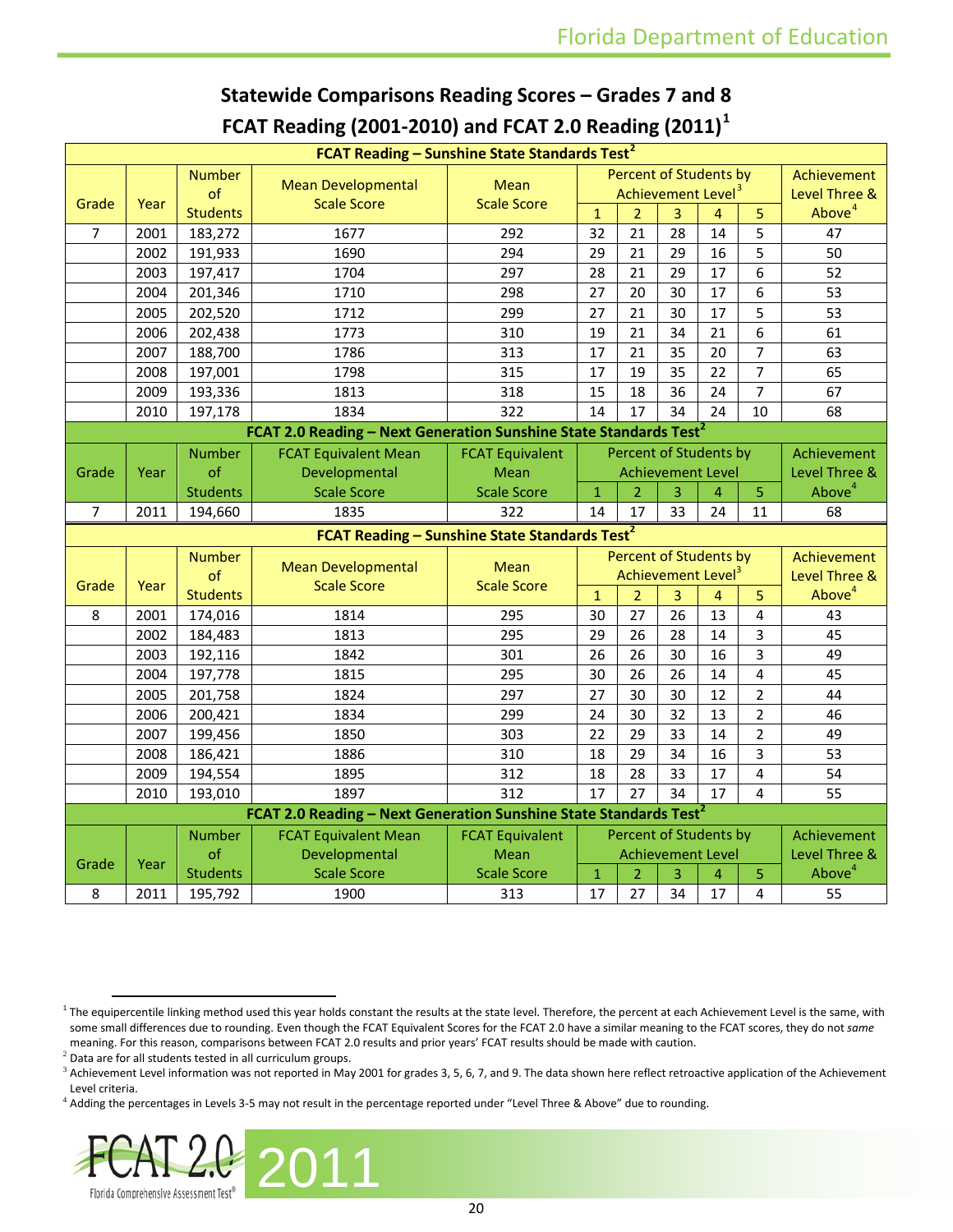## Statewide Comparisons Reading Scores – Grades 7 and 8

## FCAT Reading (2001-2010) and FCAT 2.0 Reading (2011)[1]

| FCAT Reading – Sunshine State Standards Test[2] | | | | | | | | | | |
|---|---|---|---|---|---|---|---|---|---|---|
| Grade | Year | Number of Students | Mean Developmental Scale Score | Mean Scale Score | Percent of Students by Achievement Level[3] | | | | | Achievement Level Three & Above[4] |
| | | | | | 1 | 2 | 3 | 4 | 5 | |
| 7 | 2001 | 183,272 | 1677 | 292 | 32 | 21 | 28 | 14 | 5 | 47 |
| | 2002 | 191,933 | 1690 | 294 | 29 | 21 | 29 | 16 | 5 | 50 |
| | 2003 | 197,417 | 1704 | 297 | 28 | 21 | 29 | 17 | 6 | 52 |
| | 2004 | 201,346 | 1710 | 298 | 27 | 20 | 30 | 17 | 6 | 53 |
| | 2005 | 202,520 | 1712 | 299 | 27 | 21 | 30 | 17 | 5 | 53 |
| | 2006 | 202,438 | 1773 | 310 | 19 | 21 | 34 | 21 | 6 | 61 |
| | 2007 | 188,700 | 1786 | 313 | 17 | 21 | 35 | 20 | 7 | 63 |
| | 2008 | 197,001 | 1798 | 315 | 17 | 19 | 35 | 22 | 7 | 65 |
| | 2009 | 193,336 | 1813 | 318 | 15 | 18 | 36 | 24 | 7 | 67 |
| | 2010 | 197,178 | 1834 | 322 | 14 | 17 | 34 | 24 | 10 | 68 |

| FCAT 2.0 Reading – Next Generation Sunshine State Standards Test[2] | | | | | | | | | | |
|---|---|---|---|---|---|---|---|---|---|---|
| Grade | Year | Number of Students | FCAT Equivalent Mean Developmental Scale Score | FCAT Equivalent Mean Scale Score | Percent of Students by Achievement Level | | | | | Achievement Level Three & Above[4] |
| | | | | | 1 | 2 | 3 | 4 | 5 | |
| 7 | 2011 | 194,660 | 1835 | 322 | 14 | 17 | 33 | 24 | 11 | 68 |

| FCAT Reading – Sunshine State Standards Test[2] | | | | | | | | | | |
|---|---|---|---|---|---|---|---|---|---|---|
| Grade | Year | Number of Students | Mean Developmental Scale Score | Mean Scale Score | Percent of Students by Achievement Level[3] | | | | | Achievement Level Three & Above[4] |
| | | | | | 1 | 2 | 3 | 4 | 5 | |
| 8 | 2001 | 174,016 | 1814 | 295 | 30 | 27 | 26 | 13 | 4 | 43 |
| | 2002 | 184,483 | 1813 | 295 | 29 | 26 | 28 | 14 | 3 | 45 |
| | 2003 | 192,116 | 1842 | 301 | 26 | 26 | 30 | 16 | 3 | 49 |
| | 2004 | 197,778 | 1815 | 295 | 30 | 26 | 26 | 14 | 4 | 45 |
| | 2005 | 201,758 | 1824 | 297 | 27 | 30 | 30 | 12 | 2 | 44 |
| | 2006 | 200,421 | 1834 | 299 | 24 | 30 | 32 | 13 | 2 | 46 |
| | 2007 | 199,456 | 1850 | 303 | 22 | 29 | 33 | 14 | 2 | 49 |
| | 2008 | 186,421 | 1886 | 310 | 18 | 29 | 34 | 16 | 3 | 53 |
| | 2009 | 194,554 | 1895 | 312 | 18 | 28 | 33 | 17 | 4 | 54 |
| | 2010 | 193,010 | 1897 | 312 | 17 | 27 | 34 | 17 | 4 | 55 |

| FCAT 2.0 Reading – Next Generation Sunshine State Standards Test[2] | | | | | | | | | | |
|---|---|---|---|---|---|---|---|---|---|---|
| Grade | Year | Number of Students | FCAT Equivalent Mean Developmental Scale Score | FCAT Equivalent Mean Scale Score | Percent of Students by Achievement Level | | | | | Achievement Level Three & Above[4] |
| | | | | | 1 | 2 | 3 | 4 | 5 | |
| 8 | 2011 | 195,792 | 1900 | 313 | 17 | 27 | 34 | 17 | 4 | 55 |

[1] The equipercentile linking method used this year holds constant the results at the state level. Therefore, the percent at each Achievement Level is the same, with some small differences due to rounding. Even though the FCAT Equivalent Scores for the FCAT 2.0 have a similar meaning to the FCAT scores, they do not *same* meaning. For this reason, comparisons between FCAT 2.0 results and prior years' FCAT results should be made with caution.

[2] Data are for all students tested in all curriculum groups.

[3] Achievement Level information was not reported in May 2001 for grades 3, 5, 6, 7, and 9. The data shown here reflect retroactive application of the Achievement Level criteria.

[4] Adding the percentages in Levels 3-5 may not result in the percentage reported under "Level Three & Above" due to rounding.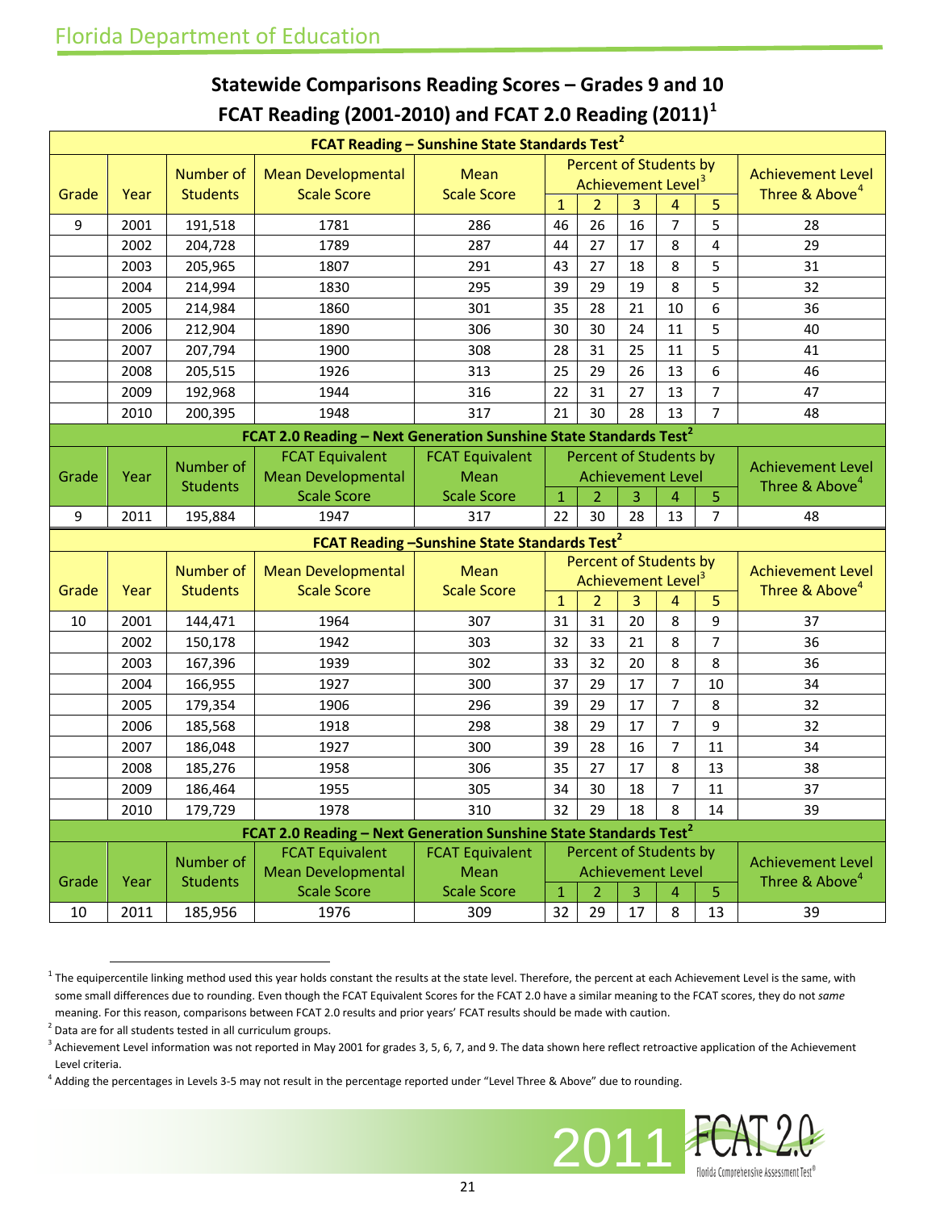Florida Department of Education

## Statewide Comparisons Reading Scores – Grades 9 and 10

## FCAT Reading (2001-2010) and FCAT 2.0 Reading (2011)[1]

| FCAT Reading – Sunshine State Standards Test[2] | | | | | | | | | | |
|---|---|---|---|---|---|---|---|---|---|---|
| Grade | Year | Number of Students | Mean Developmental Scale Score | Mean Scale Score | Percent of Students by Achievement Level[3] | | | | | Achievement Level Three & Above[4] |
| | | | | | 1 | 2 | 3 | 4 | 5 | |
| 9 | 2001 | 191,518 | 1781 | 286 | 46 | 26 | 16 | 7 | 5 | 28 |
| | 2002 | 204,728 | 1789 | 287 | 44 | 27 | 17 | 8 | 4 | 29 |
| | 2003 | 205,965 | 1807 | 291 | 43 | 27 | 18 | 8 | 5 | 31 |
| | 2004 | 214,994 | 1830 | 295 | 39 | 29 | 19 | 8 | 5 | 32 |
| | 2005 | 214,984 | 1860 | 301 | 35 | 28 | 21 | 10 | 6 | 36 |
| | 2006 | 212,904 | 1890 | 306 | 30 | 30 | 24 | 11 | 5 | 40 |
| | 2007 | 207,794 | 1900 | 308 | 28 | 31 | 25 | 11 | 5 | 41 |
| | 2008 | 205,515 | 1926 | 313 | 25 | 29 | 26 | 13 | 6 | 46 |
| | 2009 | 192,968 | 1944 | 316 | 22 | 31 | 27 | 13 | 7 | 47 |
| | 2010 | 200,395 | 1948 | 317 | 21 | 30 | 28 | 13 | 7 | 48 |

| FCAT 2.0 Reading – Next Generation Sunshine State Standards Test[2] | | | | | | | | | | |
|---|---|---|---|---|---|---|---|---|---|---|
| Grade | Year | Number of Students | FCAT Equivalent Mean Developmental Scale Score | FCAT Equivalent Mean Scale Score | Percent of Students by Achievement Level | | | | | Achievement Level Three & Above[4] |
| | | | | | 1 | 2 | 3 | 4 | 5 | |
| 9 | 2011 | 195,884 | 1947 | 317 | 22 | 30 | 28 | 13 | 7 | 48 |

| FCAT Reading – Sunshine State Standards Test[2] | | | | | | | | | | |
|---|---|---|---|---|---|---|---|---|---|---|
| Grade | Year | Number of Students | Mean Developmental Scale Score | Mean Scale Score | Percent of Students by Achievement Level[3] | | | | | Achievement Level Three & Above[4] |
| | | | | | 1 | 2 | 3 | 4 | 5 | |
| 10 | 2001 | 144,471 | 1964 | 307 | 31 | 31 | 20 | 8 | 9 | 37 |
| | 2002 | 150,178 | 1942 | 303 | 32 | 33 | 21 | 8 | 7 | 36 |
| | 2003 | 167,396 | 1939 | 302 | 33 | 32 | 20 | 8 | 8 | 36 |
| | 2004 | 166,955 | 1927 | 300 | 37 | 29 | 17 | 7 | 10 | 34 |
| | 2005 | 179,354 | 1906 | 296 | 39 | 29 | 17 | 7 | 8 | 32 |
| | 2006 | 185,568 | 1918 | 298 | 38 | 29 | 17 | 7 | 9 | 32 |
| | 2007 | 186,048 | 1927 | 300 | 39 | 28 | 16 | 7 | 11 | 34 |
| | 2008 | 185,276 | 1958 | 306 | 35 | 27 | 17 | 8 | 13 | 38 |
| | 2009 | 186,464 | 1955 | 305 | 34 | 30 | 18 | 7 | 11 | 37 |
| | 2010 | 179,729 | 1978 | 310 | 32 | 29 | 18 | 8 | 14 | 39 |

| FCAT 2.0 Reading – Next Generation Sunshine State Standards Test[2] | | | | | | | | | | |
|---|---|---|---|---|---|---|---|---|---|---|
| Grade | Year | Number of Students | FCAT Equivalent Mean Developmental Scale Score | FCAT Equivalent Mean Scale Score | Percent of Students by Achievement Level | | | | | Achievement Level Three & Above[4] |
| | | | | | 1 | 2 | 3 | 4 | 5 | |
| 10 | 2011 | 185,956 | 1976 | 309 | 32 | 29 | 17 | 8 | 13 | 39 |

[1] The equipercentile linking method used this year holds constant the results at the state level. Therefore, the percent at each Achievement Level is the same, with some small differences due to rounding. Even though the FCAT Equivalent Scores for the FCAT 2.0 have a similar meaning to the FCAT scores, they do not *same* meaning. For this reason, comparisons between FCAT 2.0 results and prior years' FCAT results should be made with caution.

[2] Data are for all students tested in all curriculum groups.

[3] Achievement Level information was not reported in May 2001 for grades 3, 5, 6, 7, and 9. The data shown here reflect retroactive application of the Achievement Level criteria.

[4] Adding the percentages in Levels 3-5 may not result in the percentage reported under "Level Three & Above" due to rounding.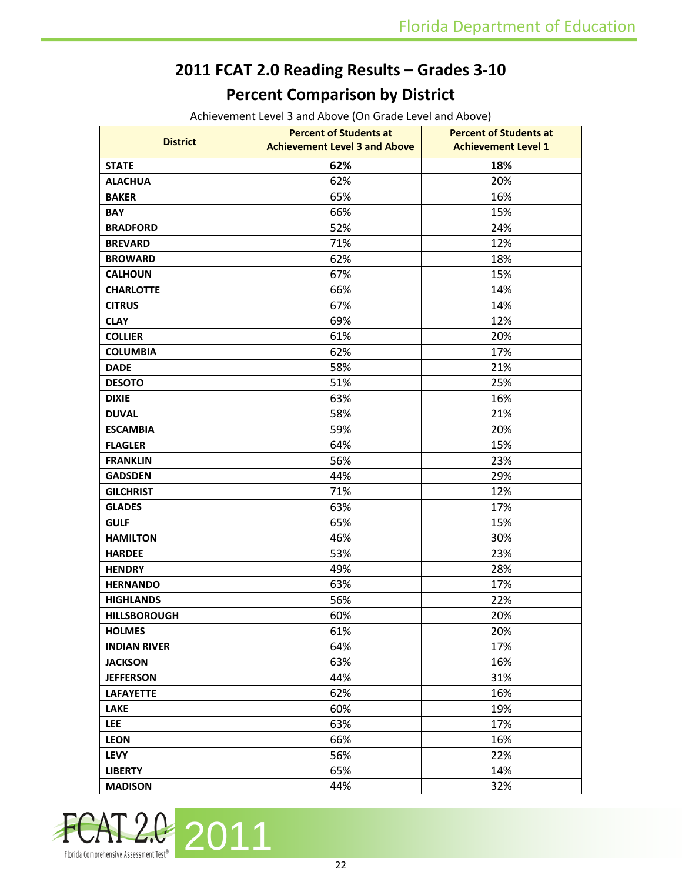# 2011 FCAT 2.0 Reading Results – Grades 3-10

## Percent Comparison by District

Achievement Level 3 and Above (On Grade Level and Above)

| District | Percent of Students at Achievement Level 3 and Above | Percent of Students at Achievement Level 1 |
|---|---|---|
| **STATE** | **62%** | **18%** |
| **ALACHUA** | 62% | 20% |
| **BAKER** | 65% | 16% |
| **BAY** | 66% | 15% |
| **BRADFORD** | 52% | 24% |
| **BREVARD** | 71% | 12% |
| **BROWARD** | 62% | 18% |
| **CALHOUN** | 67% | 15% |
| **CHARLOTTE** | 66% | 14% |
| **CITRUS** | 67% | 14% |
| **CLAY** | 69% | 12% |
| **COLLIER** | 61% | 20% |
| **COLUMBIA** | 62% | 17% |
| **DADE** | 58% | 21% |
| **DESOTO** | 51% | 25% |
| **DIXIE** | 63% | 16% |
| **DUVAL** | 58% | 21% |
| **ESCAMBIA** | 59% | 20% |
| **FLAGLER** | 64% | 15% |
| **FRANKLIN** | 56% | 23% |
| **GADSDEN** | 44% | 29% |
| **GILCHRIST** | 71% | 12% |
| **GLADES** | 63% | 17% |
| **GULF** | 65% | 15% |
| **HAMILTON** | 46% | 30% |
| **HARDEE** | 53% | 23% |
| **HENDRY** | 49% | 28% |
| **HERNANDO** | 63% | 17% |
| **HIGHLANDS** | 56% | 22% |
| **HILLSBOROUGH** | 60% | 20% |
| **HOLMES** | 61% | 20% |
| **INDIAN RIVER** | 64% | 17% |
| **JACKSON** | 63% | 16% |
| **JEFFERSON** | 44% | 31% |
| **LAFAYETTE** | 62% | 16% |
| **LAKE** | 60% | 19% |
| **LEE** | 63% | 17% |
| **LEON** | 66% | 16% |
| **LEVY** | 56% | 22% |
| **LIBERTY** | 65% | 14% |
| **MADISON** | 44% | 32% |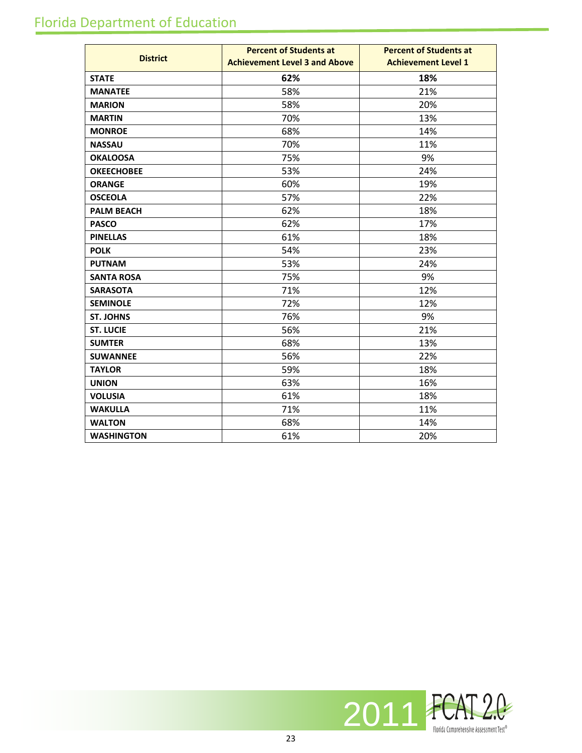| District | Percent of Students at Achievement Level 3 and Above | Percent of Students at Achievement Level 1 |
|---|---|---|
| **STATE** | **62%** | **18%** |
| **MANATEE** | 58% | 21% |
| **MARION** | 58% | 20% |
| **MARTIN** | 70% | 13% |
| **MONROE** | 68% | 14% |
| **NASSAU** | 70% | 11% |
| **OKALOOSA** | 75% | 9% |
| **OKEECHOBEE** | 53% | 24% |
| **ORANGE** | 60% | 19% |
| **OSCEOLA** | 57% | 22% |
| **PALM BEACH** | 62% | 18% |
| **PASCO** | 62% | 17% |
| **PINELLAS** | 61% | 18% |
| **POLK** | 54% | 23% |
| **PUTNAM** | 53% | 24% |
| **SANTA ROSA** | 75% | 9% |
| **SARASOTA** | 71% | 12% |
| **SEMINOLE** | 72% | 12% |
| **ST. JOHNS** | 76% | 9% |
| **ST. LUCIE** | 56% | 21% |
| **SUMTER** | 68% | 13% |
| **SUWANNEE** | 56% | 22% |
| **TAYLOR** | 59% | 18% |
| **UNION** | 63% | 16% |
| **VOLUSIA** | 61% | 18% |
| **WAKULLA** | 71% | 11% |
| **WALTON** | 68% | 14% |
| **WASHINGTON** | 61% | 20% |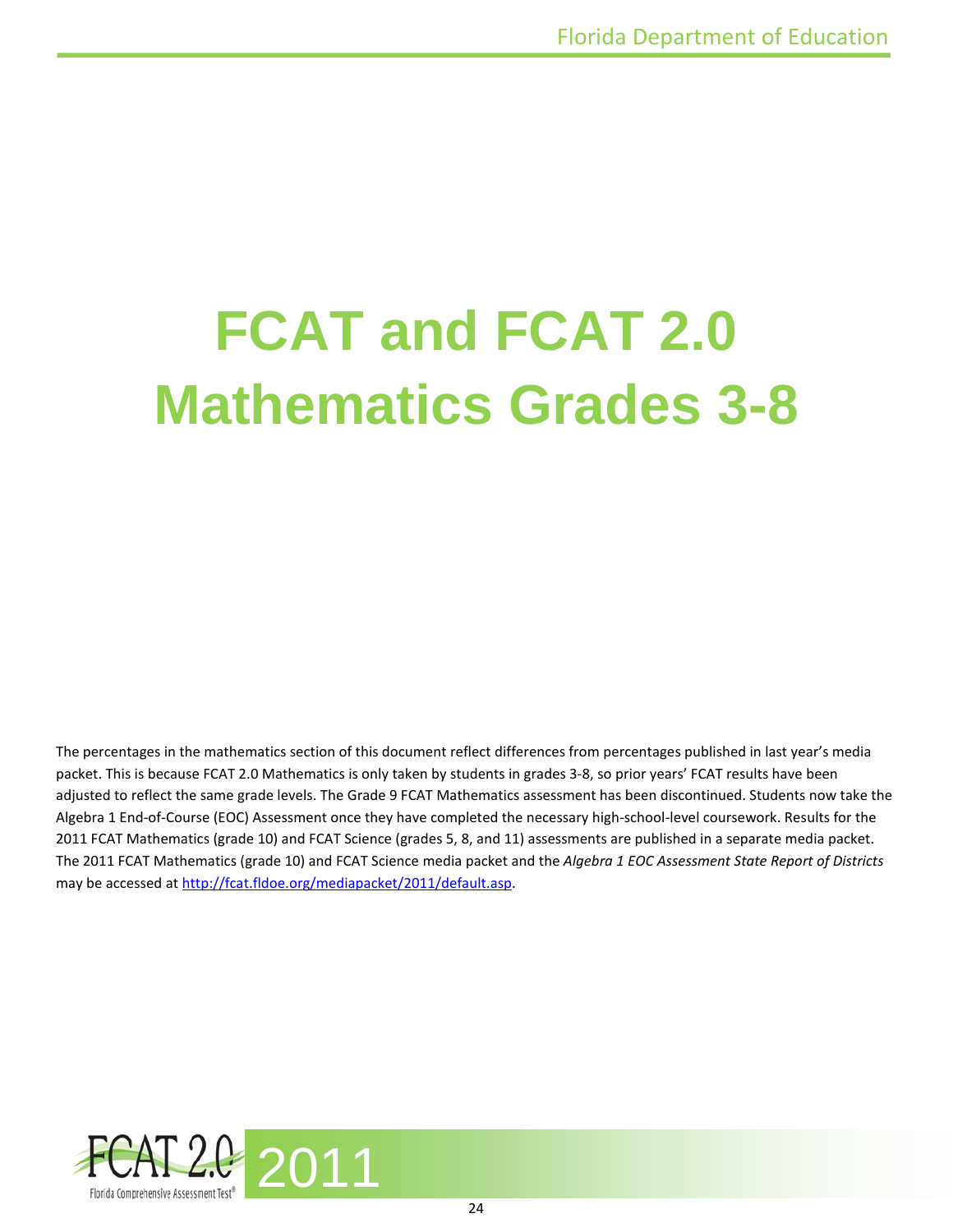# FCAT and FCAT 2.0 Mathematics Grades 3-8

The percentages in the mathematics section of this document reflect differences from percentages published in last year's media packet. This is because FCAT 2.0 Mathematics is only taken by students in grades 3-8, so prior years' FCAT results have been adjusted to reflect the same grade levels. The Grade 9 FCAT Mathematics assessment has been discontinued. Students now take the Algebra 1 End-of-Course (EOC) Assessment once they have completed the necessary high-school-level coursework. Results for the 2011 FCAT Mathematics (grade 10) and FCAT Science (grades 5, 8, and 11) assessments are published in a separate media packet. The 2011 FCAT Mathematics (grade 10) and FCAT Science media packet and the *Algebra 1 EOC Assessment State Report of Districts* may be accessed at [http://fcat.fldoe.org/mediapacket/2011/default.asp](http://fcat.fldoe.org/mediapacket/2011/default.asp).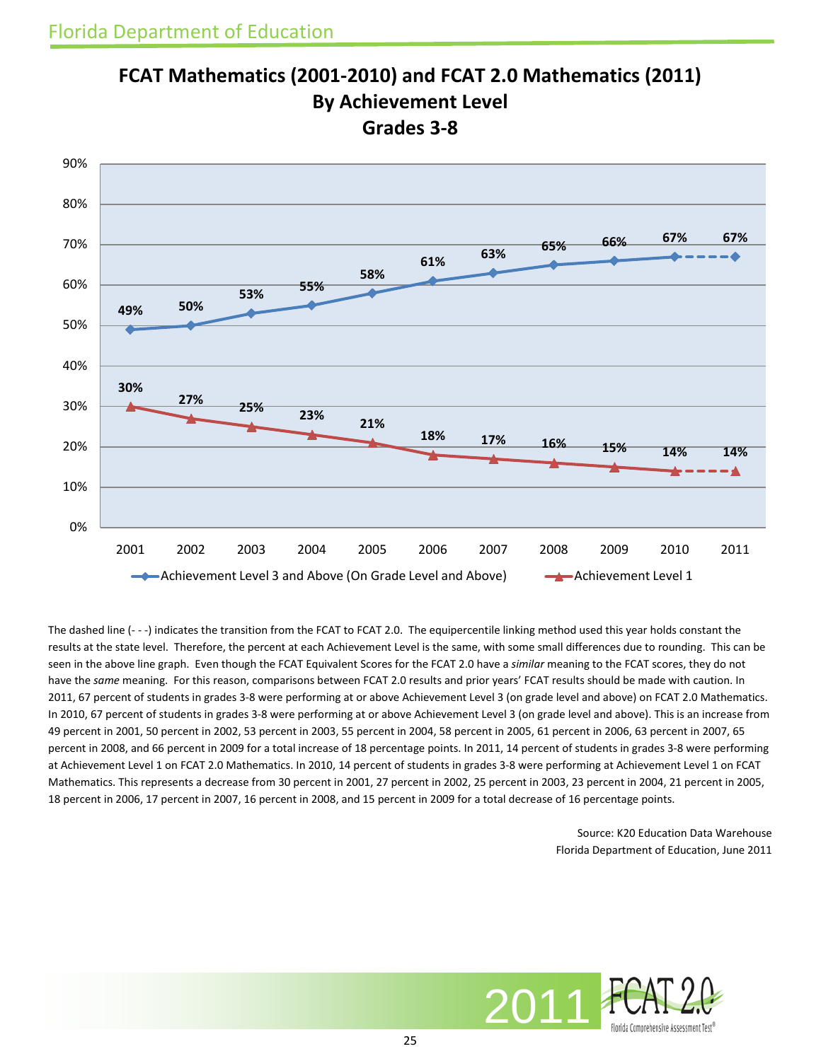# FCAT Mathematics (2001-2010) and FCAT 2.0 Mathematics (2011) By Achievement Level Grades 3-8

| Year | Achievement Level 3 and Above (On Grade Level and Above) | Achievement Level 1 |
|---|---|---|
| 2001 | 49% | 30% |
| 2002 | 50% | 27% |
| 2003 | 53% | 25% |
| 2004 | 55% | 23% |
| 2005 | 58% | 21% |
| 2006 | 61% | 18% |
| 2007 | 63% | 17% |
| 2008 | 65% | 16% |
| 2009 | 66% | 15% |
| 2010 | 67% | 14% |
| 2011 | 67% | 14% |

The dashed line (- - -) indicates the transition from the FCAT to FCAT 2.0. The equipercentile linking method used this year holds constant the results at the state level. Therefore, the percent at each Achievement Level is the same, with some small differences due to rounding. This can be seen in the above line graph. Even though the FCAT Equivalent Scores for the FCAT 2.0 have a *similar* meaning to the FCAT scores, they do not have the *same* meaning. For this reason, comparisons between FCAT 2.0 results and prior years' FCAT results should be made with caution. In 2011, 67 percent of students in grades 3-8 were performing at or above Achievement Level 3 (on grade level and above) on FCAT 2.0 Mathematics. In 2010, 67 percent of students in grades 3-8 were performing at or above Achievement Level 3 (on grade level and above). This is an increase from 49 percent in 2001, 50 percent in 2002, 53 percent in 2003, 55 percent in 2004, 58 percent in 2005, 61 percent in 2006, 63 percent in 2007, 65 percent in 2008, and 66 percent in 2009 for a total increase of 18 percentage points. In 2011, 14 percent of students in grades 3-8 were performing at Achievement Level 1 on FCAT 2.0 Mathematics. In 2010, 14 percent of students in grades 3-8 were performing at Achievement Level 1 on FCAT Mathematics. This represents a decrease from 30 percent in 2001, 27 percent in 2002, 25 percent in 2003, 23 percent in 2004, 21 percent in 2005, 18 percent in 2006, 17 percent in 2007, 16 percent in 2008, and 15 percent in 2009 for a total decrease of 16 percentage points.

Source: K20 Education Data Warehouse
Florida Department of Education, June 2011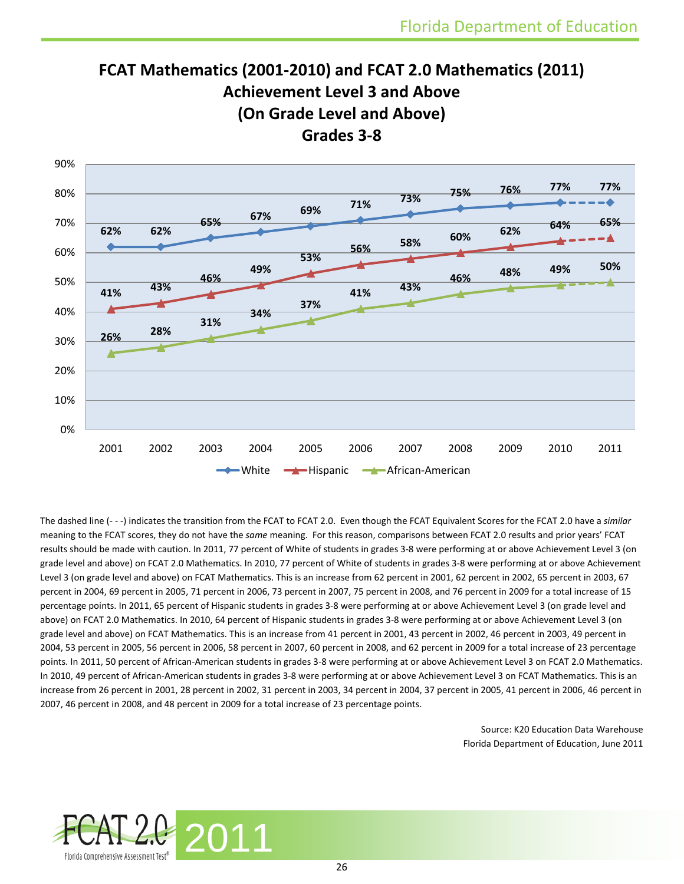# FCAT Mathematics (2001-2010) and FCAT 2.0 Mathematics (2011) Achievement Level 3 and Above (On Grade Level and Above) Grades 3-8

| Year | White | Hispanic | African-American |
|---|---|---|---|
| 2001 | 62% | 41% | 26% |
| 2002 | 62% | 43% | 28% |
| 2003 | 65% | 46% | 31% |
| 2004 | 67% | 49% | 34% |
| 2005 | 69% | 53% | 37% |
| 2006 | 71% | 56% | 41% |
| 2007 | 73% | 58% | 43% |
| 2008 | 75% | 60% | 46% |
| 2009 | 76% | 62% | 48% |
| 2010 | 77% | 64% | 49% |
| 2011 | 77% | 65% | 50% |

The dashed line (- - -) indicates the transition from the FCAT to FCAT 2.0. Even though the FCAT Equivalent Scores for the FCAT 2.0 have a *similar* meaning to the FCAT scores, they do not have the *same* meaning. For this reason, comparisons between FCAT 2.0 results and prior years' FCAT results should be made with caution. In 2011, 77 percent of White of students in grades 3-8 were performing at or above Achievement Level 3 (on grade level and above) on FCAT 2.0 Mathematics. In 2010, 77 percent of White of students in grades 3-8 were performing at or above Achievement Level 3 (on grade level and above) on FCAT Mathematics. This is an increase from 62 percent in 2001, 62 percent in 2002, 65 percent in 2003, 67 percent in 2004, 69 percent in 2005, 71 percent in 2006, 73 percent in 2007, 75 percent in 2008, and 76 percent in 2009 for a total increase of 15 percentage points. In 2011, 65 percent of Hispanic students in grades 3-8 were performing at or above Achievement Level 3 (on grade level and above) on FCAT 2.0 Mathematics. In 2010, 64 percent of Hispanic students in grades 3-8 were performing at or above Achievement Level 3 (on grade level and above) on FCAT Mathematics. This is an increase from 41 percent in 2001, 43 percent in 2002, 46 percent in 2003, 49 percent in 2004, 53 percent in 2005, 56 percent in 2006, 58 percent in 2007, 60 percent in 2008, and 62 percent in 2009 for a total increase of 23 percentage points. In 2011, 50 percent of African-American students in grades 3-8 were performing at or above Achievement Level 3 on FCAT 2.0 Mathematics. In 2010, 49 percent of African-American students in grades 3-8 were performing at or above Achievement Level 3 on FCAT Mathematics. This is an increase from 26 percent in 2001, 28 percent in 2002, 31 percent in 2003, 34 percent in 2004, 37 percent in 2005, 41 percent in 2006, 46 percent in 2007, 46 percent in 2008, and 48 percent in 2009 for a total increase of 23 percentage points.

Source: K20 Education Data Warehouse
Florida Department of Education, June 2011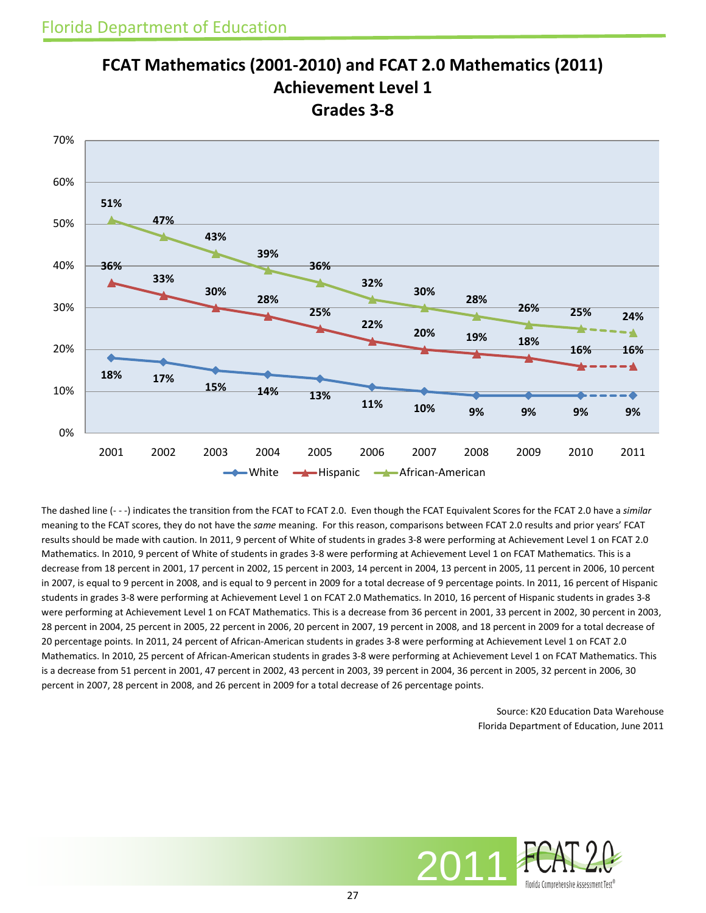# FCAT Mathematics (2001-2010) and FCAT 2.0 Mathematics (2011)
## Achievement Level 1
## Grades 3-8

| Year | White | Hispanic | African-American |
|---|---|---|---|
| 2001 | 18% | 36% | 51% |
| 2002 | 17% | 33% | 47% |
| 2003 | 15% | 30% | 43% |
| 2004 | 14% | 28% | 39% |
| 2005 | 13% | 25% | 36% |
| 2006 | 11% | 22% | 32% |
| 2007 | 10% | 20% | 30% |
| 2008 | 9% | 19% | 28% |
| 2009 | 9% | 18% | 26% |
| 2010 | 9% | 16% | 25% |
| 2011 | 9% | 16% | 24% |

The dashed line (- - -) indicates the transition from the FCAT to FCAT 2.0. Even though the FCAT Equivalent Scores for the FCAT 2.0 have a *similar* meaning to the FCAT scores, they do not have the *same* meaning. For this reason, comparisons between FCAT 2.0 results and prior years' FCAT results should be made with caution. In 2011, 9 percent of White of students in grades 3-8 were performing at Achievement Level 1 on FCAT 2.0 Mathematics. In 2010, 9 percent of White of students in grades 3-8 were performing at Achievement Level 1 on FCAT Mathematics. This is a decrease from 18 percent in 2001, 17 percent in 2002, 15 percent in 2003, 14 percent in 2004, 13 percent in 2005, 11 percent in 2006, 10 percent in 2007, is equal to 9 percent in 2008, and is equal to 9 percent in 2009 for a total decrease of 9 percentage points. In 2011, 16 percent of Hispanic students in grades 3-8 were performing at Achievement Level 1 on FCAT 2.0 Mathematics. In 2010, 16 percent of Hispanic students in grades 3-8 were performing at Achievement Level 1 on FCAT Mathematics. This is a decrease from 36 percent in 2001, 33 percent in 2002, 30 percent in 2003, 28 percent in 2004, 25 percent in 2005, 22 percent in 2006, 20 percent in 2007, 19 percent in 2008, and 18 percent in 2009 for a total decrease of 20 percentage points. In 2011, 24 percent of African-American students in grades 3-8 were performing at Achievement Level 1 on FCAT 2.0 Mathematics. In 2010, 25 percent of African-American students in grades 3-8 were performing at Achievement Level 1 on FCAT Mathematics. This is a decrease from 51 percent in 2001, 47 percent in 2002, 43 percent in 2003, 39 percent in 2004, 36 percent in 2005, 32 percent in 2006, 30 percent in 2007, 28 percent in 2008, and 26 percent in 2009 for a total decrease of 26 percentage points.

Source: K20 Education Data Warehouse
Florida Department of Education, June 2011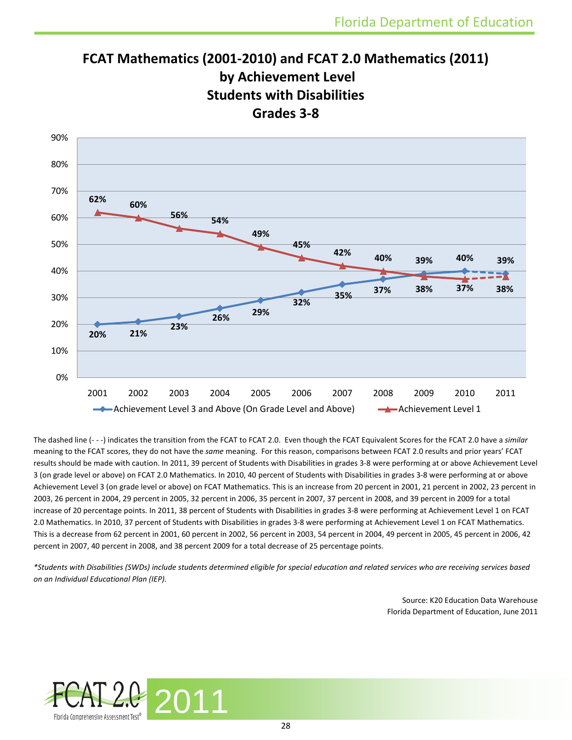# FCAT Mathematics (2001-2010) and FCAT 2.0 Mathematics (2011) by Achievement Level Students with Disabilities Grades 3-8

| Year | Achievement Level 3 and Above (On Grade Level and Above) | Achievement Level 1 |
|---|---|---|
| 2001 | 20% | 62% |
| 2002 | 21% | 60% |
| 2003 | 23% | 56% |
| 2004 | 26% | 54% |
| 2005 | 29% | 49% |
| 2006 | 32% | 45% |
| 2007 | 35% | 42% |
| 2008 | 37% | 40% |
| 2009 | 39% | 38% |
| 2010 | 40% | 37% |
| 2011 | 39% | 38% |

The dashed line (- - -) indicates the transition from the FCAT to FCAT 2.0. Even though the FCAT Equivalent Scores for the FCAT 2.0 have a *similar* meaning to the FCAT scores, they do not have the *same* meaning. For this reason, comparisons between FCAT 2.0 results and prior years' FCAT results should be made with caution. In 2011, 39 percent of Students with Disabilities in grades 3-8 were performing at or above Achievement Level 3 (on grade level or above) on FCAT 2.0 Mathematics. In 2010, 40 percent of Students with Disabilities in grades 3-8 were performing at or above Achievement Level 3 (on grade level or above) on FCAT Mathematics. This is an increase from 20 percent in 2001, 21 percent in 2002, 23 percent in 2003, 26 percent in 2004, 29 percent in 2005, 32 percent in 2006, 35 percent in 2007, 37 percent in 2008, and 39 percent in 2009 for a total increase of 20 percentage points. In 2011, 38 percent of Students with Disabilities in grades 3-8 were performing at Achievement Level 1 on FCAT 2.0 Mathematics. In 2010, 37 percent of Students with Disabilities in grades 3-8 were performing at Achievement Level 1 on FCAT Mathematics. This is a decrease from 62 percent in 2001, 60 percent in 2002, 56 percent in 2003, 54 percent in 2004, 49 percent in 2005, 45 percent in 2006, 42 percent in 2007, 40 percent in 2008, and 38 percent 2009 for a total decrease of 25 percentage points.

*\*Students with Disabilities (SWDs) include students determined eligible for special education and related services who are receiving services based on an Individual Educational Plan (IEP).*

Source: K20 Education Data Warehouse
Florida Department of Education, June 2011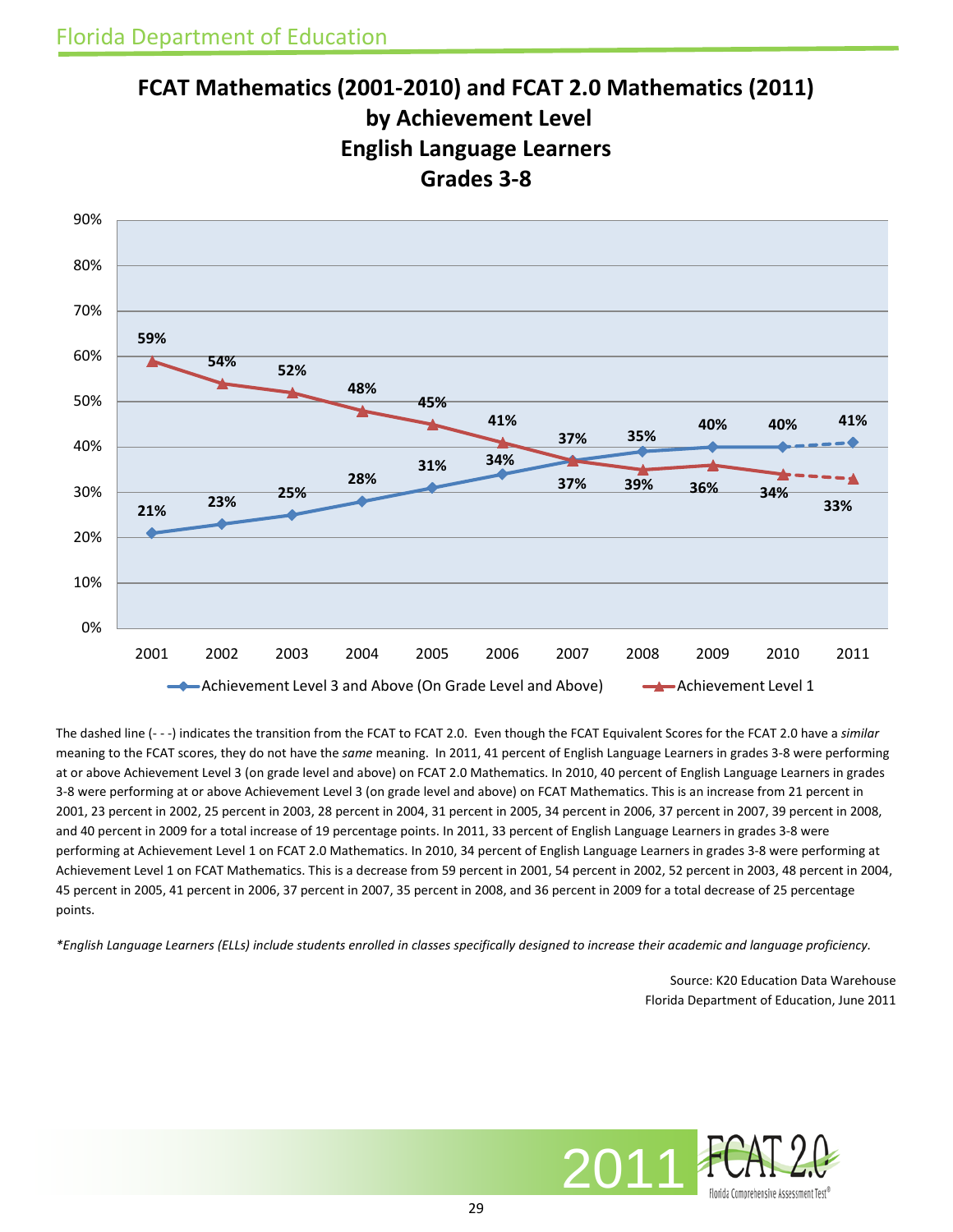# FCAT Mathematics (2001-2010) and FCAT 2.0 Mathematics (2011) by Achievement Level English Language Learners Grades 3-8

| Year | Achievement Level 3 and Above (On Grade Level and Above) | Achievement Level 1 |
|---|---|---|
| 2001 | 21% | 59% |
| 2002 | 23% | 54% |
| 2003 | 25% | 52% |
| 2004 | 28% | 48% |
| 2005 | 31% | 45% |
| 2006 | 34% | 41% |
| 2007 | 37% | 37% |
| 2008 | 39% | 35% |
| 2009 | 40% | 36% |
| 2010 | 40% | 34% |
| 2011 | 41% | 33% |

The dashed line (- - -) indicates the transition from the FCAT to FCAT 2.0. Even though the FCAT Equivalent Scores for the FCAT 2.0 have a *similar* meaning to the FCAT scores, they do not have the *same* meaning. In 2011, 41 percent of English Language Learners in grades 3-8 were performing at or above Achievement Level 3 (on grade level and above) on FCAT 2.0 Mathematics. In 2010, 40 percent of English Language Learners in grades 3-8 were performing at or above Achievement Level 3 (on grade level and above) on FCAT Mathematics. This is an increase from 21 percent in 2001, 23 percent in 2002, 25 percent in 2003, 28 percent in 2004, 31 percent in 2005, 34 percent in 2006, 37 percent in 2007, 39 percent in 2008, and 40 percent in 2009 for a total increase of 19 percentage points. In 2011, 33 percent of English Language Learners in grades 3-8 were performing at Achievement Level 1 on FCAT 2.0 Mathematics. In 2010, 34 percent of English Language Learners in grades 3-8 were performing at Achievement Level 1 on FCAT Mathematics. This is a decrease from 59 percent in 2001, 54 percent in 2002, 52 percent in 2003, 48 percent in 2004, 45 percent in 2005, 41 percent in 2006, 37 percent in 2007, 35 percent in 2008, and 36 percent in 2009 for a total decrease of 25 percentage points.

*\*English Language Learners (ELLs) include students enrolled in classes specifically designed to increase their academic and language proficiency.*

Source: K20 Education Data Warehouse
Florida Department of Education, June 2011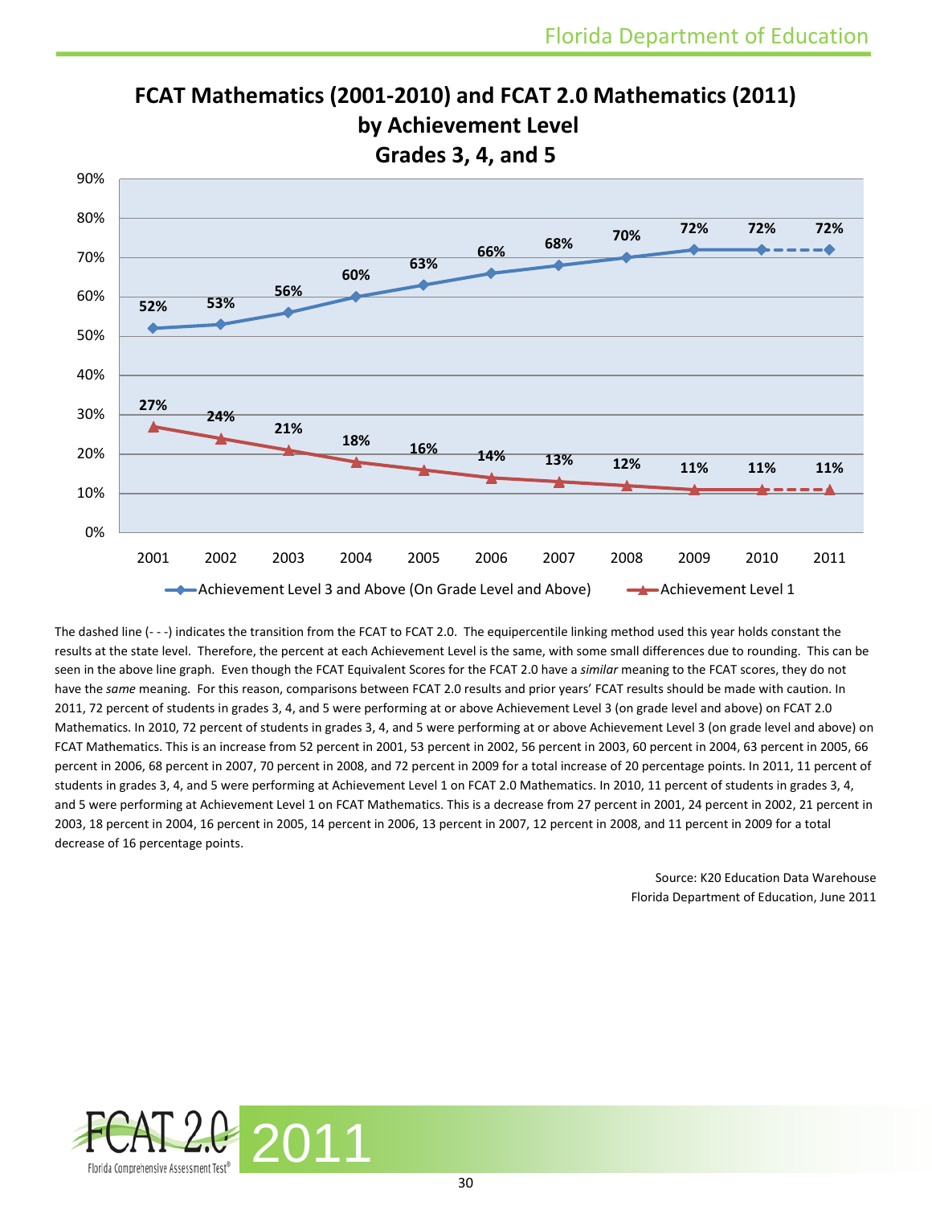# FCAT Mathematics (2001-2010) and FCAT 2.0 Mathematics (2011) by Achievement Level
## Grades 3, 4, and 5

| Year | Achievement Level 3 and Above (On Grade Level and Above) | Achievement Level 1 |
|---|---|---|
| 2001 | 52% | 27% |
| 2002 | 53% | 24% |
| 2003 | 56% | 21% |
| 2004 | 60% | 18% |
| 2005 | 63% | 16% |
| 2006 | 66% | 14% |
| 2007 | 68% | 13% |
| 2008 | 70% | 12% |
| 2009 | 72% | 11% |
| 2010 | 72% | 11% |
| 2011 | 72% | 11% |

The dashed line (- - -) indicates the transition from the FCAT to FCAT 2.0. The equipercentile linking method used this year holds constant the results at the state level. Therefore, the percent at each Achievement Level is the same, with some small differences due to rounding. This can be seen in the above line graph. Even though the FCAT Equivalent Scores for the FCAT 2.0 have a *similar* meaning to the FCAT scores, they do not have the *same* meaning. For this reason, comparisons between FCAT 2.0 results and prior years' FCAT results should be made with caution. In 2011, 72 percent of students in grades 3, 4, and 5 were performing at or above Achievement Level 3 (on grade level and above) on FCAT 2.0 Mathematics. In 2010, 72 percent of students in grades 3, 4, and 5 were performing at or above Achievement Level 3 (on grade level and above) on FCAT Mathematics. This is an increase from 52 percent in 2001, 53 percent in 2002, 56 percent in 2003, 60 percent in 2004, 63 percent in 2005, 66 percent in 2006, 68 percent in 2007, 70 percent in 2008, and 72 percent in 2009 for a total increase of 20 percentage points. In 2011, 11 percent of students in grades 3, 4, and 5 were performing at Achievement Level 1 on FCAT 2.0 Mathematics. In 2010, 11 percent of students in grades 3, 4, and 5 were performing at Achievement Level 1 on FCAT Mathematics. This is a decrease from 27 percent in 2001, 24 percent in 2002, 21 percent in 2003, 18 percent in 2004, 16 percent in 2005, 14 percent in 2006, 13 percent in 2007, 12 percent in 2008, and 11 percent in 2009 for a total decrease of 16 percentage points.

Source: K20 Education Data Warehouse
Florida Department of Education, June 2011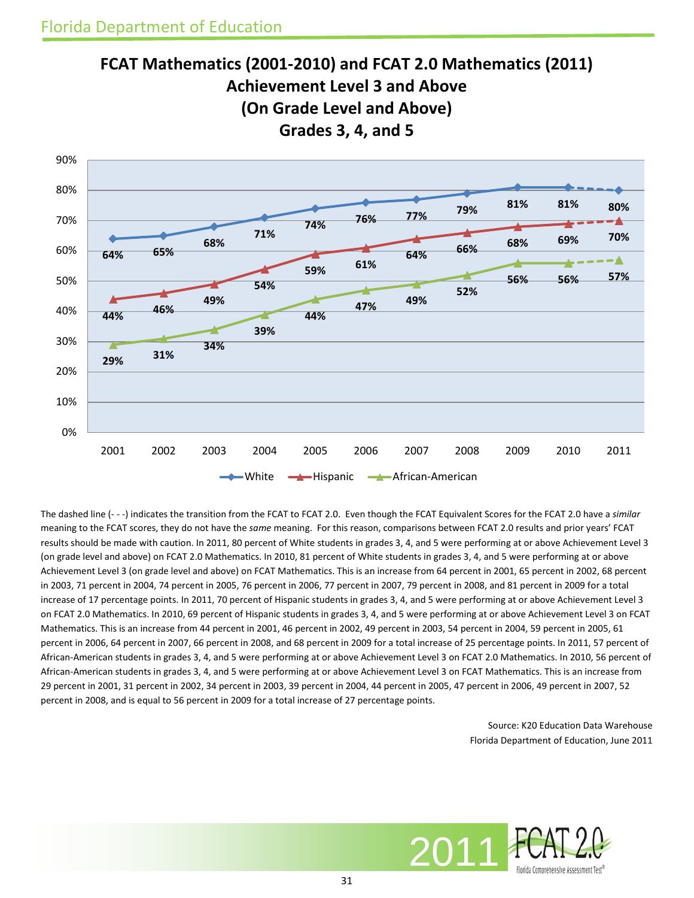# FCAT Mathematics (2001-2010) and FCAT 2.0 Mathematics (2011) Achievement Level 3 and Above (On Grade Level and Above) Grades 3, 4, and 5

| Year | White | Hispanic | African-American |
|---|---|---|---|
| 2001 | 64% | 44% | 29% |
| 2002 | 65% | 46% | 31% |
| 2003 | 68% | 49% | 34% |
| 2004 | 71% | 54% | 39% |
| 2005 | 74% | 59% | 44% |
| 2006 | 76% | 61% | 47% |
| 2007 | 77% | 64% | 49% |
| 2008 | 79% | 66% | 52% |
| 2009 | 81% | 68% | 56% |
| 2010 | 81% | 69% | 56% |
| 2011 | 80% | 70% | 57% |

The dashed line (- - -) indicates the transition from the FCAT to FCAT 2.0. Even though the FCAT Equivalent Scores for the FCAT 2.0 have a *similar* meaning to the FCAT scores, they do not have the *same* meaning. For this reason, comparisons between FCAT 2.0 results and prior years' FCAT results should be made with caution. In 2011, 80 percent of White students in grades 3, 4, and 5 were performing at or above Achievement Level 3 (on grade level and above) on FCAT 2.0 Mathematics. In 2010, 81 percent of White students in grades 3, 4, and 5 were performing at or above Achievement Level 3 (on grade level and above) on FCAT Mathematics. This is an increase from 64 percent in 2001, 65 percent in 2002, 68 percent in 2003, 71 percent in 2004, 74 percent in 2005, 76 percent in 2006, 77 percent in 2007, 79 percent in 2008, and 81 percent in 2009 for a total increase of 17 percentage points. In 2011, 70 percent of Hispanic students in grades 3, 4, and 5 were performing at or above Achievement Level 3 on FCAT 2.0 Mathematics. In 2010, 69 percent of Hispanic students in grades 3, 4, and 5 were performing at or above Achievement Level 3 on FCAT Mathematics. This is an increase from 44 percent in 2001, 46 percent in 2002, 49 percent in 2003, 54 percent in 2004, 59 percent in 2005, 61 percent in 2006, 64 percent in 2007, 66 percent in 2008, and 68 percent in 2009 for a total increase of 25 percentage points. In 2011, 57 percent of African-American students in grades 3, 4, and 5 were performing at or above Achievement Level 3 on FCAT 2.0 Mathematics. In 2010, 56 percent of African-American students in grades 3, 4, and 5 were performing at or above Achievement Level 3 on FCAT Mathematics. This is an increase from 29 percent in 2001, 31 percent in 2002, 34 percent in 2003, 39 percent in 2004, 44 percent in 2005, 47 percent in 2006, 49 percent in 2007, 52 percent in 2008, and is equal to 56 percent in 2009 for a total increase of 27 percentage points.

Source: K20 Education Data Warehouse
Florida Department of Education, June 2011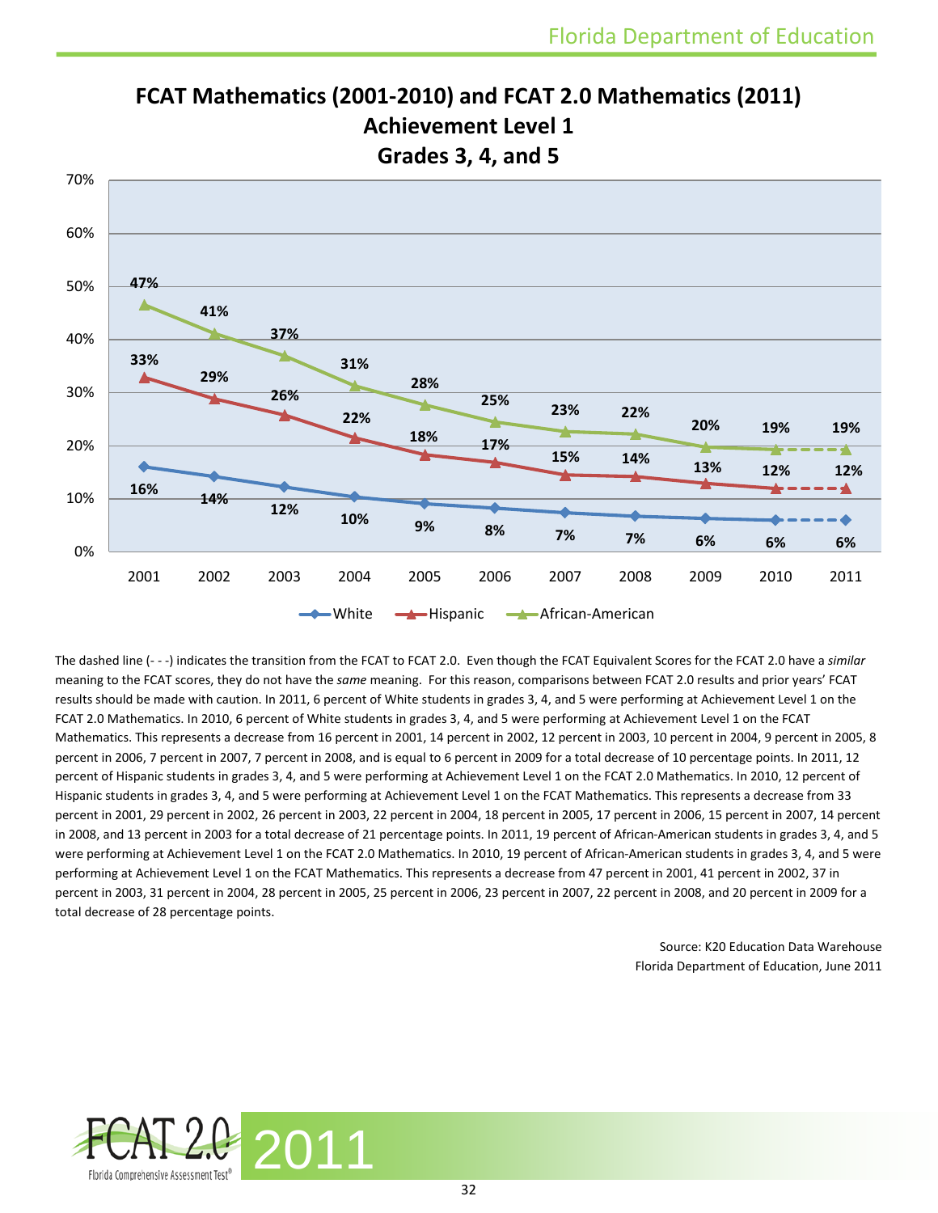# FCAT Mathematics (2001-2010) and FCAT 2.0 Mathematics (2011) Achievement Level 1 Grades 3, 4, and 5

| Year | White | Hispanic | African-American |
|---|---|---|---|
| 2001 | 16% | 33% | 47% |
| 2002 | 14% | 29% | 41% |
| 2003 | 12% | 26% | 37% |
| 2004 | 10% | 22% | 31% |
| 2005 | 9% | 18% | 28% |
| 2006 | 8% | 17% | 25% |
| 2007 | 7% | 15% | 23% |
| 2008 | 7% | 14% | 22% |
| 2009 | 6% | 13% | 20% |
| 2010 | 6% | 12% | 19% |
| 2011 | 6% | 12% | 19% |

The dashed line (- - -) indicates the transition from the FCAT to FCAT 2.0. Even though the FCAT Equivalent Scores for the FCAT 2.0 have a *similar* meaning to the FCAT scores, they do not have the *same* meaning. For this reason, comparisons between FCAT 2.0 results and prior years' FCAT results should be made with caution. In 2011, 6 percent of White students in grades 3, 4, and 5 were performing at Achievement Level 1 on the FCAT 2.0 Mathematics. In 2010, 6 percent of White students in grades 3, 4, and 5 were performing at Achievement Level 1 on the FCAT Mathematics. This represents a decrease from 16 percent in 2001, 14 percent in 2002, 12 percent in 2003, 10 percent in 2004, 9 percent in 2005, 8 percent in 2006, 7 percent in 2007, 7 percent in 2008, and is equal to 6 percent in 2009 for a total decrease of 10 percentage points. In 2011, 12 percent of Hispanic students in grades 3, 4, and 5 were performing at Achievement Level 1 on the FCAT 2.0 Mathematics. In 2010, 12 percent of Hispanic students in grades 3, 4, and 5 were performing at Achievement Level 1 on the FCAT Mathematics. This represents a decrease from 33 percent in 2001, 29 percent in 2002, 26 percent in 2003, 22 percent in 2004, 18 percent in 2005, 17 percent in 2006, 15 percent in 2007, 14 percent in 2008, and 13 percent in 2003 for a total decrease of 21 percentage points. In 2011, 19 percent of African-American students in grades 3, 4, and 5 were performing at Achievement Level 1 on the FCAT 2.0 Mathematics. In 2010, 19 percent of African-American students in grades 3, 4, and 5 were performing at Achievement Level 1 on the FCAT Mathematics. This represents a decrease from 47 percent in 2001, 41 percent in 2002, 37 in percent in 2003, 31 percent in 2004, 28 percent in 2005, 25 percent in 2006, 23 percent in 2007, 22 percent in 2008, and 20 percent in 2009 for a total decrease of 28 percentage points.

Source: K20 Education Data Warehouse
Florida Department of Education, June 2011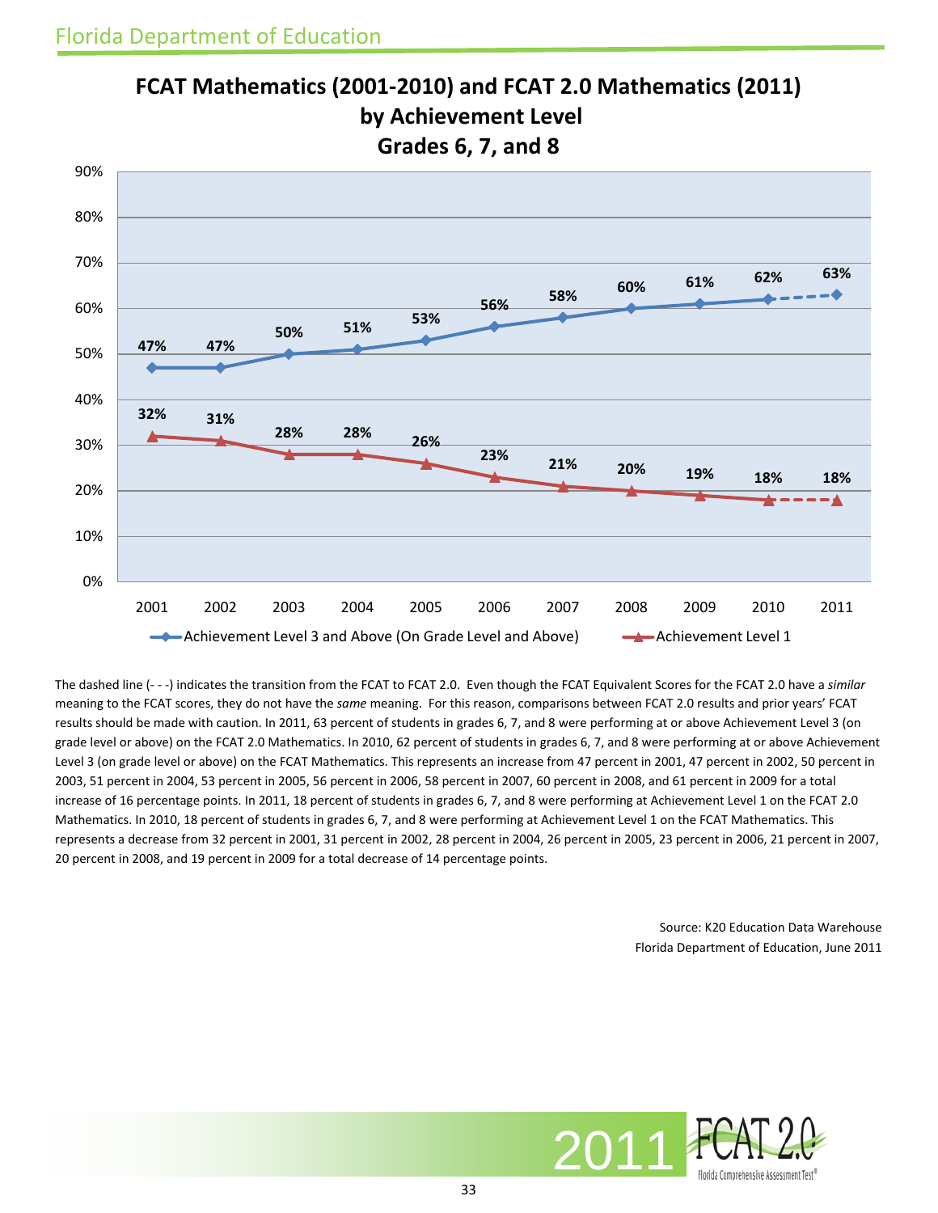# FCAT Mathematics (2001-2010) and FCAT 2.0 Mathematics (2011) by Achievement Level

## Grades 6, 7, and 8

| Year | Achievement Level 3 and Above (On Grade Level and Above) | Achievement Level 1 |
|---|---|---|
| 2001 | 47% | 32% |
| 2002 | 47% | 31% |
| 2003 | 50% | 28% |
| 2004 | 51% | 28% |
| 2005 | 53% | 26% |
| 2006 | 56% | 23% |
| 2007 | 58% | 21% |
| 2008 | 60% | 20% |
| 2009 | 61% | 19% |
| 2010 | 62% | 18% |
| 2011 | 63% | 18% |

The dashed line (- - -) indicates the transition from the FCAT to FCAT 2.0. Even though the FCAT Equivalent Scores for the FCAT 2.0 have a *similar* meaning to the FCAT scores, they do not have the *same* meaning. For this reason, comparisons between FCAT 2.0 results and prior years' FCAT results should be made with caution. In 2011, 63 percent of students in grades 6, 7, and 8 were performing at or above Achievement Level 3 (on grade level or above) on the FCAT 2.0 Mathematics. In 2010, 62 percent of students in grades 6, 7, and 8 were performing at or above Achievement Level 3 (on grade level or above) on the FCAT Mathematics. This represents an increase from 47 percent in 2001, 47 percent in 2002, 50 percent in 2003, 51 percent in 2004, 53 percent in 2005, 56 percent in 2006, 58 percent in 2007, 60 percent in 2008, and 61 percent in 2009 for a total increase of 16 percentage points. In 2011, 18 percent of students in grades 6, 7, and 8 were performing at Achievement Level 1 on the FCAT 2.0 Mathematics. In 2010, 18 percent of students in grades 6, 7, and 8 were performing at Achievement Level 1 on the FCAT Mathematics. This represents a decrease from 32 percent in 2001, 31 percent in 2002, 28 percent in 2004, 26 percent in 2005, 23 percent in 2006, 21 percent in 2007, 20 percent in 2008, and 19 percent in 2009 for a total decrease of 14 percentage points.

Source: K20 Education Data Warehouse
Florida Department of Education, June 2011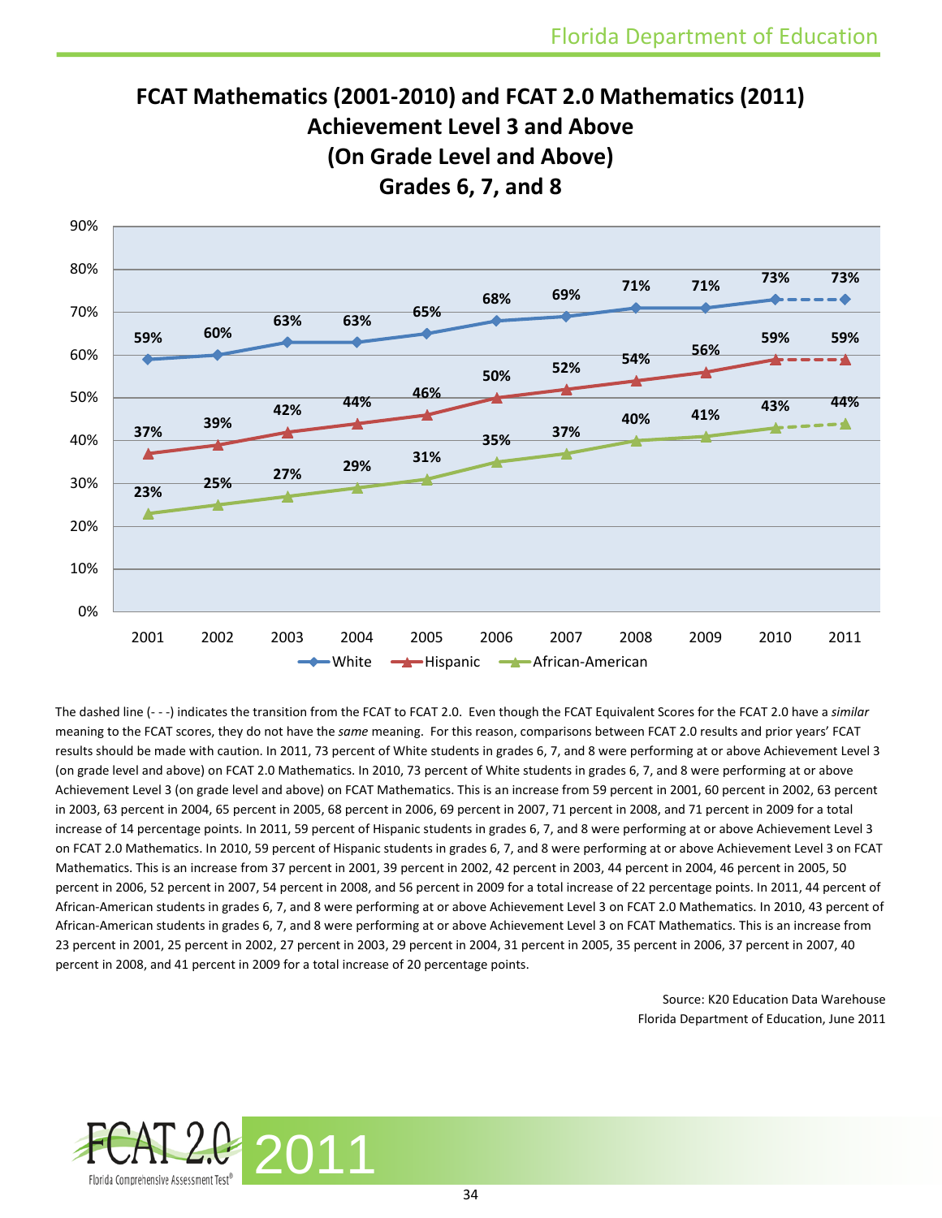# FCAT Mathematics (2001-2010) and FCAT 2.0 Mathematics (2011) Achievement Level 3 and Above (On Grade Level and Above) Grades 6, 7, and 8

| Year | White | Hispanic | African-American |
|---|---|---|---|
| 2001 | 59% | 37% | 23% |
| 2002 | 60% | 39% | 25% |
| 2003 | 63% | 42% | 27% |
| 2004 | 63% | 44% | 29% |
| 2005 | 65% | 46% | 31% |
| 2006 | 68% | 50% | 35% |
| 2007 | 69% | 52% | 37% |
| 2008 | 71% | 54% | 40% |
| 2009 | 71% | 56% | 41% |
| 2010 | 73% | 59% | 43% |
| 2011 | 73% | 59% | 44% |

The dashed line (- - -) indicates the transition from the FCAT to FCAT 2.0. Even though the FCAT Equivalent Scores for the FCAT 2.0 have a *similar* meaning to the FCAT scores, they do not have the *same* meaning. For this reason, comparisons between FCAT 2.0 results and prior years' FCAT results should be made with caution. In 2011, 73 percent of White students in grades 6, 7, and 8 were performing at or above Achievement Level 3 (on grade level and above) on FCAT 2.0 Mathematics. In 2010, 73 percent of White students in grades 6, 7, and 8 were performing at or above Achievement Level 3 (on grade level and above) on FCAT Mathematics. This is an increase from 59 percent in 2001, 60 percent in 2002, 63 percent in 2003, 63 percent in 2004, 65 percent in 2005, 68 percent in 2006, 69 percent in 2007, 71 percent in 2008, and 71 percent in 2009 for a total increase of 14 percentage points. In 2011, 59 percent of Hispanic students in grades 6, 7, and 8 were performing at or above Achievement Level 3 on FCAT 2.0 Mathematics. In 2010, 59 percent of Hispanic students in grades 6, 7, and 8 were performing at or above Achievement Level 3 on FCAT Mathematics. This is an increase from 37 percent in 2001, 39 percent in 2002, 42 percent in 2003, 44 percent in 2004, 46 percent in 2005, 50 percent in 2006, 52 percent in 2007, 54 percent in 2008, and 56 percent in 2009 for a total increase of 22 percentage points. In 2011, 44 percent of African-American students in grades 6, 7, and 8 were performing at or above Achievement Level 3 on FCAT 2.0 Mathematics. In 2010, 43 percent of African-American students in grades 6, 7, and 8 were performing at or above Achievement Level 3 on FCAT Mathematics. This is an increase from 23 percent in 2001, 25 percent in 2002, 27 percent in 2003, 29 percent in 2004, 31 percent in 2005, 35 percent in 2006, 37 percent in 2007, 40 percent in 2008, and 41 percent in 2009 for a total increase of 20 percentage points.

Source: K20 Education Data Warehouse
Florida Department of Education, June 2011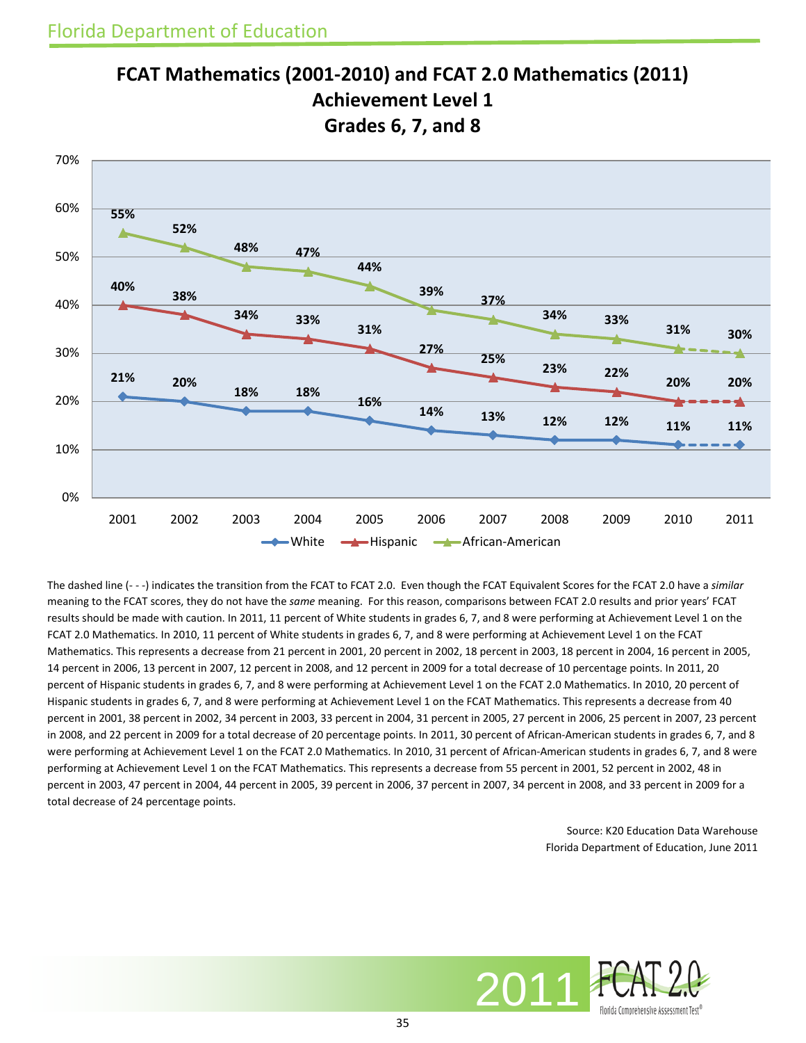# FCAT Mathematics (2001-2010) and FCAT 2.0 Mathematics (2011)
## Achievement Level 1
## Grades 6, 7, and 8

| Year | White | Hispanic | African-American |
|---|---|---|---|
| 2001 | 21% | 40% | 55% |
| 2002 | 20% | 38% | 52% |
| 2003 | 18% | 34% | 48% |
| 2004 | 18% | 33% | 47% |
| 2005 | 16% | 31% | 44% |
| 2006 | 14% | 27% | 39% |
| 2007 | 13% | 25% | 37% |
| 2008 | 12% | 23% | 34% |
| 2009 | 12% | 22% | 33% |
| 2010 | 11% | 20% | 31% |
| 2011 | 11% | 20% | 30% |

The dashed line (- - -) indicates the transition from the FCAT to FCAT 2.0. Even though the FCAT Equivalent Scores for the FCAT 2.0 have a *similar* meaning to the FCAT scores, they do not have the *same* meaning. For this reason, comparisons between FCAT 2.0 results and prior years' FCAT results should be made with caution. In 2011, 11 percent of White students in grades 6, 7, and 8 were performing at Achievement Level 1 on the FCAT 2.0 Mathematics. In 2010, 11 percent of White students in grades 6, 7, and 8 were performing at Achievement Level 1 on the FCAT Mathematics. This represents a decrease from 21 percent in 2001, 20 percent in 2002, 18 percent in 2003, 18 percent in 2004, 16 percent in 2005, 14 percent in 2006, 13 percent in 2007, 12 percent in 2008, and 12 percent in 2009 for a total decrease of 10 percentage points. In 2011, 20 percent of Hispanic students in grades 6, 7, and 8 were performing at Achievement Level 1 on the FCAT 2.0 Mathematics. In 2010, 20 percent of Hispanic students in grades 6, 7, and 8 were performing at Achievement Level 1 on the FCAT Mathematics. This represents a decrease from 40 percent in 2001, 38 percent in 2002, 34 percent in 2003, 33 percent in 2004, 31 percent in 2005, 27 percent in 2006, 25 percent in 2007, 23 percent in 2008, and 22 percent in 2009 for a total decrease of 20 percentage points. In 2011, 30 percent of African-American students in grades 6, 7, and 8 were performing at Achievement Level 1 on the FCAT 2.0 Mathematics. In 2010, 31 percent of African-American students in grades 6, 7, and 8 were performing at Achievement Level 1 on the FCAT Mathematics. This represents a decrease from 55 percent in 2001, 52 percent in 2002, 48 in percent in 2003, 47 percent in 2004, 44 percent in 2005, 39 percent in 2006, 37 percent in 2007, 34 percent in 2008, and 33 percent in 2009 for a total decrease of 24 percentage points.

Source: K20 Education Data Warehouse
Florida Department of Education, June 2011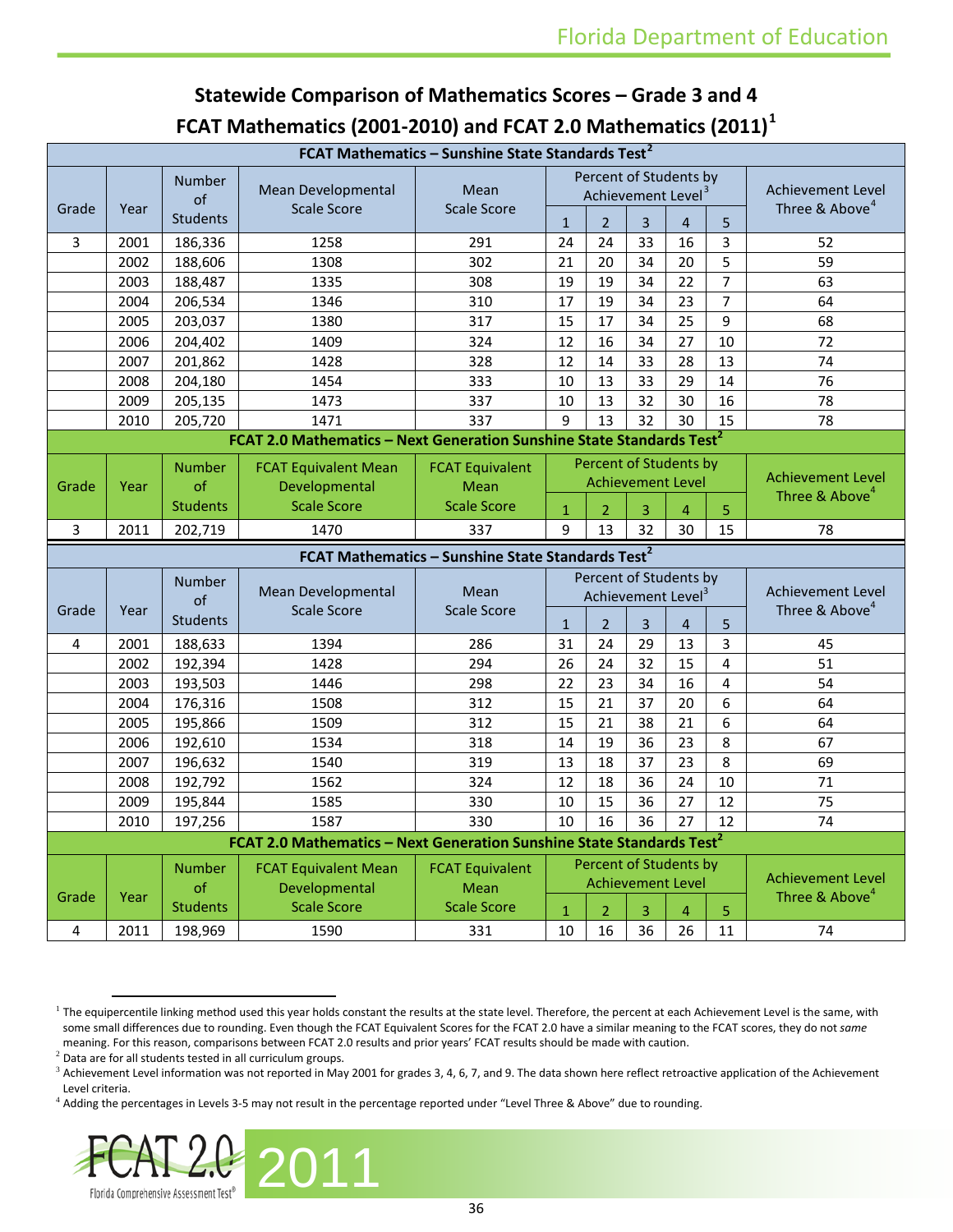## Statewide Comparison of Mathematics Scores – Grade 3 and 4

## FCAT Mathematics (2001-2010) and FCAT 2.0 Mathematics (2011)[1]

| FCAT Mathematics – Sunshine State Standards Test[2] | | | | | | | | | | |
|---|---|---|---|---|---|---|---|---|---|---|
| Grade | Year | Number of Students | Mean Developmental Scale Score | Mean Scale Score | Percent of Students by Achievement Level[3] | | | | | Achievement Level Three & Above[4] |
| | | | | | 1 | 2 | 3 | 4 | 5 | |
| 3 | 2001 | 186,336 | 1258 | 291 | 24 | 24 | 33 | 16 | 3 | 52 |
| | 2002 | 188,606 | 1308 | 302 | 21 | 20 | 34 | 20 | 5 | 59 |
| | 2003 | 188,487 | 1335 | 308 | 19 | 19 | 34 | 22 | 7 | 63 |
| | 2004 | 206,534 | 1346 | 310 | 17 | 19 | 34 | 23 | 7 | 64 |
| | 2005 | 203,037 | 1380 | 317 | 15 | 17 | 34 | 25 | 9 | 68 |
| | 2006 | 204,402 | 1409 | 324 | 12 | 16 | 34 | 27 | 10 | 72 |
| | 2007 | 201,862 | 1428 | 328 | 12 | 14 | 33 | 28 | 13 | 74 |
| | 2008 | 204,180 | 1454 | 333 | 10 | 13 | 33 | 29 | 14 | 76 |
| | 2009 | 205,135 | 1473 | 337 | 10 | 13 | 32 | 30 | 16 | 78 |
| | 2010 | 205,720 | 1471 | 337 | 9 | 13 | 32 | 30 | 15 | 78 |
| **FCAT 2.0 Mathematics – Next Generation Sunshine State Standards Test[2]** | | | | | | | | | | |
| Grade | Year | Number of Students | FCAT Equivalent Mean Developmental Scale Score | FCAT Equivalent Mean Scale Score | Percent of Students by Achievement Level | | | | | Achievement Level Three & Above[4] |
| | | | | | 1 | 2 | 3 | 4 | 5 | |
| 3 | 2011 | 202,719 | 1470 | 337 | 9 | 13 | 32 | 30 | 15 | 78 |

| FCAT Mathematics – Sunshine State Standards Test[2] | | | | | | | | | | |
|---|---|---|---|---|---|---|---|---|---|---|
| Grade | Year | Number of Students | Mean Developmental Scale Score | Mean Scale Score | Percent of Students by Achievement Level[3] | | | | | Achievement Level Three & Above[4] |
| | | | | | 1 | 2 | 3 | 4 | 5 | |
| 4 | 2001 | 188,633 | 1394 | 286 | 31 | 24 | 29 | 13 | 3 | 45 |
| | 2002 | 192,394 | 1428 | 294 | 26 | 24 | 32 | 15 | 4 | 51 |
| | 2003 | 193,503 | 1446 | 298 | 22 | 23 | 34 | 16 | 4 | 54 |
| | 2004 | 176,316 | 1508 | 312 | 15 | 21 | 37 | 20 | 6 | 64 |
| | 2005 | 195,866 | 1509 | 312 | 15 | 21 | 38 | 21 | 6 | 64 |
| | 2006 | 192,610 | 1534 | 318 | 14 | 19 | 36 | 23 | 8 | 67 |
| | 2007 | 196,632 | 1540 | 319 | 13 | 18 | 37 | 23 | 8 | 69 |
| | 2008 | 192,792 | 1562 | 324 | 12 | 18 | 36 | 24 | 10 | 71 |
| | 2009 | 195,844 | 1585 | 330 | 10 | 15 | 36 | 27 | 12 | 75 |
| | 2010 | 197,256 | 1587 | 330 | 10 | 16 | 36 | 27 | 12 | 74 |
| **FCAT 2.0 Mathematics – Next Generation Sunshine State Standards Test[2]** | | | | | | | | | | |
| Grade | Year | Number of Students | FCAT Equivalent Mean Developmental Scale Score | FCAT Equivalent Mean Scale Score | Percent of Students by Achievement Level | | | | | Achievement Level Three & Above[4] |
| | | | | | 1 | 2 | 3 | 4 | 5 | |
| 4 | 2011 | 198,969 | 1590 | 331 | 10 | 16 | 36 | 26 | 11 | 74 |

[1] The equipercentile linking method used this year holds constant the results at the state level. Therefore, the percent at each Achievement Level is the same, with some small differences due to rounding. Even though the FCAT Equivalent Scores for the FCAT 2.0 have a similar meaning to the FCAT scores, they do not *same* meaning. For this reason, comparisons between FCAT 2.0 results and prior years' FCAT results should be made with caution.

[2] Data are for all students tested in all curriculum groups.

[3] Achievement Level information was not reported in May 2001 for grades 3, 4, 6, 7, and 9. The data shown here reflect retroactive application of the Achievement Level criteria.

[4] Adding the percentages in Levels 3-5 may not result in the percentage reported under "Level Three & Above" due to rounding.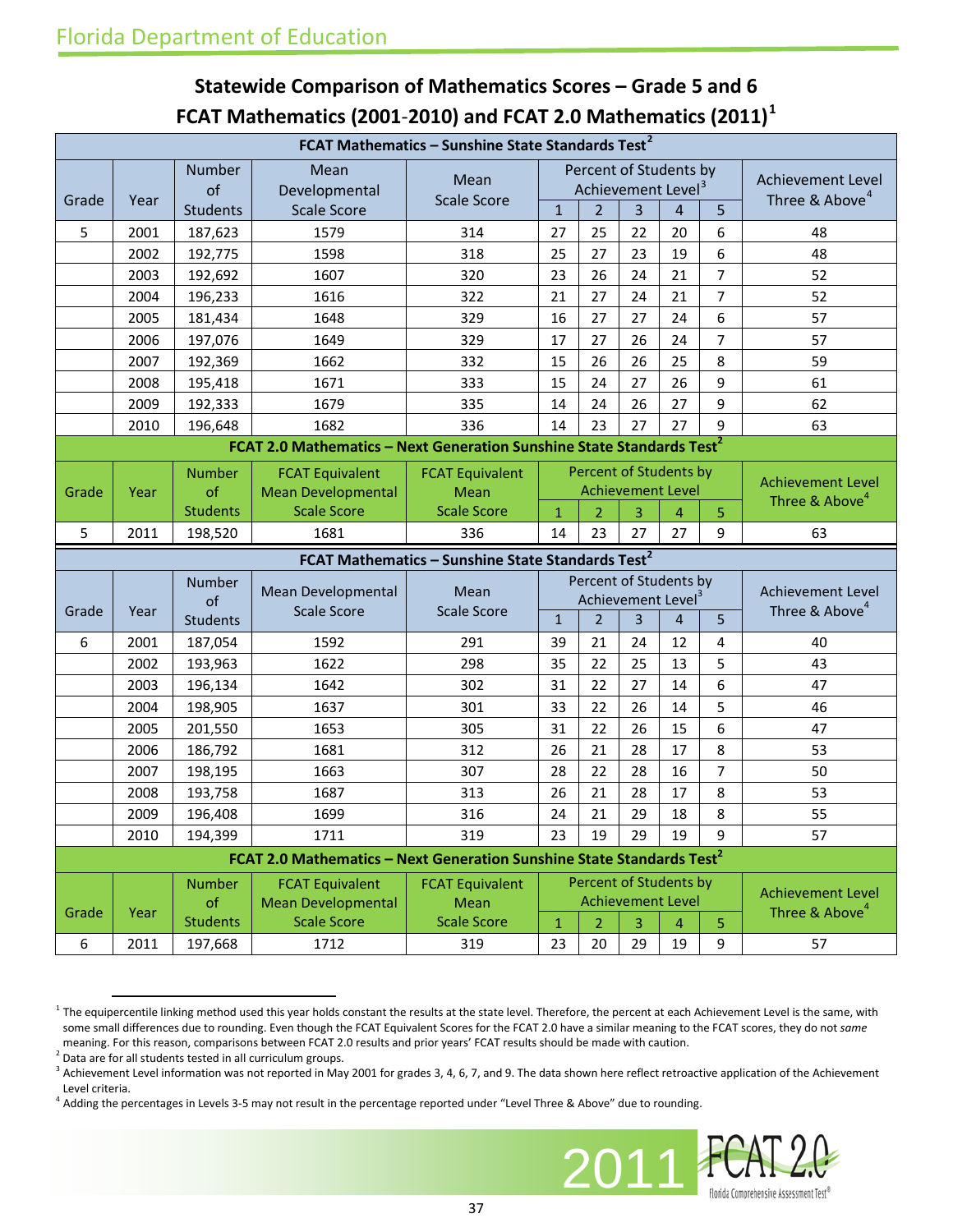# Statewide Comparison of Mathematics Scores – Grade 5 and 6

## FCAT Mathematics (2001-2010) and FCAT 2.0 Mathematics (2011)[1]

| FCAT Mathematics – Sunshine State Standards Test[2] | | | | | | | | | | |
|---|---|---|---|---|---|---|---|---|---|---|
| Grade | Year | Number of Students | Mean Developmental Scale Score | Mean Scale Score | Percent of Students by Achievement Level[3] | | | | | Achievement Level Three & Above[4] |
| | | | | | 1 | 2 | 3 | 4 | 5 | |
| 5 | 2001 | 187,623 | 1579 | 314 | 27 | 25 | 22 | 20 | 6 | 48 |
| | 2002 | 192,775 | 1598 | 318 | 25 | 27 | 23 | 19 | 6 | 48 |
| | 2003 | 192,692 | 1607 | 320 | 23 | 26 | 24 | 21 | 7 | 52 |
| | 2004 | 196,233 | 1616 | 322 | 21 | 27 | 24 | 21 | 7 | 52 |
| | 2005 | 181,434 | 1648 | 329 | 16 | 27 | 27 | 24 | 6 | 57 |
| | 2006 | 197,076 | 1649 | 329 | 17 | 27 | 26 | 24 | 7 | 57 |
| | 2007 | 192,369 | 1662 | 332 | 15 | 26 | 26 | 25 | 8 | 59 |
| | 2008 | 195,418 | 1671 | 333 | 15 | 24 | 27 | 26 | 9 | 61 |
| | 2009 | 192,333 | 1679 | 335 | 14 | 24 | 26 | 27 | 9 | 62 |
| | 2010 | 196,648 | 1682 | 336 | 14 | 23 | 27 | 27 | 9 | 63 |
| **FCAT 2.0 Mathematics – Next Generation Sunshine State Standards Test[2]** | | | | | | | | | | |
| Grade | Year | Number of Students | FCAT Equivalent Mean Developmental Scale Score | FCAT Equivalent Mean Scale Score | Percent of Students by Achievement Level | | | | | Achievement Level Three & Above[4] |
| | | | | | 1 | 2 | 3 | 4 | 5 | |
| 5 | 2011 | 198,520 | 1681 | 336 | 14 | 23 | 27 | 27 | 9 | 63 |

| FCAT Mathematics – Sunshine State Standards Test[2] | | | | | | | | | | |
|---|---|---|---|---|---|---|---|---|---|---|
| Grade | Year | Number of Students | Mean Developmental Scale Score | Mean Scale Score | Percent of Students by Achievement Level[3] | | | | | Achievement Level Three & Above[4] |
| | | | | | 1 | 2 | 3 | 4 | 5 | |
| 6 | 2001 | 187,054 | 1592 | 291 | 39 | 21 | 24 | 12 | 4 | 40 |
| | 2002 | 193,963 | 1622 | 298 | 35 | 22 | 25 | 13 | 5 | 43 |
| | 2003 | 196,134 | 1642 | 302 | 31 | 22 | 27 | 14 | 6 | 47 |
| | 2004 | 198,905 | 1637 | 301 | 33 | 22 | 26 | 14 | 5 | 46 |
| | 2005 | 201,550 | 1653 | 305 | 31 | 22 | 26 | 15 | 6 | 47 |
| | 2006 | 186,792 | 1681 | 312 | 26 | 21 | 28 | 17 | 8 | 53 |
| | 2007 | 198,195 | 1663 | 307 | 28 | 22 | 28 | 16 | 7 | 50 |
| | 2008 | 193,758 | 1687 | 313 | 26 | 21 | 28 | 17 | 8 | 53 |
| | 2009 | 196,408 | 1699 | 316 | 24 | 21 | 29 | 18 | 8 | 55 |
| | 2010 | 194,399 | 1711 | 319 | 23 | 19 | 29 | 19 | 9 | 57 |
| **FCAT 2.0 Mathematics – Next Generation Sunshine State Standards Test[2]** | | | | | | | | | | |
| Grade | Year | Number of Students | FCAT Equivalent Mean Developmental Scale Score | FCAT Equivalent Mean Scale Score | Percent of Students by Achievement Level | | | | | Achievement Level Three & Above[4] |
| | | | | | 1 | 2 | 3 | 4 | 5 | |
| 6 | 2011 | 197,668 | 1712 | 319 | 23 | 20 | 29 | 19 | 9 | 57 |

[1] The equipercentile linking method used this year holds constant the results at the state level. Therefore, the percent at each Achievement Level is the same, with some small differences due to rounding. Even though the FCAT Equivalent Scores for the FCAT 2.0 have a similar meaning to the FCAT scores, they do not *same* meaning. For this reason, comparisons between FCAT 2.0 results and prior years' FCAT results should be made with caution.

[2] Data are for all students tested in all curriculum groups.

[3] Achievement Level information was not reported in May 2001 for grades 3, 4, 6, 7, and 9. The data shown here reflect retroactive application of the Achievement Level criteria.

[4] Adding the percentages in Levels 3-5 may not result in the percentage reported under "Level Three & Above" due to rounding.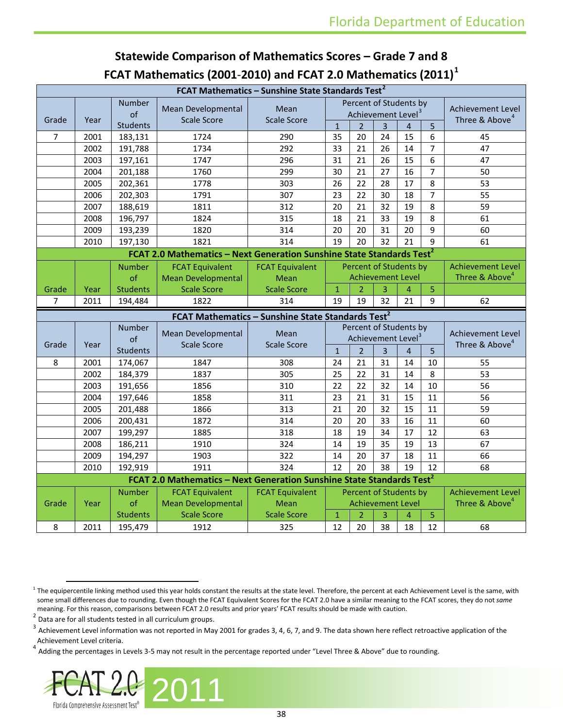## Statewide Comparison of Mathematics Scores – Grade 7 and 8

## FCAT Mathematics (2001-2010) and FCAT 2.0 Mathematics (2011)[1]

| FCAT Mathematics – Sunshine State Standards Test[2] | | | | | | | | | | |
|---|---|---|---|---|---|---|---|---|---|---|
| Grade | Year | Number of Students | Mean Developmental Scale Score | Mean Scale Score | Percent of Students by Achievement Level[3] | | | | | Achievement Level Three & Above[4] |
| | | | | | 1 | 2 | 3 | 4 | 5 | |
| 7 | 2001 | 183,131 | 1724 | 290 | 35 | 20 | 24 | 15 | 6 | 45 |
| | 2002 | 191,788 | 1734 | 292 | 33 | 21 | 26 | 14 | 7 | 47 |
| | 2003 | 197,161 | 1747 | 296 | 31 | 21 | 26 | 15 | 6 | 47 |
| | 2004 | 201,188 | 1760 | 299 | 30 | 21 | 27 | 16 | 7 | 50 |
| | 2005 | 202,361 | 1778 | 303 | 26 | 22 | 28 | 17 | 8 | 53 |
| | 2006 | 202,303 | 1791 | 307 | 23 | 22 | 30 | 18 | 7 | 55 |
| | 2007 | 188,619 | 1811 | 312 | 20 | 21 | 32 | 19 | 8 | 59 |
| | 2008 | 196,797 | 1824 | 315 | 18 | 21 | 33 | 19 | 8 | 61 |
| | 2009 | 193,239 | 1820 | 314 | 20 | 20 | 31 | 20 | 9 | 60 |
| | 2010 | 197,130 | 1821 | 314 | 19 | 20 | 32 | 21 | 9 | 61 |
| **FCAT 2.0 Mathematics – Next Generation Sunshine State Standards Test[2]** | | | | | | | | | | |
| Grade | Year | Number of Students | FCAT Equivalent Mean Developmental Scale Score | FCAT Equivalent Mean Scale Score | Percent of Students by Achievement Level | | | | | Achievement Level Three & Above[4] |
| | | | | | 1 | 2 | 3 | 4 | 5 | |
| 7 | 2011 | 194,484 | 1822 | 314 | 19 | 19 | 32 | 21 | 9 | 62 |

| FCAT Mathematics – Sunshine State Standards Test[2] | | | | | | | | | | |
|---|---|---|---|---|---|---|---|---|---|---|
| Grade | Year | Number of Students | Mean Developmental Scale Score | Mean Scale Score | Percent of Students by Achievement Level[3] | | | | | Achievement Level Three & Above[4] |
| | | | | | 1 | 2 | 3 | 4 | 5 | |
| 8 | 2001 | 174,067 | 1847 | 308 | 24 | 21 | 31 | 14 | 10 | 55 |
| | 2002 | 184,379 | 1837 | 305 | 25 | 22 | 31 | 14 | 8 | 53 |
| | 2003 | 191,656 | 1856 | 310 | 22 | 22 | 32 | 14 | 10 | 56 |
| | 2004 | 197,646 | 1858 | 311 | 23 | 21 | 31 | 15 | 11 | 56 |
| | 2005 | 201,488 | 1866 | 313 | 21 | 20 | 32 | 15 | 11 | 59 |
| | 2006 | 200,431 | 1872 | 314 | 20 | 20 | 33 | 16 | 11 | 60 |
| | 2007 | 199,297 | 1885 | 318 | 18 | 19 | 34 | 17 | 12 | 63 |
| | 2008 | 186,211 | 1910 | 324 | 14 | 19 | 35 | 19 | 13 | 67 |
| | 2009 | 194,297 | 1903 | 322 | 14 | 20 | 37 | 18 | 11 | 66 |
| | 2010 | 192,919 | 1911 | 324 | 12 | 20 | 38 | 19 | 12 | 68 |
| **FCAT 2.0 Mathematics – Next Generation Sunshine State Standards Test[2]** | | | | | | | | | | |
| Grade | Year | Number of Students | FCAT Equivalent Mean Developmental Scale Score | FCAT Equivalent Mean Scale Score | Percent of Students by Achievement Level | | | | | Achievement Level Three & Above[4] |
| | | | | | 1 | 2 | 3 | 4 | 5 | |
| 8 | 2011 | 195,479 | 1912 | 325 | 12 | 20 | 38 | 18 | 12 | 68 |

[1] The equipercentile linking method used this year holds constant the results at the state level. Therefore, the percent at each Achievement Level is the same, with some small differences due to rounding. Even though the FCAT Equivalent Scores for the FCAT 2.0 have a similar meaning to the FCAT scores, they do not *same* meaning. For this reason, comparisons between FCAT 2.0 results and prior years' FCAT results should be made with caution.

[2] Data are for all students tested in all curriculum groups.

[3] Achievement Level information was not reported in May 2001 for grades 3, 4, 6, 7, and 9. The data shown here reflect retroactive application of the Achievement Level criteria.

[4] Adding the percentages in Levels 3-5 may not result in the percentage reported under "Level Three & Above" due to rounding.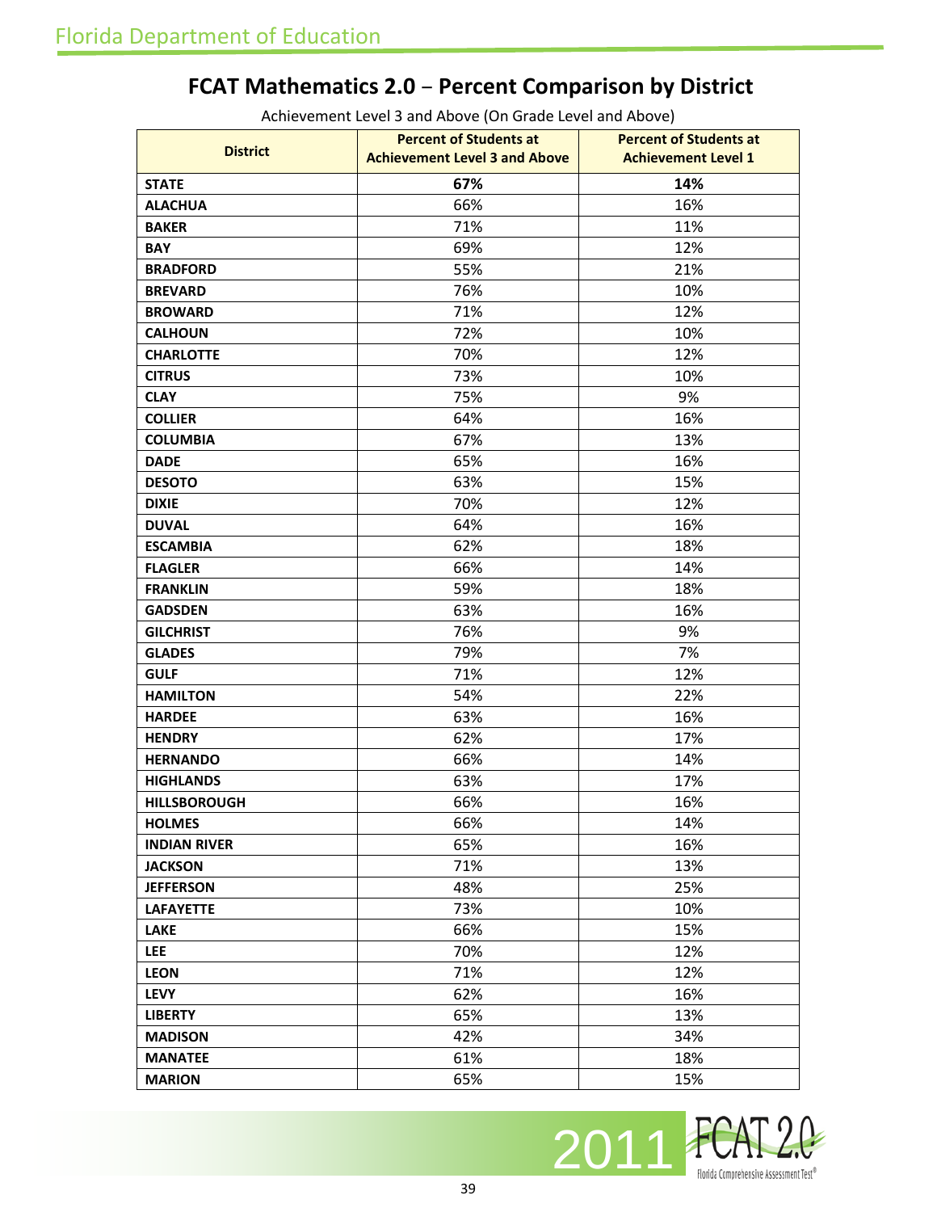Florida Department of Education

## FCAT Mathematics 2.0 – Percent Comparison by District

Achievement Level 3 and Above (On Grade Level and Above)

| District | Percent of Students at Achievement Level 3 and Above | Percent of Students at Achievement Level 1 |
|---|---|---|
| **STATE** | **67%** | **14%** |
| **ALACHUA** | 66% | 16% |
| **BAKER** | 71% | 11% |
| **BAY** | 69% | 12% |
| **BRADFORD** | 55% | 21% |
| **BREVARD** | 76% | 10% |
| **BROWARD** | 71% | 12% |
| **CALHOUN** | 72% | 10% |
| **CHARLOTTE** | 70% | 12% |
| **CITRUS** | 73% | 10% |
| **CLAY** | 75% | 9% |
| **COLLIER** | 64% | 16% |
| **COLUMBIA** | 67% | 13% |
| **DADE** | 65% | 16% |
| **DESOTO** | 63% | 15% |
| **DIXIE** | 70% | 12% |
| **DUVAL** | 64% | 16% |
| **ESCAMBIA** | 62% | 18% |
| **FLAGLER** | 66% | 14% |
| **FRANKLIN** | 59% | 18% |
| **GADSDEN** | 63% | 16% |
| **GILCHRIST** | 76% | 9% |
| **GLADES** | 79% | 7% |
| **GULF** | 71% | 12% |
| **HAMILTON** | 54% | 22% |
| **HARDEE** | 63% | 16% |
| **HENDRY** | 62% | 17% |
| **HERNANDO** | 66% | 14% |
| **HIGHLANDS** | 63% | 17% |
| **HILLSBOROUGH** | 66% | 16% |
| **HOLMES** | 66% | 14% |
| **INDIAN RIVER** | 65% | 16% |
| **JACKSON** | 71% | 13% |
| **JEFFERSON** | 48% | 25% |
| **LAFAYETTE** | 73% | 10% |
| **LAKE** | 66% | 15% |
| **LEE** | 70% | 12% |
| **LEON** | 71% | 12% |
| **LEVY** | 62% | 16% |
| **LIBERTY** | 65% | 13% |
| **MADISON** | 42% | 34% |
| **MANATEE** | 61% | 18% |
| **MARION** | 65% | 15% |

2011 FCAT 2.0 Florida Comprehensive Assessment Test®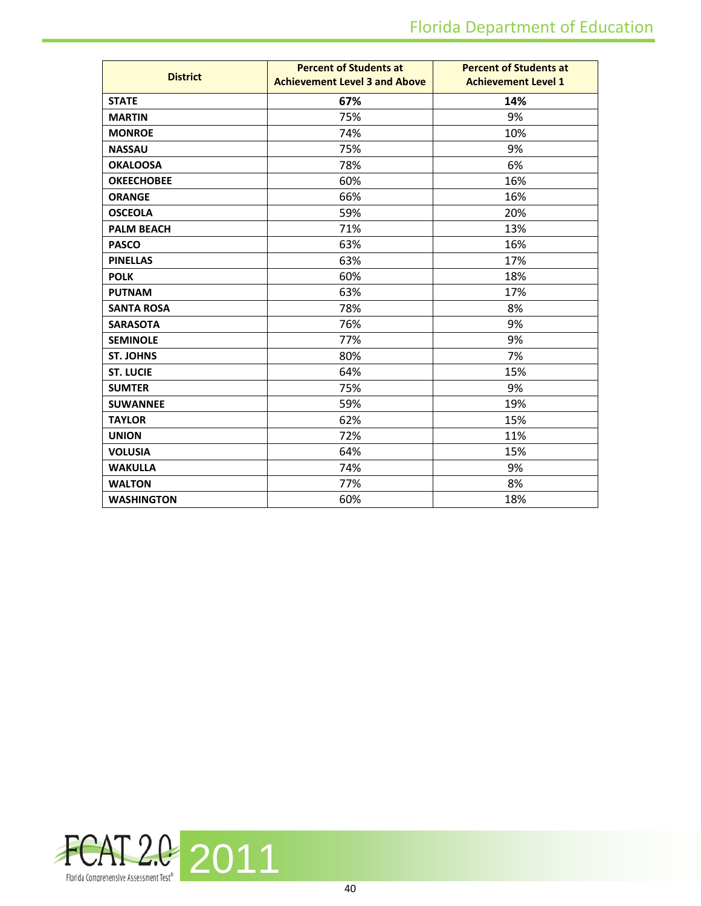| District | Percent of Students at Achievement Level 3 and Above | Percent of Students at Achievement Level 1 |
|---|---|---|
| **STATE** | **67%** | **14%** |
| **MARTIN** | 75% | 9% |
| **MONROE** | 74% | 10% |
| **NASSAU** | 75% | 9% |
| **OKALOOSA** | 78% | 6% |
| **OKEECHOBEE** | 60% | 16% |
| **ORANGE** | 66% | 16% |
| **OSCEOLA** | 59% | 20% |
| **PALM BEACH** | 71% | 13% |
| **PASCO** | 63% | 16% |
| **PINELLAS** | 63% | 17% |
| **POLK** | 60% | 18% |
| **PUTNAM** | 63% | 17% |
| **SANTA ROSA** | 78% | 8% |
| **SARASOTA** | 76% | 9% |
| **SEMINOLE** | 77% | 9% |
| **ST. JOHNS** | 80% | 7% |
| **ST. LUCIE** | 64% | 15% |
| **SUMTER** | 75% | 9% |
| **SUWANNEE** | 59% | 19% |
| **TAYLOR** | 62% | 15% |
| **UNION** | 72% | 11% |
| **VOLUSIA** | 64% | 15% |
| **WAKULLA** | 74% | 9% |
| **WALTON** | 77% | 8% |
| **WASHINGTON** | 60% | 18% |